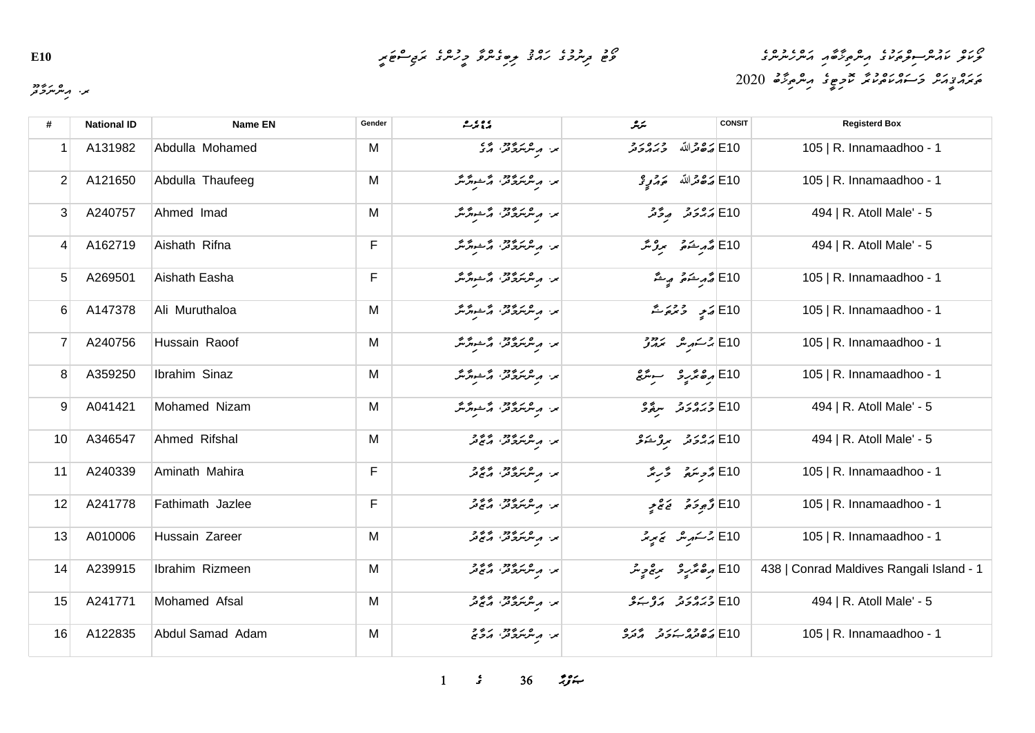ޕާރލަމެންޓް އިންތިޚާބު 2020 ، މަޖިލީހުގެ މެންބަރުން ހޮވުމަށް ބޭއްވޭ އިންތިޚާބު E10 ވޯޓް ދިނުމުގެ ހައްޤު ލިބިގެންވާ މީހުންގެ ލިސްޓު

ރ. އިންނަމާދޫ

| # | National ID | Name EN | Gender | ދާއިރާ | ނަން | CONSIT | Registerd Box |
|---|---|---|---|---|---|---|---|
| 1 | A131982 | Abdulla Mohamed | M | ރ. އިންނަމާދޫ، އާގެ | އަބްދުﷲ މުޙައްމަދު | E10 | 105 \| R. Innamaadhoo - 1 |
| 2 | A121650 | Abdulla Thaufeeg | M | ރ. އިންނަމާދޫ، އާސްމާނަ | އަބްދުﷲ ތައުފީޤު | E10 | 105 \| R. Innamaadhoo - 1 |
| 3 | A240757 | Ahmed Imad | M | ރ. އިންނަމާދޫ، އާސްމާނަ | އަޙްމަދު އިމާދު | E10 | 494 \| R. Atoll Male' - 5 |
| 4 | A162719 | Aishath Rifna | F | ރ. އިންނަމާދޫ، އާސްމާނަ | އާއިޝަތު ރިފްނާ | E10 | 494 \| R. Atoll Male' - 5 |
| 5 | A269501 | Aishath Easha | F | ރ. އިންނަމާދޫ، އާސްމާނަ | އާއިޝަތު އީޝާ | E10 | 105 \| R. Innamaadhoo - 1 |
| 6 | A147378 | Ali Muruthaloa | M | ރ. އިންނަމާދޫ، އާސްމާނަ | އަލި މުރުތަލޯ | E10 | 105 \| R. Innamaadhoo - 1 |
| 7 | A240756 | Hussain Raoof | M | ރ. އިންނަމާދޫ، އާސްމާނަ | ހުސައިން ރައޫފު | E10 | 105 \| R. Innamaadhoo - 1 |
| 8 | A359250 | Ibrahim Sinaz | M | ރ. އިންނަމާދޫ، އާސްމާނަ | އިބްރާހީމް ސިނާޒް | E10 | 105 \| R. Innamaadhoo - 1 |
| 9 | A041421 | Mohamed Nizam | M | ރ. އިންނަމާދޫ، އާސްމާނަ | މުޙައްމަދު ނިޒާމް | E10 | 494 \| R. Atoll Male' - 5 |
| 10 | A346547 | Ahmed Rifshal | M | ރ. އިންނަމާދޫ، އާޒާދު | އަޙްމަދު ރިފްޝަލް | E10 | 494 \| R. Atoll Male' - 5 |
| 11 | A240339 | Aminath Mahira | F | ރ. އިންނަމާދޫ، އާޒާދު | އާމިނަތު މާހިރާ | E10 | 105 \| R. Innamaadhoo - 1 |
| 12 | A241778 | Fathimath Jazlee | F | ރ. އިންނަމާދޫ، އާޒާދު | ފާތިމަތު ޖަޒްލީ | E10 | 105 \| R. Innamaadhoo - 1 |
| 13 | A010006 | Hussain Zareer | M | ރ. އިންނަމާދޫ، އާޒާދު | ހުސައިން ޒަރީރު | E10 | 105 \| R. Innamaadhoo - 1 |
| 14 | A239915 | Ibrahim Rizmeen | M | ރ. އިންނަމާދޫ، އާޒާދު | އިބްރާހީމް ރިޒްމީން | E10 | 438 \| Conrad Maldives Rangali Island - 1 |
| 15 | A241771 | Mohamed Afsal | M | ރ. އިންނަމާދޫ، އާޒާދު | މުޙައްމަދު އަފްސަލް | E10 | 494 \| R. Atoll Male' - 5 |
| 16 | A122835 | Abdul Samad Adam | M | ރ. އިންނަމާދޫ، އަވަދި | އަބްދުއްސަމަދު އާދަމް | E10 | 105 \| R. Innamaadhoo - 1 |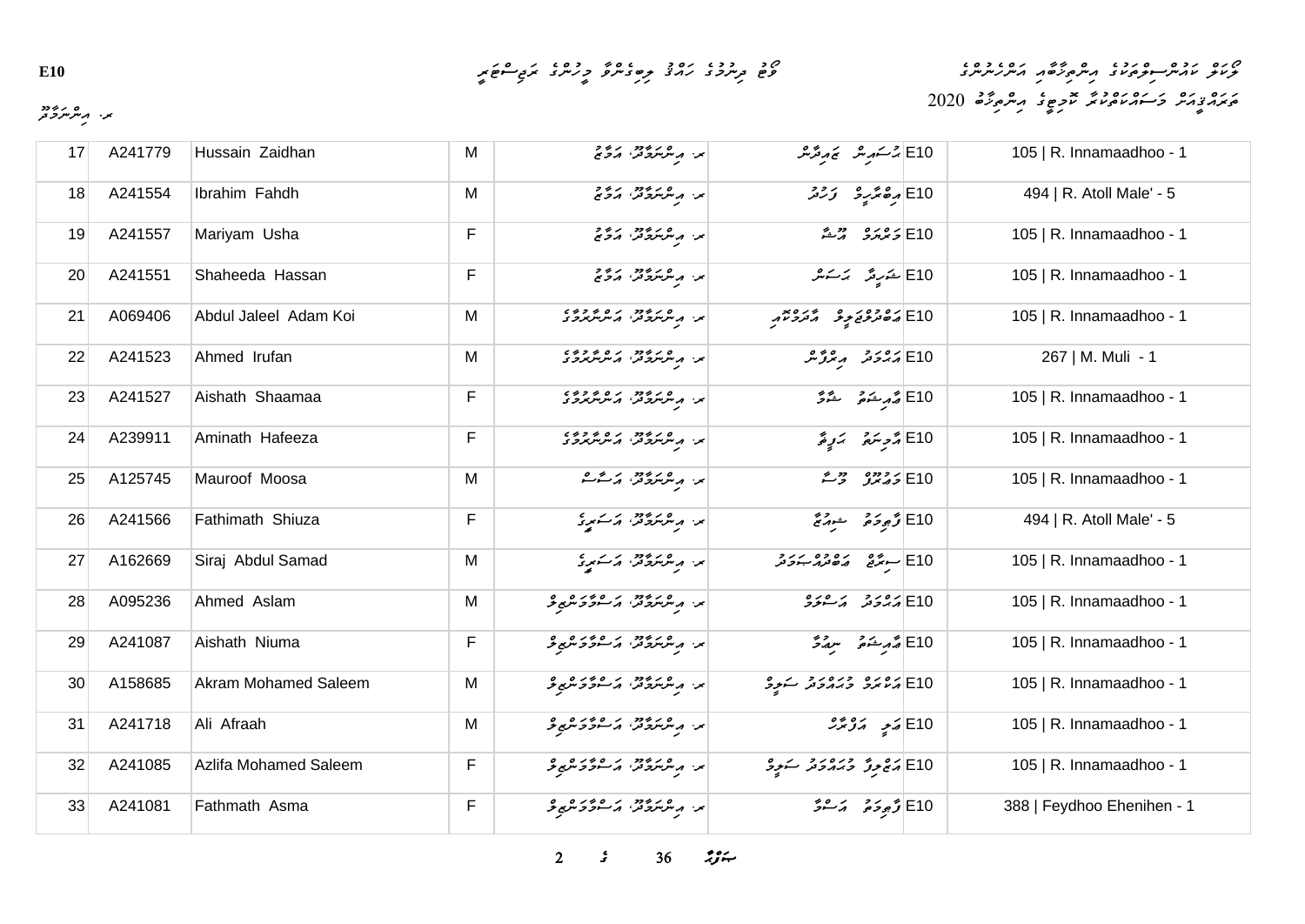| 17 | A241779 | Hussain Zaidhan | M | ރ. އިންނަމާދޫ، އަމާޒު | E10 ޙުސައިން ޒައިދާން | 105 \| R. Innamaadhoo - 1 |
|---|---|---|---|---|---|---|
| 18 | A241554 | Ibrahim Fahdh | M | ރ. އިންނަމާދޫ، އަމާޒު | E10 އިބްރާހީމް ފަހުދު | 494 \| R. Atoll Male' - 5 |
| 19 | A241557 | Mariyam Usha | F | ރ. އިންނަމާދޫ، އަމާޒު | E10 މަރިޔަމް އުޝާ | 105 \| R. Innamaadhoo - 1 |
| 20 | A241551 | Shaheeda Hassan | F | ރ. އިންނަމާދޫ، އަމާޒު | E10 ޝަހީދާ ހަސަން | 105 \| R. Innamaadhoo - 1 |
| 21 | A069406 | Abdul Jaleel Adam Koi | M | ރ. އިންނަމާދޫ، އަންނާރުމާގެ | E10 އަބްދުލްޖަލީލް އާދަމްކޮއި | 105 \| R. Innamaadhoo - 1 |
| 22 | A241523 | Ahmed Irufan | M | ރ. އިންނަމާދޫ، އަންނާރުމާގެ | E10 އަހްމަދު އިރުފާން | 267 \| M. Muli - 1 |
| 23 | A241527 | Aishath Shaamaa | F | ރ. އިންނަމާދޫ، އަންނާރުމާގެ | E10 އާއިޝަތު ޝާމާ | 105 \| R. Innamaadhoo - 1 |
| 24 | A239911 | Aminath Hafeeza | F | ރ. އިންނަމާދޫ، އަންނާރުމާގެ | E10 އާމިނަތު ހަފީޒާ | 105 \| R. Innamaadhoo - 1 |
| 25 | A125745 | Mauroof Moosa | M | ރ. އިންނަމާދޫ، އަސްޓަސް | E10 މައުރޫފް މޫސާ | 105 \| R. Innamaadhoo - 1 |
| 26 | A241566 | Fathimath Shiuza | F | ރ. އިންނަމާދޫ، އަސަރީގެ | E10 ފާތިމަތު ޝިއުޒާ | 494 \| R. Atoll Male' - 5 |
| 27 | A162669 | Siraj Abdul Samad | M | ރ. އިންނަމާދޫ، އަސަރީގެ | E10 ސިރާޖު އަބްދުލްސަމަދު | 105 \| R. Innamaadhoo - 1 |
| 28 | A095236 | Ahmed Aslam | M | ރ. އިންނަމާދޫ، އަސްމާގަންޖީވް | E10 އަހްމަދު އަސްލަމް | 105 \| R. Innamaadhoo - 1 |
| 29 | A241087 | Aishath Niuma | F | ރ. އިންނަމާދޫ، އަސްމާގަންޖީވް | E10 އާއިޝަތު ނިއުމާ | 105 \| R. Innamaadhoo - 1 |
| 30 | A158685 | Akram Mohamed Saleem | M | ރ. އިންނަމާދޫ، އަސްމާގަންޖީވް | E10 އަކްރަމް މުހައްމަދު ސަލީމް | 105 \| R. Innamaadhoo - 1 |
| 31 | A241718 | Ali Afraah | M | ރ. އިންނަމާދޫ، އަސްމާގަންޖީވް | E10 ޢަލީ އަފްރާހް | 105 \| R. Innamaadhoo - 1 |
| 32 | A241085 | Azlifa Mohamed Saleem | F | ރ. އިންނަމާދޫ، އަސްމާގަންޖީވް | E10 އަޒްލިފާ މުހައްމަދު ސަލީމް | 105 \| R. Innamaadhoo - 1 |
| 33 | A241081 | Fathmath Asma | F | ރ. އިންނަމާދޫ، އަސްމާގަންޖީވް | E10 ފާތިމަތު އަސްމާ | 388 \| Feydhoo Ehenihen - 1 |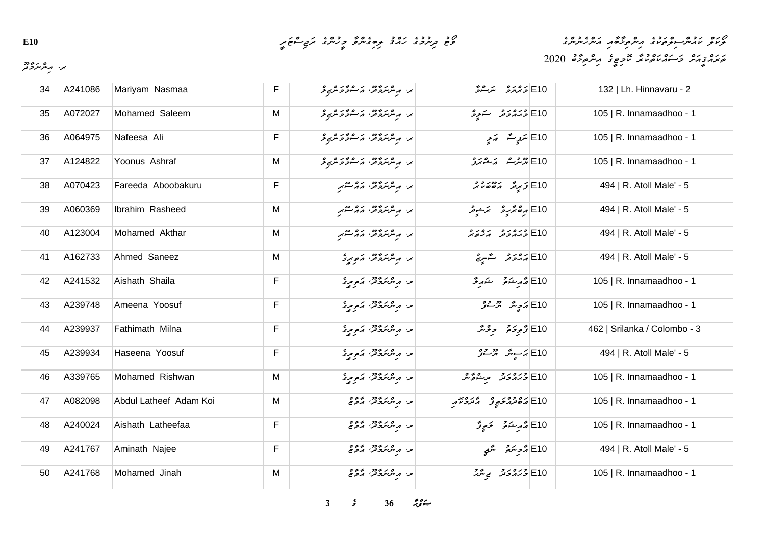ރ. އިންނަމާދޫ

| 34 | A241086 | Mariyam Nasmaa | F | ރ. އިންނަމާދޫ، އަސްމާމަންޒިލް | E10 މަރިޔަމް ނަސްމާ | 132 \| Lh. Hinnavaru - 2 |
|---|---|---|---|---|---|---|
| 35 | A072027 | Mohamed Saleem | M | ރ. އިންނަމާދޫ، އަސްމާމަންޒިލް | E10 މުޙައްމަދު ސަލީމް | 105 \| R. Innamaadhoo - 1 |
| 36 | A064975 | Nafeesa Ali | F | ރ. އިންނަމާދޫ، އަސްމާމަންޒިލް | E10 ނަފީސާ ޢަލީ | 105 \| R. Innamaadhoo - 1 |
| 37 | A124822 | Yoonus Ashraf | M | ރ. އިންނަމާދޫ، އަސްމާމަންޒިލް | E10 ޔޫނުސް އަޝްރަފް | 105 \| R. Innamaadhoo - 1 |
| 38 | A070423 | Fareeda Aboobakuru | F | ރ. އިންނަމާދޫ، އައުސަބީ | E10 ފަރީދާ އަބޫބަކުރު | 494 \| R. Atoll Male' - 5 |
| 39 | A060369 | Ibrahim Rasheed | M | ރ. އިންނަމާދޫ، އައުސަބީ | E10 އިބްރާހީމް ރަޝީދު | 494 \| R. Atoll Male' - 5 |
| 40 | A123004 | Mohamed Akthar | M | ރ. އިންނަމާދޫ، އައުސަބީ | E10 މުޙައްމަދު އަޚްތަރު | 494 \| R. Atoll Male' - 5 |
| 41 | A162733 | Ahmed Saneez | M | ރ. އިންނަމާދޫ، އަލިވިރީ | E10 އަޙްމަދު ސަނީޒް | 494 \| R. Atoll Male' - 5 |
| 42 | A241532 | Aishath Shaila | F | ރ. އިންނަމާދޫ، އަލިވިރީ | E10 އާއިޝަތު ޝައިލާ | 105 \| R. Innamaadhoo - 1 |
| 43 | A239748 | Ameena Yoosuf | F | ރ. އިންނަމާދޫ، އަލިވިރީ | E10 އަމީނާ ޔޫސުފް | 105 \| R. Innamaadhoo - 1 |
| 44 | A239937 | Fathimath Milna | F | ރ. އިންނަމާދޫ، އަލިވިރީ | E10 ފާތިމަތު މިލްނާ | 462 \| Srilanka / Colombo - 3 |
| 45 | A239934 | Haseena Yoosuf | F | ރ. އިންނަމާދޫ، އަލިވިރީ | E10 ހަސީނާ ޔޫސުފް | 494 \| R. Atoll Male' - 5 |
| 46 | A339765 | Mohamed Rishwan | M | ރ. އިންނަމާދޫ، އަލިވިރީ | E10 މުޙައްމަދު ރިޝްވާން | 105 \| R. Innamaadhoo - 1 |
| 47 | A082098 | Abdul Latheef Adam Koi | M | ރ. އިންނަމާދޫ، އާވަޒް | E10 އަބްދުއްލަޠީފް އާދަމްކޮއި | 105 \| R. Innamaadhoo - 1 |
| 48 | A240024 | Aishath Latheefaa | F | ރ. އިންނަމާދޫ، އާވަޒް | E10 އާއިޝަތު ލަޠީފާ | 105 \| R. Innamaadhoo - 1 |
| 49 | A241767 | Aminath Najee | F | ރ. އިންނަމާދޫ، އާވަޒް | E10 އާމިނަތު ނާޖީ | 494 \| R. Atoll Male' - 5 |
| 50 | A241768 | Mohamed Jinah | M | ރ. އިންނަމާދޫ، އާވަޒް | E10 މުޙައްމަދު ޖިނާޙް | 105 \| R. Innamaadhoo - 1 |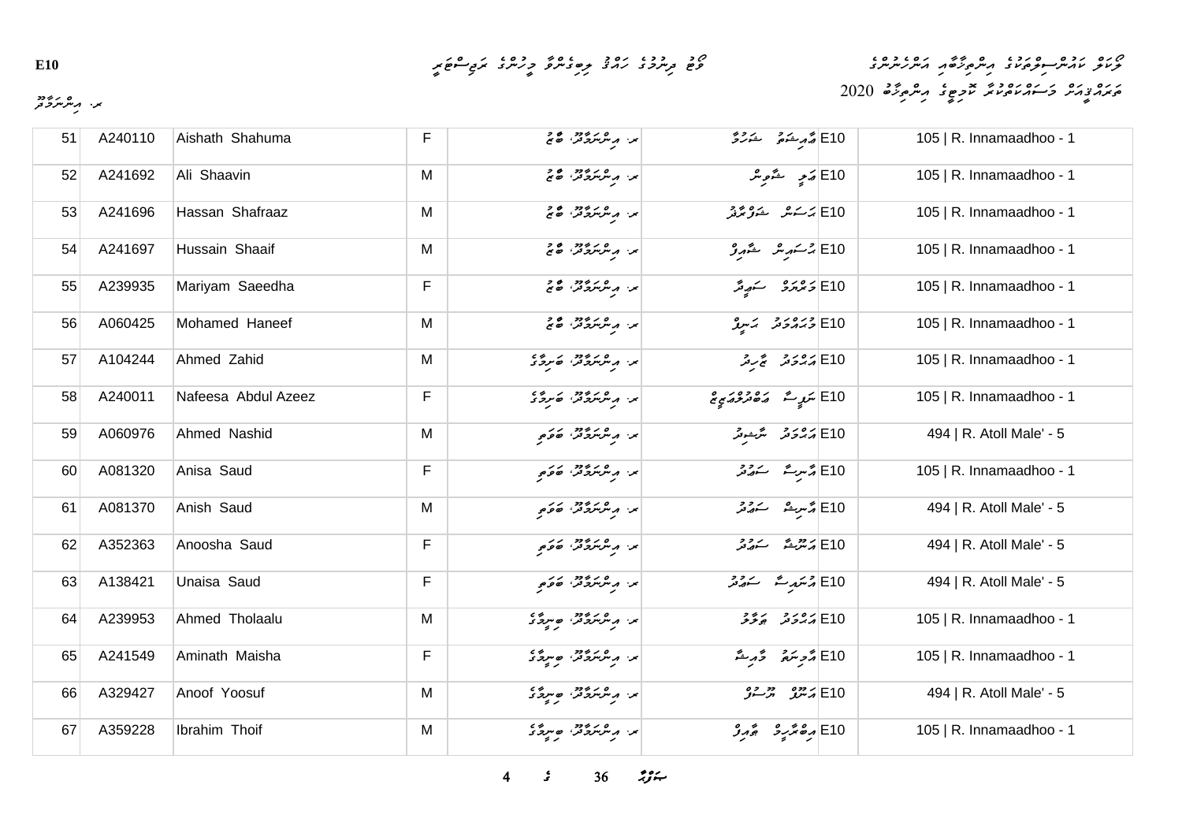| 51 | A240110 | Aishath Shahuma | F | ރ. އިންނަމާދޫ، ބާޒް | E10 އާއިޝަތު ޝަހުމާ | 105 \| R. Innamaadhoo - 1 |
|---|---|---|---|---|---|---|
| 52 | A241692 | Ali Shaavin | M | ރ. އިންނަމާދޫ، ބާޒް | E10 އަލި ޝާވިން | 105 \| R. Innamaadhoo - 1 |
| 53 | A241696 | Hassan Shafraaz | M | ރ. އިންނަމާދޫ، ބާޒް | E10 ހަސަން ޝަފްރާޒު | 105 \| R. Innamaadhoo - 1 |
| 54 | A241697 | Hussain Shaaif | M | ރ. އިންނަމާދޫ، ބާޒް | E10 ހުސައިން ޝާއިފް | 105 \| R. Innamaadhoo - 1 |
| 55 | A239935 | Mariyam Saeedha | F | ރ. އިންނަމާދޫ، ބާޒް | E10 މަރިޔަމް ސައީދާ | 105 \| R. Innamaadhoo - 1 |
| 56 | A060425 | Mohamed Haneef | M | ރ. އިންނަމާދޫ، ބާޒް | E10 މުހައްމަދު ހަނީފް | 105 \| R. Innamaadhoo - 1 |
| 57 | A104244 | Ahmed Zahid | M | ރ. އިންނަމާދޫ، ބަރިމާގެ | E10 އަހުމަދު ޒާހިދު | 105 \| R. Innamaadhoo - 1 |
| 58 | A240011 | Nafeesa Abdul Azeez | F | ރ. އިންނަމާދޫ، ބަރިމާގެ | E10 ނަފީސާ އަބްދުލްޢަޒީޒް | 105 \| R. Innamaadhoo - 1 |
| 59 | A060976 | Ahmed Nashid | M | ރ. އިންނަމާދޫ، ބަވަރު | E10 އަހުމަދު ނާޝިދު | 494 \| R. Atoll Male' - 5 |
| 60 | A081320 | Anisa Saud | F | ރ. އިންނަމާދޫ، ބަވަރު | E10 އާނިސާ ސައުދު | 105 \| R. Innamaadhoo - 1 |
| 61 | A081370 | Anish Saud | M | ރ. އިންނަމާދޫ، ބަވަރު | E10 އާނިޝް ސައުދު | 494 \| R. Atoll Male' - 5 |
| 62 | A352363 | Anoosha Saud | F | ރ. އިންނަމާދޫ، ބަވަރު | E10 އަނޫޝާ ސައުދު | 494 \| R. Atoll Male' - 5 |
| 63 | A138421 | Unaisa Saud | F | ރ. އިންނަމާދޫ، ބަވަރު | E10 އުނައިސާ ސައުދު | 494 \| R. Atoll Male' - 5 |
| 64 | A239953 | Ahmed Tholaalu | M | ރ. އިންނަމާދޫ، ބިސްމާގެ | E10 އަހުމަދު ތޮލާލު | 105 \| R. Innamaadhoo - 1 |
| 65 | A241549 | Aminath Maisha | F | ރ. އިންނަމާދޫ، ބިސްމާގެ | E10 އާމިނަތު މައިޝާ | 105 \| R. Innamaadhoo - 1 |
| 66 | A329427 | Anoof Yoosuf | M | ރ. އިންނަމާދޫ، ބިސްމާގެ | E10 އަނޫފް ޔޫސުފް | 494 \| R. Atoll Male' - 5 |
| 67 | A359228 | Ibrahim Thoif | M | ރ. އިންނަމާދޫ، ބިސްމާގެ | E10 އިބްރާހީމް ޠާއިފް | 105 \| R. Innamaadhoo - 1 |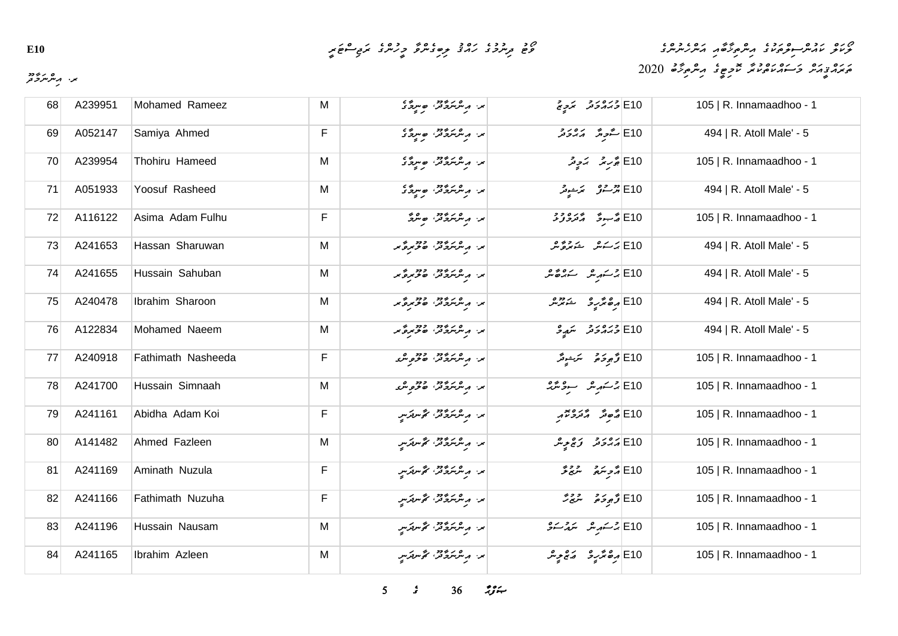| 68 | A239951 | Mohamed Rameez | M | ރ. އިންނަމާދޫ، ބިލިމާގެ | E10 މުހައްމަދު ރަމީޒު | 105 \| R. Innamaadhoo - 1 |
|---|---|---|---|---|---|---|
| 69 | A052147 | Samiya Ahmed | F | ރ. އިންނަމާދޫ، ބިލިމާގެ | E10 ސާމިޔާ އަހުމަދު | 494 \| R. Atoll Male' - 5 |
| 70 | A239954 | Thohiru Hameed | M | ރ. އިންނަމާދޫ، ބިލިމާގެ | E10 ޠާހިރު ހަމީދު | 105 \| R. Innamaadhoo - 1 |
| 71 | A051933 | Yoosuf Rasheed | M | ރ. އިންނަމާދޫ، ބިލިމާގެ | E10 ޔޫސުފް ރަޝީދު | 494 \| R. Atoll Male' - 5 |
| 72 | A116122 | Asima Adam Fulhu | F | ރ. އިންނަމާދޫ، ބިންގާ | E10 އާސިމާ އާދަމްފުޅު | 105 \| R. Innamaadhoo - 1 |
| 73 | A241653 | Hassan Sharuwan | M | ރ. އިންނަމާދޫ، ބޮޑުރަވާރި | E10 ހަސަން ޝަރުވާން | 494 \| R. Atoll Male' - 5 |
| 74 | A241655 | Hussain Sahuban | M | ރ. އިންނަމާދޫ، ބޮޑުރަވާރި | E10 ހުސައިން ސަހުބާން | 494 \| R. Atoll Male' - 5 |
| 75 | A240478 | Ibrahim Sharoon | M | ރ. އިންނަމާދޫ، ބޮޑުރަވާރި | E10 އިބްރާހީމް ޝަރޫން | 494 \| R. Atoll Male' - 5 |
| 76 | A122834 | Mohamed Naeem | M | ރ. އިންނަމާދޫ، ބޮޑުރަވާރި | E10 މުހައްމަދު ނަޢީމް | 494 \| R. Atoll Male' - 5 |
| 77 | A240918 | Fathimath Nasheeda | F | ރ. އިންނަމާދޫ، ބޮޑުވިންދު | E10 ފާތިމަތު ނަޝީދާ | 105 \| R. Innamaadhoo - 1 |
| 78 | A241700 | Hussain Simnaah | M | ރ. އިންނަމާދޫ، ބޮޑުވިންދު | E10 ހުސައިން ސިމްނާހް | 105 \| R. Innamaadhoo - 1 |
| 79 | A241161 | Abidha Adam Koi | F | ރ. އިންނަމާދޫ، ބާނަރީ | E10 އާބިދާ އާދަމްކޮއި | 105 \| R. Innamaadhoo - 1 |
| 80 | A141482 | Ahmed Fazleen | M | ރ. އިންނަމާދޫ، ބާނަރީ | E10 އަހުމަދު ފަޟްލީން | 105 \| R. Innamaadhoo - 1 |
| 81 | A241169 | Aminath Nuzula | F | ރ. އިންނަމާދޫ، ބާނަރީ | E10 އާމިނަތު ނުޒުލާ | 105 \| R. Innamaadhoo - 1 |
| 82 | A241166 | Fathimath Nuzuha | F | ރ. އިންނަމާދޫ، ބާނަރީ | E10 ފާތިމަތު ނުޒުހާ | 105 \| R. Innamaadhoo - 1 |
| 83 | A241196 | Hussain Nausam | M | ރ. އިންނަމާދޫ، ބާނަރީ | E10 ހުސައިން ނައުސަމް | 105 \| R. Innamaadhoo - 1 |
| 84 | A241165 | Ibrahim Azleen | M | ރ. އިންނަމާދޫ، ބާނަރީ | E10 އިބްރާހީމް އަޒްލީން | 105 \| R. Innamaadhoo - 1 |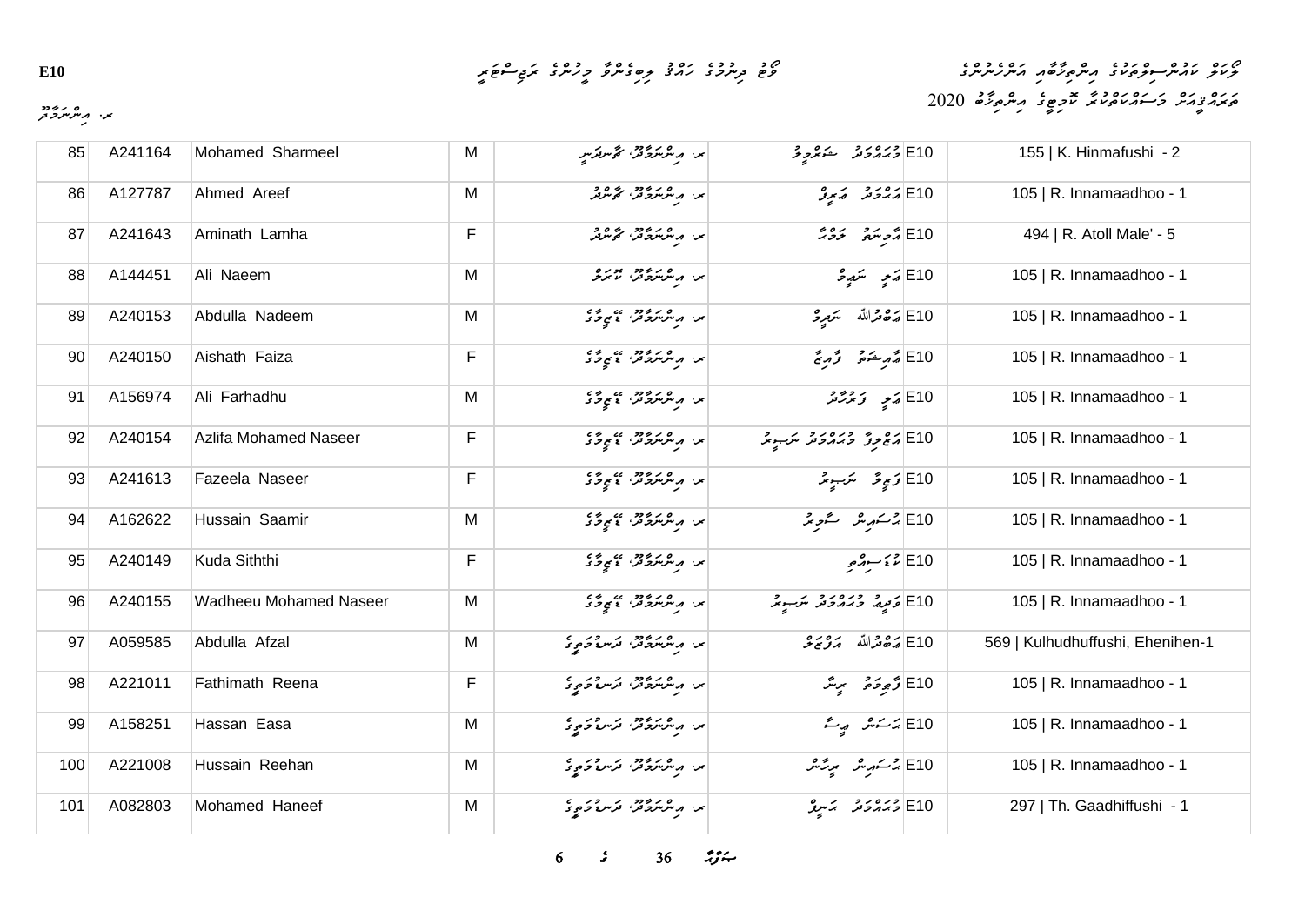| 85 | A241164 | Mohamed Sharmeel | M | ރ. އިންނަމާދޫ، ކޮށިޔަރިނ | E10  މުހައްމަދު ޝަރްމީލު | 155 \| K. Hinmafushi - 2 |
|---|---|---|---|---|---|---|
| 86 | A127787 | Ahmed Areef | M | ރ. އިންނަމާދޫ، ކޮންދެ | E10 އަހްމަދު އަރީފު | 105 \| R. Innamaadhoo - 1 |
| 87 | A241643 | Aminath Lamha | F | ރ. އިންނަމާދޫ، ކޮންދެ | E10 އާމިނަތު ލަމްހާ | 494 \| R. Atoll Male' - 5 |
| 88 | A144451 | Ali Naeem | M | ރ. އިންނަމާދޫ، ކޮރަލް | E10 އަލި ނަޢީމު | 105 \| R. Innamaadhoo - 1 |
| 89 | A240153 | Abdulla Nadeem | M | ރ. އިންނަމާދޫ، ގުލްފާމް | E10 އަބްދުﷲ ނަދީމް | 105 \| R. Innamaadhoo - 1 |
| 90 | A240150 | Aishath Faiza | F | ރ. އިންނަމާދޫ، ގުލްފާމް | E10 އާއިޝަތު ފާއިޒާ | 105 \| R. Innamaadhoo - 1 |
| 91 | A156974 | Ali Farhadhu | M | ރ. އިންނަމާދޫ، ގުލްފާމް | E10 އަލި ފަރުހާދު | 105 \| R. Innamaadhoo - 1 |
| 92 | A240154 | Azlifa Mohamed Naseer | F | ރ. އިންނަމާދޫ، ގުލްފާމް | E10 އަޒްލިފާ މުހައްމަދު ނަސީރު | 105 \| R. Innamaadhoo - 1 |
| 93 | A241613 | Fazeela Naseer | F | ރ. އިންނަމާދޫ، ގުލްފާމް | E10 ފަޒީލާ ނަސީރު | 105 \| R. Innamaadhoo - 1 |
| 94 | A162622 | Hussain Saamir | M | ރ. އިންނަމާދޫ، ގުލްފާމް | E10 ހުސައިން ސާމިރު | 105 \| R. Innamaadhoo - 1 |
| 95 | A240149 | Kuda Siththi | F | ރ. އިންނަމާދޫ، ގުލްފާމް | E10 ކުޑަ ސިއްތި | 105 \| R. Innamaadhoo - 1 |
| 96 | A240155 | Wadheeu Mohamed Naseer | M | ރ. އިންނަމާދޫ، ގުލްފާމް | E10 ވަދީޢު މުހައްމަދު ނަސީރު | 105 \| R. Innamaadhoo - 1 |
| 97 | A059585 | Abdulla Afzal | M | ރ. އިންނަމާދޫ، ދަނޑުވަތީގެ | E10 އަބްދުﷲ އަފްޒަލް | 569 \| Kulhudhuffushi, Ehenihen-1 |
| 98 | A221011 | Fathimath Reena | F | ރ. އިންނަމާދޫ، ދަނޑުވަތީގެ | E10 ފާތިމަތު ރީނާ | 105 \| R. Innamaadhoo - 1 |
| 99 | A158251 | Hassan Easa | M | ރ. އިންނަމާދޫ، ދަނޑުވަތީގެ | E10 ހަސަން ޢީސާ | 105 \| R. Innamaadhoo - 1 |
| 100 | A221008 | Hussain Reehan | M | ރ. އިންނަމާދޫ، ދަނޑުވަތީގެ | E10 ހުސައިން ރީހާން | 105 \| R. Innamaadhoo - 1 |
| 101 | A082803 | Mohamed Haneef | M | ރ. އިންނަމާދޫ، ދަނޑުވަތީގެ | E10 މުހައްމަދު ހަނީފު | 297 \| Th. Gaadhiffushi - 1 |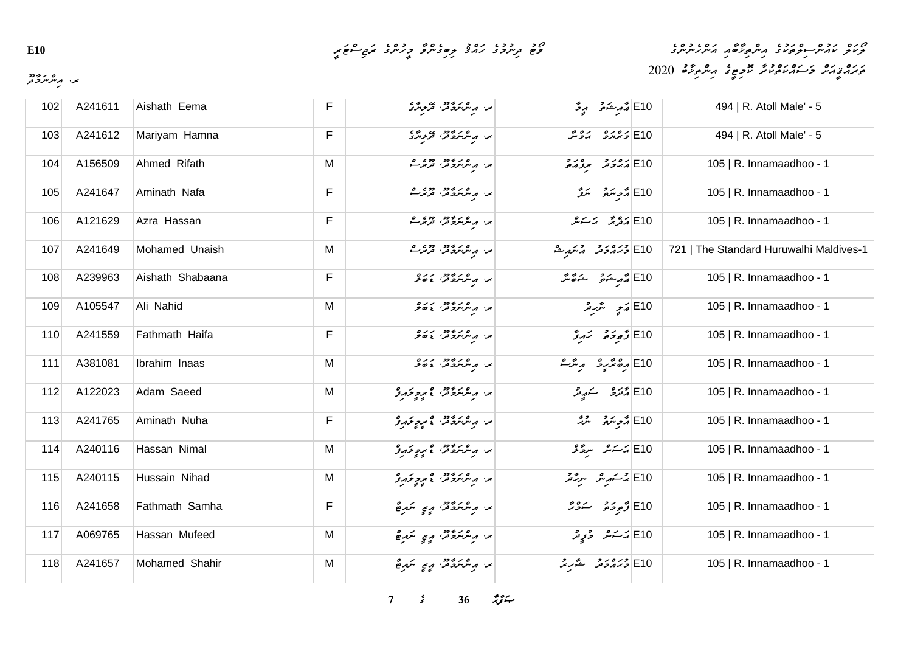| 102 | A241611 | Aishath Eema | F | ރ. އިންނަމާދޫ، ދޮލިއާގެ | E10 އާއިޝަތު އީމާ | 494 \| R. Atoll Male' - 5 |
|---|---|---|---|---|---|---|
| 103 | A241612 | Mariyam Hamna | F | ރ. އިންނަމާދޫ، ދޮލިއާގެ | E10 މަރިޔަމް ހަމްނާ | 494 \| R. Atoll Male' - 5 |
| 104 | A156509 | Ahmed Rifath | M | ރ. އިންނަމާދޫ، ދޫރެސް | E10 އަހުމަދު ރިފްއަތު | 105 \| R. Innamaadhoo - 1 |
| 105 | A241647 | Aminath Nafa | F | ރ. އިންނަމާދޫ، ދޫރެސް | E10 އާމިނަތު ނަފާ | 105 \| R. Innamaadhoo - 1 |
| 106 | A121629 | Azra Hassan | F | ރ. އިންނަމާދޫ، ދޫރެސް | E10 އަޒްރާ ހަސަން | 105 \| R. Innamaadhoo - 1 |
| 107 | A241649 | Mohamed Unaish | M | ރ. އިންނަމާދޫ، ދޫރެސް | E10 މުހައްމަދު އުނައިޝް | 721 \| The Standard Huruwalhi Maldives-1 |
| 108 | A239963 | Aishath Shabaana | F | ރ. އިންނަމާދޫ، ގަބޯ | E10 އާއިޝަތު ޝަބާނާ | 105 \| R. Innamaadhoo - 1 |
| 109 | A105547 | Ali Nahid | M | ރ. އިންނަމާދޫ، ގަބޯ | E10 އަލި ނާހިދު | 105 \| R. Innamaadhoo - 1 |
| 110 | A241559 | Fathmath Haifa | F | ރ. އިންނަމާދޫ، ގަބޯ | E10 ފާތިމަތު ހައިފާ | 105 \| R. Innamaadhoo - 1 |
| 111 | A381081 | Ibrahim Inaas | M | ރ. އިންނަމާދޫ، ގަބޯ | E10 އިބްރާހީމް އިނާސް | 105 \| R. Innamaadhoo - 1 |
| 112 | A122023 | Adam Saeed | M | ރ. އިންނަމާދޫ، ގުރީފްމައުލް | E10 އާދަމް ސައީދު | 105 \| R. Innamaadhoo - 1 |
| 113 | A241765 | Aminath Nuha | F | ރ. އިންނަމާދޫ، ގުރީފްމައުލް | E10 އާމިނަތު ނުހާ | 105 \| R. Innamaadhoo - 1 |
| 114 | A240116 | Hassan Nimal | M | ރ. އިންނަމާދޫ، ގުރީފްމައުލް | E10 ހަސަން ނިމާލް | 105 \| R. Innamaadhoo - 1 |
| 115 | A240115 | Hussain Nihad | M | ރ. އިންނަމާދޫ، ގުރީފްމައުލް | E10 ހުސައިން ނިހާދު | 105 \| R. Innamaadhoo - 1 |
| 116 | A241658 | Fathmath Samha | F | ރ. އިންނަމާދޫ، އީޓީ ނަރުޖް | E10 ފާތިމަތު ސަމްހާ | 105 \| R. Innamaadhoo - 1 |
| 117 | A069765 | Hassan Mufeed | M | ރ. އިންނަމާދޫ، އީޓީ ނަރުޖް | E10 ހަސަން މުފީދު | 105 \| R. Innamaadhoo - 1 |
| 118 | A241657 | Mohamed Shahir | M | ރ. އިންނަމާދޫ، އީޓީ ނަރުޖް | E10 މުހައްމަދު ޝާހިރު | 105 \| R. Innamaadhoo - 1 |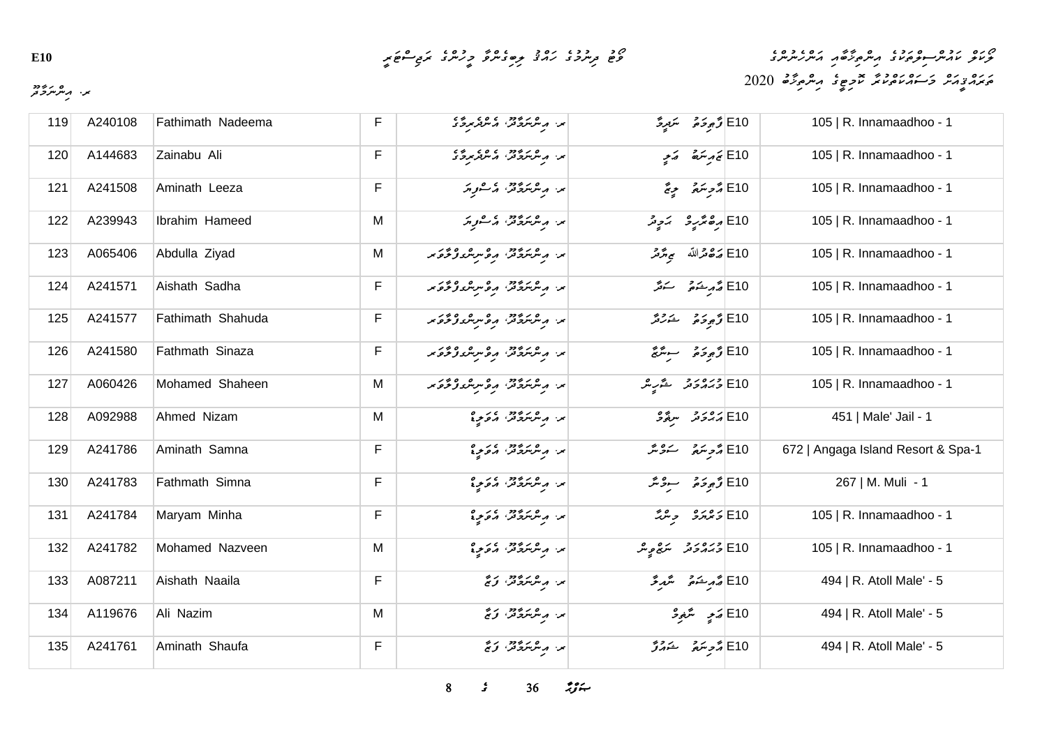| 119 | A240108 | Fathimath Nadeema | F | ރ. އިންނަމާދޫ، އަންދެރިމާގެ | E10 ފާތިމަތު ނަދީމާ | 105 \| R. Innamaadhoo - 1 |
|---|---|---|---|---|---|---|
| 120 | A144683 | Zainabu Ali | F | ރ. އިންނަމާދޫ، އަންދެރިމާގެ | E10 ޒައިނަބު އަލި | 105 \| R. Innamaadhoo - 1 |
| 121 | A241508 | Aminath Leeza | F | ރ. އިންނަމާދޫ، އަސްލިއަ | E10 އާމިނަތު ލީޒާ | 105 \| R. Innamaadhoo - 1 |
| 122 | A239943 | Ibrahim Hameed | M | ރ. އިންނަމާދޫ، އަސްލިއަ | E10 އިބްރާހީމް ހަމީދު | 105 \| R. Innamaadhoo - 1 |
| 123 | A065406 | Abdulla Ziyad | M | ރ. އިންނަމާދޫ، އިވެނިންގްފްލަވަރ | E10 އަބްދުﷲ ޒިޔާދު | 105 \| R. Innamaadhoo - 1 |
| 124 | A241571 | Aishath Sadha | F | ރ. އިންނަމާދޫ، އިވެނިންގްފްލަވަރ | E10 އާއިޝަތު ސަދާ | 105 \| R. Innamaadhoo - 1 |
| 125 | A241577 | Fathimath Shahuda | F | ރ. އިންނަމާދޫ، އިވެނިންގްފްލަވަރ | E10 ފާތިމަތު ޝަހުދާ | 105 \| R. Innamaadhoo - 1 |
| 126 | A241580 | Fathmath Sinaza | F | ރ. އިންނަމާދޫ، އިވެނިންގްފްލަވަރ | E10 ފާތިމަތު ސިނާޒާ | 105 \| R. Innamaadhoo - 1 |
| 127 | A060426 | Mohamed Shaheen | M | ރ. އިންނަމާދޫ، އިވެނިންގްފްލަވަރ | E10 މުހައްމަދު ޝާހިން | 105 \| R. Innamaadhoo - 1 |
| 128 | A092988 | Ahmed Nizam | M | ރ. އިންނަމާދޫ، އެވަލިއު | E10 އަހްމަދު ނިޒާމް | 451 \| Male' Jail - 1 |
| 129 | A241786 | Aminath Samna | F | ރ. އިންނަމާދޫ، އެވަލިއު | E10 އާމިނަތު ސަމްނާ | 672 \| Angaga Island Resort & Spa-1 |
| 130 | A241783 | Fathmath Simna | F | ރ. އިންނަމާދޫ، އެވަލިއު | E10 ފާތިމަތު ސިމްނާ | 267 \| M. Muli - 1 |
| 131 | A241784 | Maryam Minha | F | ރ. އިންނަމާދޫ، އެވަލިއު | E10 މަރްޔަމް މިންހާ | 105 \| R. Innamaadhoo - 1 |
| 132 | A241782 | Mohamed Nazveen | M | ރ. އިންނަމާދޫ، އެވަލިއު | E10 މުހައްމަދު ނަޒްވީން | 105 \| R. Innamaadhoo - 1 |
| 133 | A087211 | Aishath Naaila | F | ރ. އިންނަމާދޫ، ވަޖް | E10 އާއިޝަތު ނާއިލާ | 494 \| R. Atoll Male' - 5 |
| 134 | A119676 | Ali Nazim | M | ރ. އިންނަމާދޫ، ވަޖް | E10 އަލި ނާޒިމް | 494 \| R. Atoll Male' - 5 |
| 135 | A241761 | Aminath Shaufa | F | ރ. އިންނަމާދޫ، ވަޖް | E10 އާމިނަތު ޝައުފާ | 494 \| R. Atoll Male' - 5 |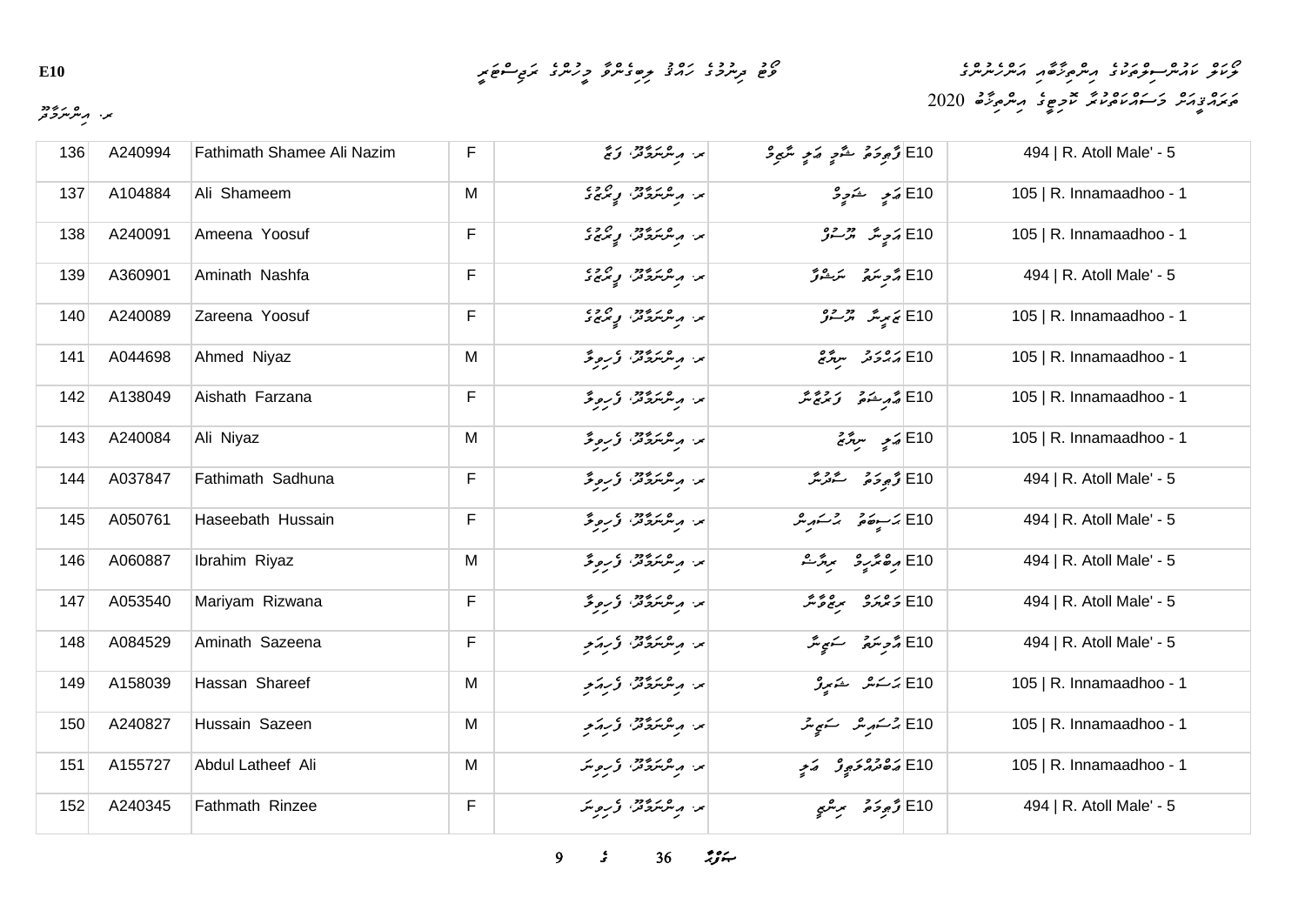| 136 | A240994 | Fathimath Shamee Ali Nazim | F | ރ. އިންނަމާދޫ، ފަޒާ | E10 ފާތިމަތު ޝާމީ އަލީ ނާޒިމް | 494 \| R. Atoll Male' - 5 |
|---|---|---|---|---|---|---|
| 137 | A104884 | Ali Shameem | M | ރ. އިންނަމާދޫ، ފިރުޒާގެ | E10 އަލީ ޝަމީމް | 105 \| R. Innamaadhoo - 1 |
| 138 | A240091 | Ameena Yoosuf | F | ރ. އިންނަމާދޫ، ފިރުޒާގެ | E10 އަމީނާ ޔޫސުފް | 105 \| R. Innamaadhoo - 1 |
| 139 | A360901 | Aminath Nashfa | F | ރ. އިންނަމާދޫ، ފިރުޒާގެ | E10 އާމިނަތު ނަޝްފާ | 494 \| R. Atoll Male' - 5 |
| 140 | A240089 | Zareena Yoosuf | F | ރ. އިންނަމާދޫ، ފިރުޒާގެ | E10 ޒަރީނާ ޔޫސުފް | 105 \| R. Innamaadhoo - 1 |
| 141 | A044698 | Ahmed Niyaz | M | ރ. އިންނަމާދޫ، ފެހިވިލާ | E10 އަހުމަދު ނިޔާޒް | 105 \| R. Innamaadhoo - 1 |
| 142 | A138049 | Aishath Farzana | F | ރ. އިންނަމާދޫ، ފެހިވިލާ | E10 އާއިޝަތު ފަރުޒާނާ | 105 \| R. Innamaadhoo - 1 |
| 143 | A240084 | Ali Niyaz | M | ރ. އިންނަމާދޫ، ފެހިވިލާ | E10 އަލީ ނިޔާޒް | 105 \| R. Innamaadhoo - 1 |
| 144 | A037847 | Fathimath Sadhuna | F | ރ. އިންނަމާދޫ، ފެހިވިލާ | E10 ފާތިމަތު ސަދުނާ | 494 \| R. Atoll Male' - 5 |
| 145 | A050761 | Haseebath Hussain | F | ރ. އިންނަމާދޫ، ފެހިވިލާ | E10 ހަސީބަތު ހުސައިން | 494 \| R. Atoll Male' - 5 |
| 146 | A060887 | Ibrahim Riyaz | M | ރ. އިންނަމާދޫ، ފެހިވިލާ | E10 އިބްރާހީމް ރިޔާޒް | 494 \| R. Atoll Male' - 5 |
| 147 | A053540 | Mariyam Rizwana | F | ރ. އިންނަމާދޫ، ފެހިވިލާ | E10 މަރިޔަމް ރިޒްވާނާ | 494 \| R. Atoll Male' - 5 |
| 148 | A084529 | Aminath Sazeena | F | ރ. އިންނަމާދޫ، ފެހިއަލި | E10 އާމިނަތު ސަޒީނާ | 494 \| R. Atoll Male' - 5 |
| 149 | A158039 | Hassan Shareef | M | ރ. އިންނަމާދޫ، ފެހިއަލި | E10 ހަސަން ޝަރީފް | 105 \| R. Innamaadhoo - 1 |
| 150 | A240827 | Hussain Sazeen | M | ރ. އިންނަމާދޫ، ފެހިއަލި | E10 ހުސައިން ސަޒީން | 105 \| R. Innamaadhoo - 1 |
| 151 | A155727 | Abdul Latheef Ali | M | ރ. އިންނަމާދޫ، ފެހިވަނަ | E10 އަބްދުއްލަޠީފް އަލީ | 105 \| R. Innamaadhoo - 1 |
| 152 | A240345 | Fathmath Rinzee | F | ރ. އިންނަމާދޫ، ފެހިވަނަ | E10 ފާތިމަތު ރިންޒީ | 494 \| R. Atoll Male' - 5 |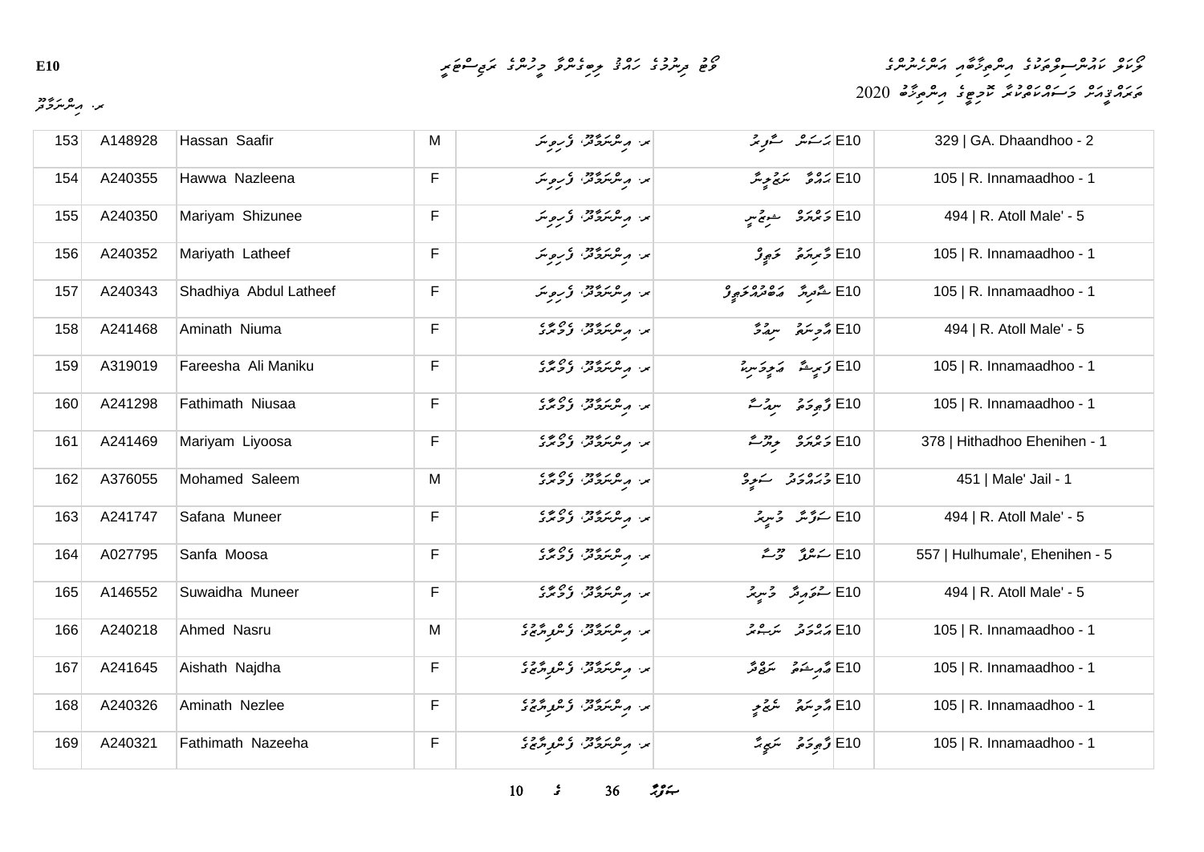| 153 | A148928 | Hassan Saafir | M | ރ. އިންނަމާދޫ، ފެހިވިނަ | E10 ހަސަން ސާފިރު | 329 \| GA. Dhaandhoo - 2 |
|---|---|---|---|---|---|---|
| 154 | A240355 | Hawwa Nazleena | F | ރ. އިންނަމާދޫ، ފެހިވިނަ | E10 ހައްވާ ނަޒްލީނާ | 105 \| R. Innamaadhoo - 1 |
| 155 | A240350 | Mariyam Shizunee | F | ރ. އިންނަމާދޫ، ފެހިވިނަ | E10 މަރިޔަމް ޝިޒުނީ | 494 \| R. Atoll Male' - 5 |
| 156 | A240352 | Mariyath Latheef | F | ރ. އިންނަމާދޫ، ފެހިވިނަ | E10 މާރިޔަތު ލަތީފު | 105 \| R. Innamaadhoo - 1 |
| 157 | A240343 | Shadhiya Abdul Latheef | F | ރ. އިންނަމާދޫ، ފެހިވިނަ | E10 ޝާދިޔާ އަބްދުއްލަތީފު | 105 \| R. Innamaadhoo - 1 |
| 158 | A241468 | Aminath Niuma | F | ރ. އިންނަމާދޫ، ފެހެރާ | E10 އާމިނަތު ނިއުމާ | 494 \| R. Atoll Male' - 5 |
| 159 | A319019 | Fareesha Ali Maniku | F | ރ. އިންނަމާދޫ، ފެހެރާ | E10 ފަރީޝާ އަލިމަނިކު | 105 \| R. Innamaadhoo - 1 |
| 160 | A241298 | Fathimath Niusaa | F | ރ. އިންނަމާދޫ، ފެހެރާ | E10 ފާތިމަތު ނިއުސާ | 105 \| R. Innamaadhoo - 1 |
| 161 | A241469 | Mariyam Liyoosa | F | ރ. އިންނަމާދޫ، ފެހެރާ | E10 މަރިޔަމް ލިޔޫސާ | 378 \| Hithadhoo Ehenihen - 1 |
| 162 | A376055 | Mohamed Saleem | M | ރ. އިންނަމާދޫ، ފެހެރާ | E10 މުހައްމަދު ސަލީމް | 451 \| Male' Jail - 1 |
| 163 | A241747 | Safana Muneer | F | ރ. އިންނަމާދޫ، ފެހެރާ | E10 ސަފާނާ މުނީރު | 494 \| R. Atoll Male' - 5 |
| 164 | A027795 | Sanfa Moosa | F | ރ. އިންނަމާދޫ، ފެހެރާ | E10 ސަންފާ މޫސާ | 557 \| Hulhumale', Ehenihen - 5 |
| 165 | A146552 | Suwaidha Muneer | F | ރ. އިންނަމާދޫ، ފެހެރާ | E10 ސުވައިދާ މުނީރު | 494 \| R. Atoll Male' - 5 |
| 166 | A240218 | Ahmed Nasru | M | ރ. އިންނަމާދޫ، ފެންވިލާގެ | E10 އަހްމަދު ނަސްރު | 105 \| R. Innamaadhoo - 1 |
| 167 | A241645 | Aishath Najdha | F | ރ. އިންނަމާދޫ، ފެންވިލާގެ | E10 އާއިޝަތު ނަޖްދާ | 105 \| R. Innamaadhoo - 1 |
| 168 | A240326 | Aminath Nezlee | F | ރ. އިންނަމާދޫ، ފެންވިލާގެ | E10 އާމިނަތު ނެޒްލީ | 105 \| R. Innamaadhoo - 1 |
| 169 | A240321 | Fathimath Nazeeha | F | ރ. އިންނަމާދޫ، ފެންވިލާގެ | E10 ފާތިމަތު ނަޒީހާ | 105 \| R. Innamaadhoo - 1 |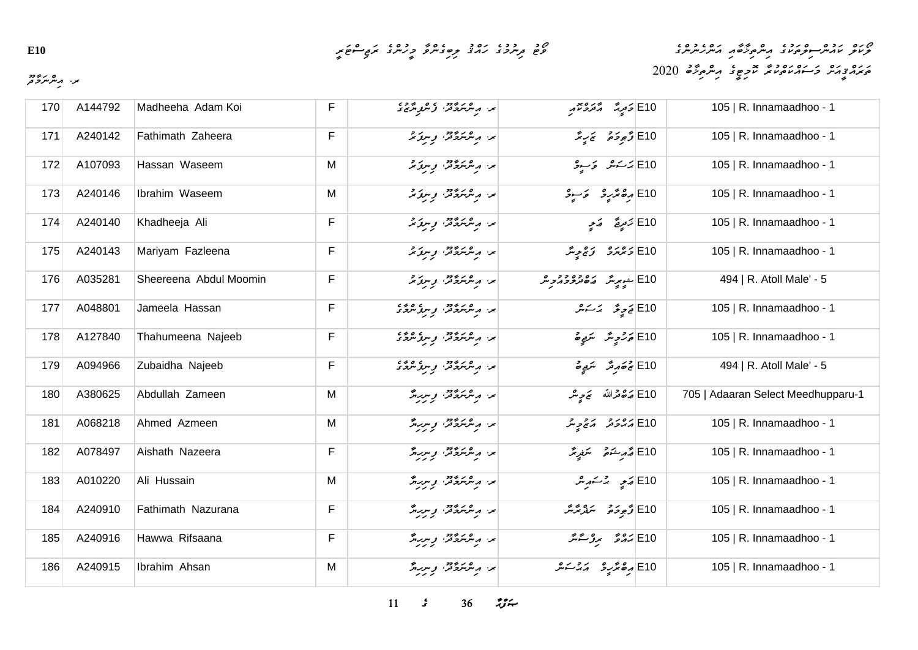| 170 | A144792 | Madheeha Adam Koi | F | ރ. އިންނަމާދޫ، ފެންފިޔާޒީގެ | E10 މަދީޙާ އާދަމްކޮއި | 105 \| R. Innamaadhoo - 1 |
|---|---|---|---|---|---|---|
| 171 | A240142 | Fathimath Zaheera | F | ރ. އިންނަމާދޫ، ވިނަވަރު | E10 ފާތިމަތު ޒަހީރާ | 105 \| R. Innamaadhoo - 1 |
| 172 | A107093 | Hassan Waseem | M | ރ. އިންނަމާދޫ، ވިނަވަރު | E10 ހަސަން ވަސީމު | 105 \| R. Innamaadhoo - 1 |
| 173 | A240146 | Ibrahim Waseem | M | ރ. އިންނަމާދޫ، ވިނަވަރު | E10 އިބްރާހީމް ވަސީމު | 105 \| R. Innamaadhoo - 1 |
| 174 | A240140 | Khadheeja Ali | F | ރ. އިންނަމާދޫ، ވިނަވަރު | E10 ޚަދީޖާ ޢަލީ | 105 \| R. Innamaadhoo - 1 |
| 175 | A240143 | Mariyam Fazleena | F | ރ. އިންނަމާދޫ، ވިނަވަރު | E10 މަރިޔަމް ފަޟްލީނާ | 105 \| R. Innamaadhoo - 1 |
| 176 | A035281 | Sheereena Abdul Moomin | F | ރ. އިންނަމާދޫ، ވިނަވަރު | E10 ޝީރީނާ އަބްދުލްމޫމިން | 494 \| R. Atoll Male' - 5 |
| 177 | A048801 | Jameela Hassan | F | ރ. އިންނަމާދޫ، ވިނަވަރުގެ | E10 ޖަމީލާ ހަސަން | 105 \| R. Innamaadhoo - 1 |
| 178 | A127840 | Thahumeena Najeeb | F | ރ. އިންނަމާދޫ، ވިނަވަރުގެ | E10 ތަހުމީނާ ނަޖީބު | 105 \| R. Innamaadhoo - 1 |
| 179 | A094966 | Zubaidha Najeeb | F | ރ. އިންނަމާދޫ، ވިނަވަރުގެ | E10 ޒުބައިދާ ނަޖީބު | 494 \| R. Atoll Male' - 5 |
| 180 | A380625 | Abdullah Zameen | M | ރ. އިންނަމާދޫ، ވިނިލާ | E10 އަބްދުﷲ ޒަމީން | 705 \| Adaaran Select Meedhupparu-1 |
| 181 | A068218 | Ahmed Azmeen | M | ރ. އިންނަމާދޫ، ވިނިލާ | E10 އަޙްމަދު އަޒްމީން | 105 \| R. Innamaadhoo - 1 |
| 182 | A078497 | Aishath Nazeera | F | ރ. އިންނަމާދޫ، ވިނިލާ | E10 އާއިޝަތު ނަޒީރާ | 105 \| R. Innamaadhoo - 1 |
| 183 | A010220 | Ali Hussain | M | ރ. އިންނަމާދޫ، ވިނިލާ | E10 ޢަލީ ހުސައިން | 105 \| R. Innamaadhoo - 1 |
| 184 | A240910 | Fathimath Nazurana | F | ރ. އިންނަމާދޫ، ވިނިލާ | E10 ފާތިމަތު ނަޒުރާނާ | 105 \| R. Innamaadhoo - 1 |
| 185 | A240916 | Hawwa Rifsaana | F | ރ. އިންނަމާދޫ، ވިނިލާ | E10 ހައްވާ ރިފްސާނާ | 105 \| R. Innamaadhoo - 1 |
| 186 | A240915 | Ibrahim Ahsan | M | ރ. އިންނަމާދޫ، ވިނިލާ | E10 އިބްރާހީމް އަޙްސަން | 105 \| R. Innamaadhoo - 1 |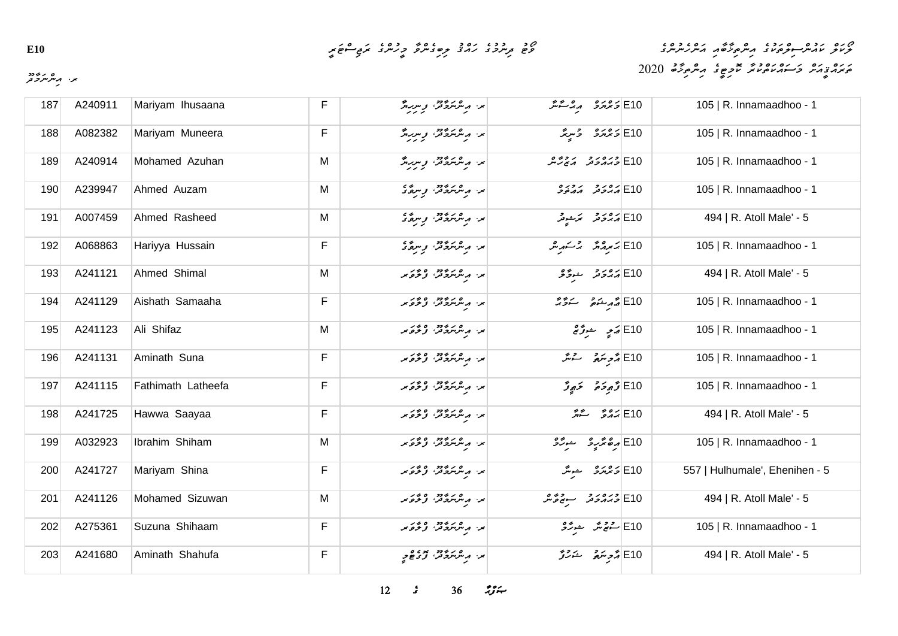ރ. އިންނަމާދޫ

| 187 | A240911 | Mariyam Ihusaana | F | ރ. އިންނަމާދޫ، ވިނިހިނާ | E10 މަރިޔަމް އިހުސާނާ | 105 \| R. Innamaadhoo - 1 |
|---|---|---|---|---|---|---|
| 188 | A082382 | Mariyam Muneera | F | ރ. އިންނަމާދޫ، ވިނިހިނާ | E10 މަރިޔަމް މުނީރާ | 105 \| R. Innamaadhoo - 1 |
| 189 | A240914 | Mohamed Azuhan | M | ރ. އިންނަމާދޫ، ވިނިހިނާ | E10 މުޙައްމަދު އަޒުހާން | 105 \| R. Innamaadhoo - 1 |
| 190 | A239947 | Ahmed Auzam | M | ރ. އިންނަމާދޫ، ވިނިވާގެ | E10 އަޙްމަދު އައުޒަމް | 105 \| R. Innamaadhoo - 1 |
| 191 | A007459 | Ahmed Rasheed | M | ރ. އިންނަމާދޫ، ވިނިވާގެ | E10 އަޙްމަދު ރަޝީދު | 494 \| R. Atoll Male' - 5 |
| 192 | A068863 | Hariyya Hussain | F | ރ. އިންނަމާދޫ، ވިނިވާގެ | E10 ހަރިއްޔާ ހުސައިން | 105 \| R. Innamaadhoo - 1 |
| 193 | A241121 | Ahmed Shimal | M | ރ. އިންނަމާދޫ، ވޮލޮގަރ | E10 އަޙްމަދު ޝިމާލް | 494 \| R. Atoll Male' - 5 |
| 194 | A241129 | Aishath Samaaha | F | ރ. އިންނަމާދޫ، ވޮލޮގަރ | E10 އާއިޝަތު ސަމާހާ | 105 \| R. Innamaadhoo - 1 |
| 195 | A241123 | Ali Shifaz | M | ރ. އިންނަމާދޫ، ވޮލޮގަރ | E10 އަލި ޝިފާޒު | 105 \| R. Innamaadhoo - 1 |
| 196 | A241131 | Aminath Suna | F | ރ. އިންނަމާދޫ، ވޮލޮގަރ | E10 އާމިނަތު ސުނާ | 105 \| R. Innamaadhoo - 1 |
| 197 | A241115 | Fathimath Latheefa | F | ރ. އިންނަމާދޫ، ވޮލޮގަރ | E10 ފާތިމަތު ލަތީފާ | 105 \| R. Innamaadhoo - 1 |
| 198 | A241725 | Hawwa Saayaa | F | ރ. އިންނަމާދޫ، ވޮލޮގަރ | E10 ހައްވާ ސާޔާ | 494 \| R. Atoll Male' - 5 |
| 199 | A032923 | Ibrahim Shiham | M | ރ. އިންނަމާދޫ، ވޮލޮގަރ | E10 އިބްރާހީމް ޝިހާމް | 105 \| R. Innamaadhoo - 1 |
| 200 | A241727 | Mariyam Shina | F | ރ. އިންނަމާދޫ، ވޮލޮގަރ | E10 މަރިޔަމް ޝިނާ | 557 \| Hulhumale', Ehenihen - 5 |
| 201 | A241126 | Mohamed Sizuwan | M | ރ. އިންނަމާދޫ، ވޮލޮގަރ | E10 މުޙައްމަދު ސިޒުވާން | 494 \| R. Atoll Male' - 5 |
| 202 | A275361 | Suzuna Shihaam | F | ރ. އިންނަމާދޫ، ވޮލޮގަރ | E10 ސުޒުނާ ޝިހާމް | 105 \| R. Innamaadhoo - 1 |
| 203 | A241680 | Aminath Shahufa | F | ރ. އިންނަމާދޫ، ވޭގެބީ | E10 އާމިނަތު ޝަހުފާ | 494 \| R. Atoll Male' - 5 |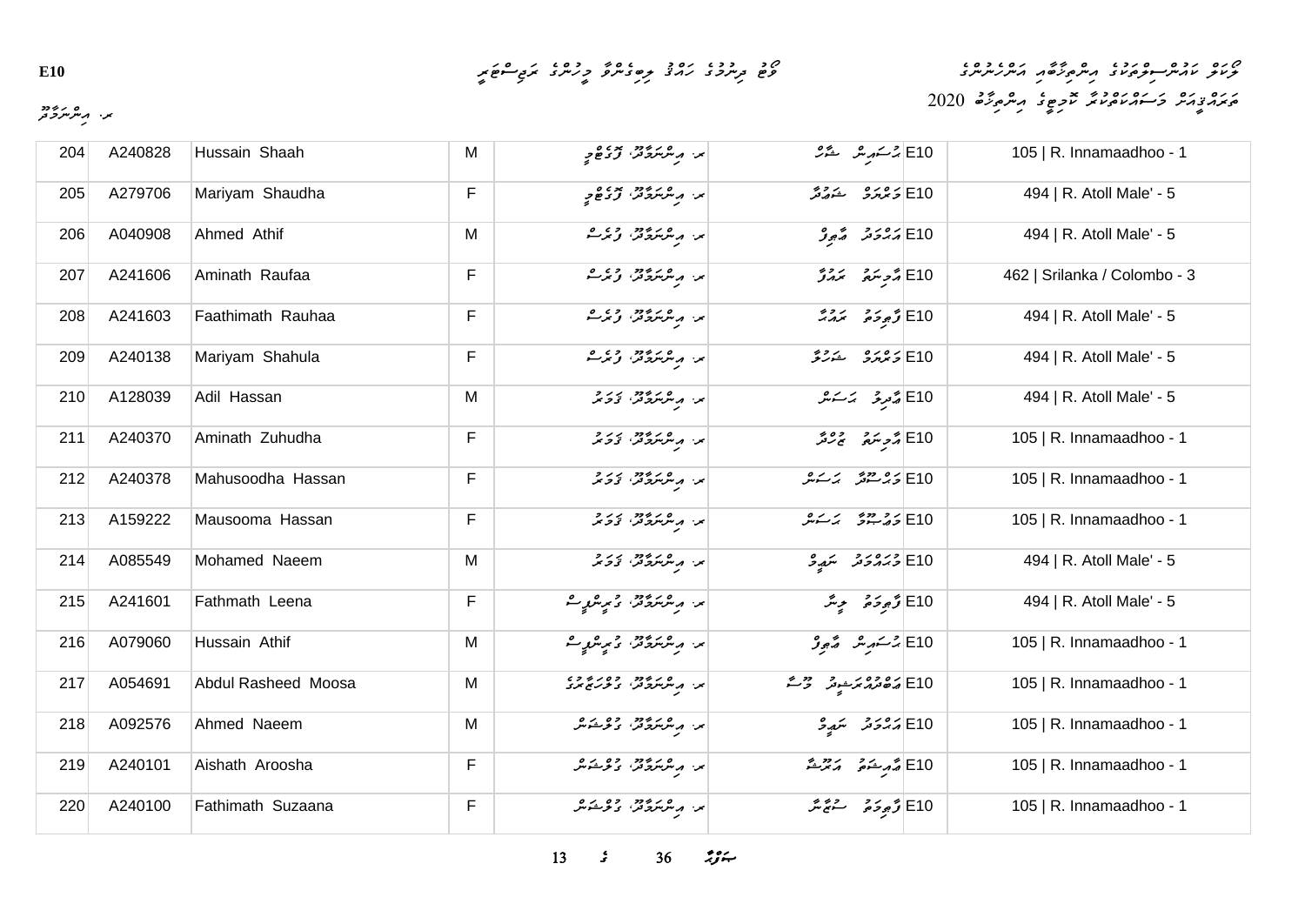| 204 | A240828 | Hussain Shaah | M | ރ. އިންނަމާދޫ، ފޫގެޅި | ހުސައިން ޝާހް E10 | 105 \| R. Innamaadhoo - 1 |
|---|---|---|---|---|---|---|
| 205 | A279706 | Mariyam Shaudha | F | ރ. އިންނަމާދޫ، ފޫގެޅި | މަރިޔަމް ޝައުދާ E10 | 494 \| R. Atoll Male' - 5 |
| 206 | A040908 | Ahmed Athif | M | ރ. އިންނަމާދޫ، ފިރުސް | އަހުމަދު އާތިފް E10 | 494 \| R. Atoll Male' - 5 |
| 207 | A241606 | Aminath Raufaa | F | ރ. އިންނަމާދޫ، ފިރުސް | އާމިނަތު ރައުފާ E10 | 462 \| Srilanka / Colombo - 3 |
| 208 | A241603 | Faathimath Rauhaa | F | ރ. އިންނަމާދޫ، ފިރުސް | ފާތިމަތު ރައުހާ E10 | 494 \| R. Atoll Male' - 5 |
| 209 | A240138 | Mariyam Shahula | F | ރ. އިންނަމާދޫ، ފިރުސް | މަރިޔަމް ޝަހުލާ E10 | 494 \| R. Atoll Male' - 5 |
| 210 | A128039 | Adil Hassan | M | ރ. އިންނަމާދޫ، ގަމަރު | އާދިލް ހަސަން E10 | 494 \| R. Atoll Male' - 5 |
| 211 | A240370 | Aminath Zuhudha | F | ރ. އިންނަމާދޫ، ގަމަރު | އާމިނަތު ޒުހުދާ E10 | 105 \| R. Innamaadhoo - 1 |
| 212 | A240378 | Mahusoodha Hassan | F | ރ. އިންނަމާދޫ، ގަމަރު | މަހުސޫދާ ހަސަން E10 | 105 \| R. Innamaadhoo - 1 |
| 213 | A159222 | Mausooma Hassan | F | ރ. އިންނަމާދޫ، ގަމަރު | މައުސޫމާ ހަސަން E10 | 105 \| R. Innamaadhoo - 1 |
| 214 | A085549 | Mohamed Naeem | M | ރ. އިންނަމާދޫ، ގަމަރު | މުހައްމަދު ނަޢީމް E10 | 494 \| R. Atoll Male' - 5 |
| 215 | A241601 | Fathmath Leena | F | ރ. އިންނަމާދޫ، ގުލިސްތާނު | ފާތިމަތު ލީނާ E10 | 494 \| R. Atoll Male' - 5 |
| 216 | A079060 | Hussain Athif | M | ރ. އިންނަމާދޫ، ގުލިސްތާނު | ހުސައިން އާތިފް E10 | 105 \| R. Innamaadhoo - 1 |
| 217 | A054691 | Abdul Rasheed Moosa | M | ރ. އިންނަމާދޫ، ގުލްރަޖްރޭ | އަބްދުއްރަޝީދު މޫސާ E10 | 105 \| R. Innamaadhoo - 1 |
| 218 | A092576 | Ahmed Naeem | M | ރ. އިންނަމާދޫ، ގުލްޝަން | އަހުމަދު ނަޢީމް E10 | 105 \| R. Innamaadhoo - 1 |
| 219 | A240101 | Aishath Aroosha | F | ރ. އިންނަމާދޫ، ގުލްޝަން | އާއިޝަތު އަރޫޝާ E10 | 105 \| R. Innamaadhoo - 1 |
| 220 | A240100 | Fathimath Suzaana | F | ރ. އިންނަމާދޫ، ގުލްޝަން | ފާތިމަތު ސުޒާނާ E10 | 105 \| R. Innamaadhoo - 1 |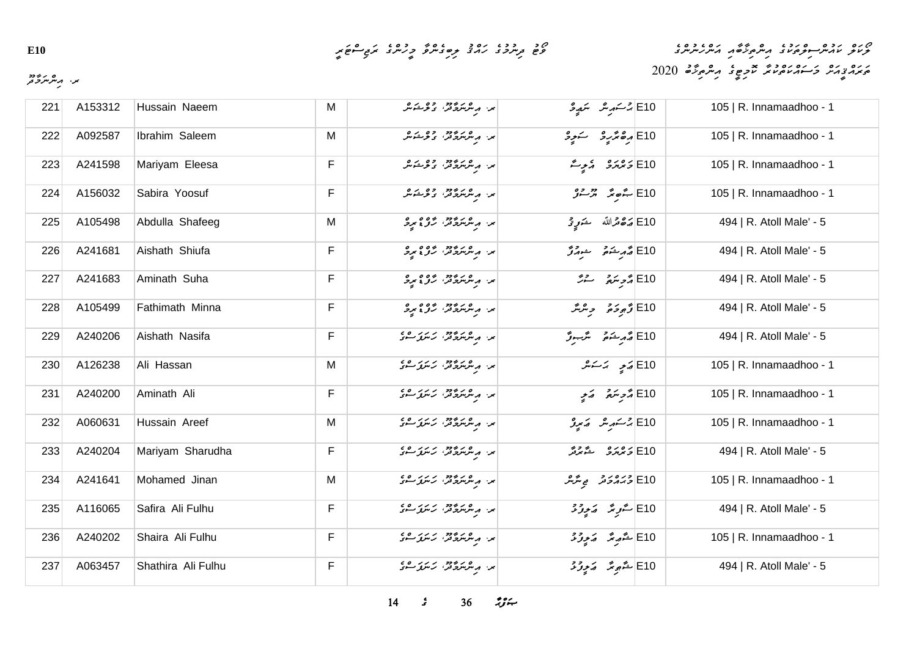| 221 | A153312 | Hussain Naeem | M | ރ. އިންނަމާދޫ، ގުލްޝަން | E10 ހުސައިން ނައީމް | 105 \| R. Innamaadhoo - 1 |
|---|---|---|---|---|---|---|
| 222 | A092587 | Ibrahim Saleem | M | ރ. އިންނަމާދޫ، ގުލްޝަން | E10 އިބްރާހީމް ސަލީމް | 105 \| R. Innamaadhoo - 1 |
| 223 | A241598 | Mariyam Eleesa | F | ރ. އިންނަމާދޫ، ގުލްޝަން | E10 މަރިޔަމް އެލީސާ | 105 \| R. Innamaadhoo - 1 |
| 224 | A156032 | Sabira Yoosuf | F | ރ. އިންނަމާދޫ، ގުލްޝަން | E10 ސާބިރާ ޔޫސުފް | 105 \| R. Innamaadhoo - 1 |
| 225 | A105498 | Abdulla Shafeeg | M | ރ. އިންނަމާދޫ، ހޯމްލީ | E10 އަބްދުﷲ ޝަފީގު | 494 \| R. Atoll Male' - 5 |
| 226 | A241681 | Aishath Shiufa | F | ރ. އިންނަމާދޫ، ހޯމްލީ | E10 އައިޝަތު ޝިއުފާ | 494 \| R. Atoll Male' - 5 |
| 227 | A241683 | Aminath Suha | F | ރ. އިންނަމާދޫ، ހޯމްލީ | E10 އާމިނަތު ސުހާ | 494 \| R. Atoll Male' - 5 |
| 228 | A105499 | Fathimath Minna | F | ރ. އިންނަމާދޫ، ހޯމްލީ | E10 ފާތިމަތު މިންނާ | 494 \| R. Atoll Male' - 5 |
| 229 | A240206 | Aishath Nasifa | F | ރ. އިންނަމާދޫ، ހަނދަސްވީ | E10 އައިޝަތު ނާސިފާ | 494 \| R. Atoll Male' - 5 |
| 230 | A126238 | Ali Hassan | M | ރ. އިންނަމާދޫ، ހަނދަސްވީ | E10 އަލި ހަސަން | 105 \| R. Innamaadhoo - 1 |
| 231 | A240200 | Aminath Ali | F | ރ. އިންނަމާދޫ، ހަނދަސްވީ | E10 އާމިނަތު އަލި | 105 \| R. Innamaadhoo - 1 |
| 232 | A060631 | Hussain Areef | M | ރ. އިންނަމާދޫ، ހަނދަސްވީ | E10 ހުސައިން އަރީފު | 105 \| R. Innamaadhoo - 1 |
| 233 | A240204 | Mariyam Sharudha | F | ރ. އިންނަމާދޫ، ހަނދަސްވީ | E10 މަރިޔަމް ޝަރުދާ | 494 \| R. Atoll Male' - 5 |
| 234 | A241641 | Mohamed Jinan | M | ރ. އިންނަމާދޫ، ހަނދަސްވީ | E10 މުހައްމަދު ޖިނާން | 105 \| R. Innamaadhoo - 1 |
| 235 | A116065 | Safira Ali Fulhu | F | ރ. އިންނަމާދޫ، ހަނދަސްވީ | E10 ސާފިރާ އަލިފުޅު | 494 \| R. Atoll Male' - 5 |
| 236 | A240202 | Shaira Ali Fulhu | F | ރ. އިންނަމާދޫ، ހަނދަސްވީ | E10 ޝާއިރާ އަލިފުޅު | 105 \| R. Innamaadhoo - 1 |
| 237 | A063457 | Shathira Ali Fulhu | F | ރ. އިންނަމާދޫ، ހަނދަސްވީ | E10 ޝާތިރާ އަލިފުޅު | 494 \| R. Atoll Male' - 5 |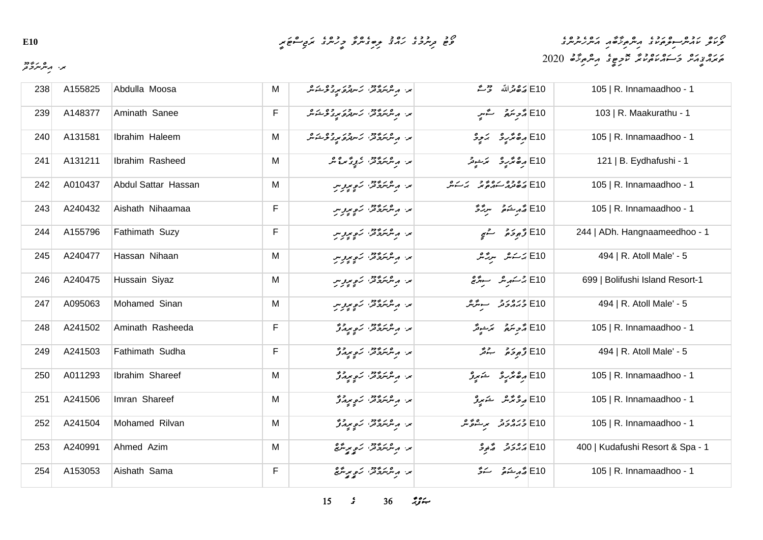| 238 | A155825 | Abdulla Moosa | M | ރ. އިންނަމާދޫ، ހަނދުވަރީގެ ގޯޅި | E10 އަބްދުﷲ މޫސާ | 105 \| R. Innamaadhoo - 1 |
|---|---|---|---|---|---|---|
| 239 | A148377 | Aminath Sanee | F | ރ. އިންނަމާދޫ، ހަނދުވަރީގެ ގޯޅި | E10 އާމިނަތު ސާނީ | 103 \| R. Maakurathu - 1 |
| 240 | A131581 | Ibrahim Haleem | M | ރ. އިންނަމާދޫ، ހަނދުވަރީގެ ގޯޅި | E10 އިބްރާހީމް ހަލީމް | 105 \| R. Innamaadhoo - 1 |
| 241 | A131211 | Ibrahim Rasheed | M | ރ. އިންނަމާދޫ، ހުވަދުރިވެން | E10 އިބްރާހީމް ރަޝީދު | 121 \| B. Eydhafushi - 1 |
| 242 | A010437 | Abdul Sattar Hassan | M | ރ. އިންނަމާދޫ، ހުވަނީރުވިނ | E10 އަބްދުއްސައްތާރު ހަސަން | 105 \| R. Innamaadhoo - 1 |
| 243 | A240432 | Aishath Nihaamaa | F | ރ. އިންނަމާދޫ، ހުވަނީރުވިނ | E10 އާއިޝަތު ނިހާމާ | 105 \| R. Innamaadhoo - 1 |
| 244 | A155796 | Fathimath Suzy | F | ރ. އިންނަމާދޫ، ހުވަނީރުވިނ | E10 ފާތިމަތު ސުޒީ | 244 \| ADh. Hangnaameedhoo - 1 |
| 245 | A240477 | Hassan Nihaan | M | ރ. އިންނަމާދޫ، ހުވަނީރުވިނ | E10 ހަސަން ނިހާން | 494 \| R. Atoll Male' - 5 |
| 246 | A240475 | Hussain Siyaz | M | ރ. އިންނަމާދޫ، ހުވަނީރުވިނ | E10 ހުސައިން ސިޔާޒް | 699 \| Bolifushi Island Resort-1 |
| 247 | A095063 | Mohamed Sinan | M | ރ. އިންނަމާދޫ، ހުވަނީރުވިނ | E10 މުހައްމަދު ސިނާން | 494 \| R. Atoll Male' - 5 |
| 248 | A241502 | Aminath Rasheeda | F | ރ. އިންނަމާދޫ، ހުވަނީރުމާގު | E10 އާމިނަތު ރަޝީދާ | 105 \| R. Innamaadhoo - 1 |
| 249 | A241503 | Fathimath Sudha | F | ރ. އިންނަމާދޫ، ހުވަނީރުމާގު | E10 ފާތިމަތު ސުދާ | 494 \| R. Atoll Male' - 5 |
| 250 | A011293 | Ibrahim Shareef | M | ރ. އިންނަމާދޫ، ހުވަނީރުމާގު | E10 އިބްރާހީމް ޝަރީފް | 105 \| R. Innamaadhoo - 1 |
| 251 | A241506 | Imran Shareef | M | ރ. އިންނަމާދޫ، ހުވަނީރުމާގު | E10 އިމްރާން ޝަރީފް | 105 \| R. Innamaadhoo - 1 |
| 252 | A241504 | Mohamed Rilvan | M | ރ. އިންނަމާދޫ، ހުވަނީރުމާގު | E10 މުހައްމަދު ރިލްވާން | 105 \| R. Innamaadhoo - 1 |
| 253 | A240991 | Ahmed Azim | M | ރ. އިންނަމާދޫ، ހުވަނީރުނަގޫ | E10 އަހްމަދު އާޒިމް | 400 \| Kudafushi Resort & Spa - 1 |
| 254 | A153053 | Aishath Sama | F | ރ. އިންނަމާދޫ، ހުވަނީރުނަގޫ | E10 އާއިޝަތު ސަމާ | 105 \| R. Innamaadhoo - 1 |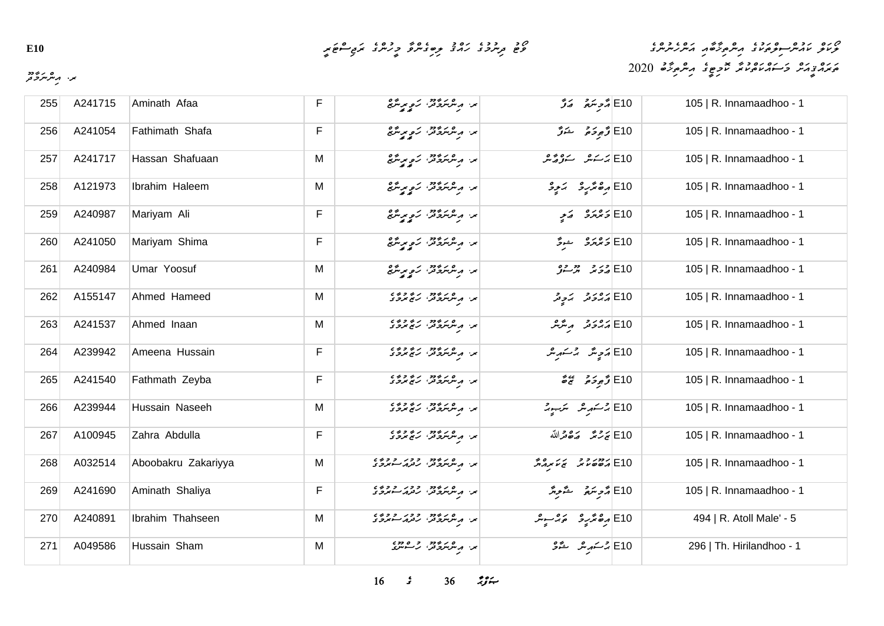| 255 | A241715 | Aminath Afaa | F | ރ. އިންނަމާދޫ، ހުވިރިހާ | E10 އާމިނަތު އަފާ | 105 \| R. Innamaadhoo - 1 |
|---|---|---|---|---|---|---|
| 256 | A241054 | Fathimath Shafa | F | ރ. އިންނަމާދޫ، ހުވިރިހާ | E10 ފާތިމަތު ޝަފާ | 105 \| R. Innamaadhoo - 1 |
| 257 | A241717 | Hassan Shafuaan | M | ރ. އިންނަމާދޫ، ހުވިރިހާ | E10 ހަސަން ޝަފްއާން | 105 \| R. Innamaadhoo - 1 |
| 258 | A121973 | Ibrahim Haleem | M | ރ. އިންނަމާދޫ، ހުވިރިހާ | E10 އިބްރާހީމް ހަލީމް | 105 \| R. Innamaadhoo - 1 |
| 259 | A240987 | Mariyam Ali | F | ރ. އިންނަމާދޫ، ހުވިރިހާ | E10 މަރިޔަމް ޢަލީ | 105 \| R. Innamaadhoo - 1 |
| 260 | A241050 | Mariyam Shima | F | ރ. އިންނަމާދޫ، ހުވިރިހާ | E10 މަރިޔަމް ޝިމާ | 105 \| R. Innamaadhoo - 1 |
| 261 | A240984 | Umar Yoosuf | M | ރ. އިންނަމާދޫ، ހުވިރިހާ | E10 ޢުމަރު ޔޫސުފް | 105 \| R. Innamaadhoo - 1 |
| 262 | A155147 | Ahmed Hameed | M | ރ. އިންނަމާދޫ، ހޮޓެލްވޭ | E10 އަހްމަދު ހަމީދު | 105 \| R. Innamaadhoo - 1 |
| 263 | A241537 | Ahmed Inaan | M | ރ. އިންނަމާދޫ، ހޮޓެލްވޭ | E10 އަހްމަދު އިނާން | 105 \| R. Innamaadhoo - 1 |
| 264 | A239942 | Ameena Hussain | F | ރ. އިންނަމާދޫ، ހޮޓެލްވޭ | E10 އަމީނާ ހުސައިން | 105 \| R. Innamaadhoo - 1 |
| 265 | A241540 | Fathmath Zeyba | F | ރ. އިންނަމާދޫ، ހޮޓެލްވޭ | E10 ފާތިމަތު ޒޭބާ | 105 \| R. Innamaadhoo - 1 |
| 266 | A239944 | Hussain Naseeh | M | ރ. އިންނަމާދޫ، ހޮޓެލްވޭ | E10 ހުސައިން ނަސީހު | 105 \| R. Innamaadhoo - 1 |
| 267 | A100945 | Zahra Abdulla | F | ރ. އިންނަމާދޫ، ހޮޓެލްވޭ | E10 ޒަހްރާ ޢަބްދުﷲ | 105 \| R. Innamaadhoo - 1 |
| 268 | A032514 | Aboobakru Zakariyya | M | ރ. އިންނަމާދޫ، ހުދުހަސްތުރުވޭ | E10 އަބޫބަކުރު ޒަކަރިއްޔާ | 105 \| R. Innamaadhoo - 1 |
| 269 | A241690 | Aminath Shaliya | F | ރ. އިންނަމާދޫ، ހުދުހަސްތުރުވޭ | E10 އާމިނަތު ޝާލިޔާ | 105 \| R. Innamaadhoo - 1 |
| 270 | A240891 | Ibrahim Thahseen | M | ރ. އިންނަމާދޫ، ހުދުހަސްތުރުވޭ | E10 އިބްރާހީމް ތަހްސީން | 494 \| R. Atoll Male' - 5 |
| 271 | A049586 | Hussain Sham | M | ރ. އިންނަމާދޫ، ހުސްނޫރު | E10 ހުސައިން ޝާމް | 296 \| Th. Hirilandhoo - 1 |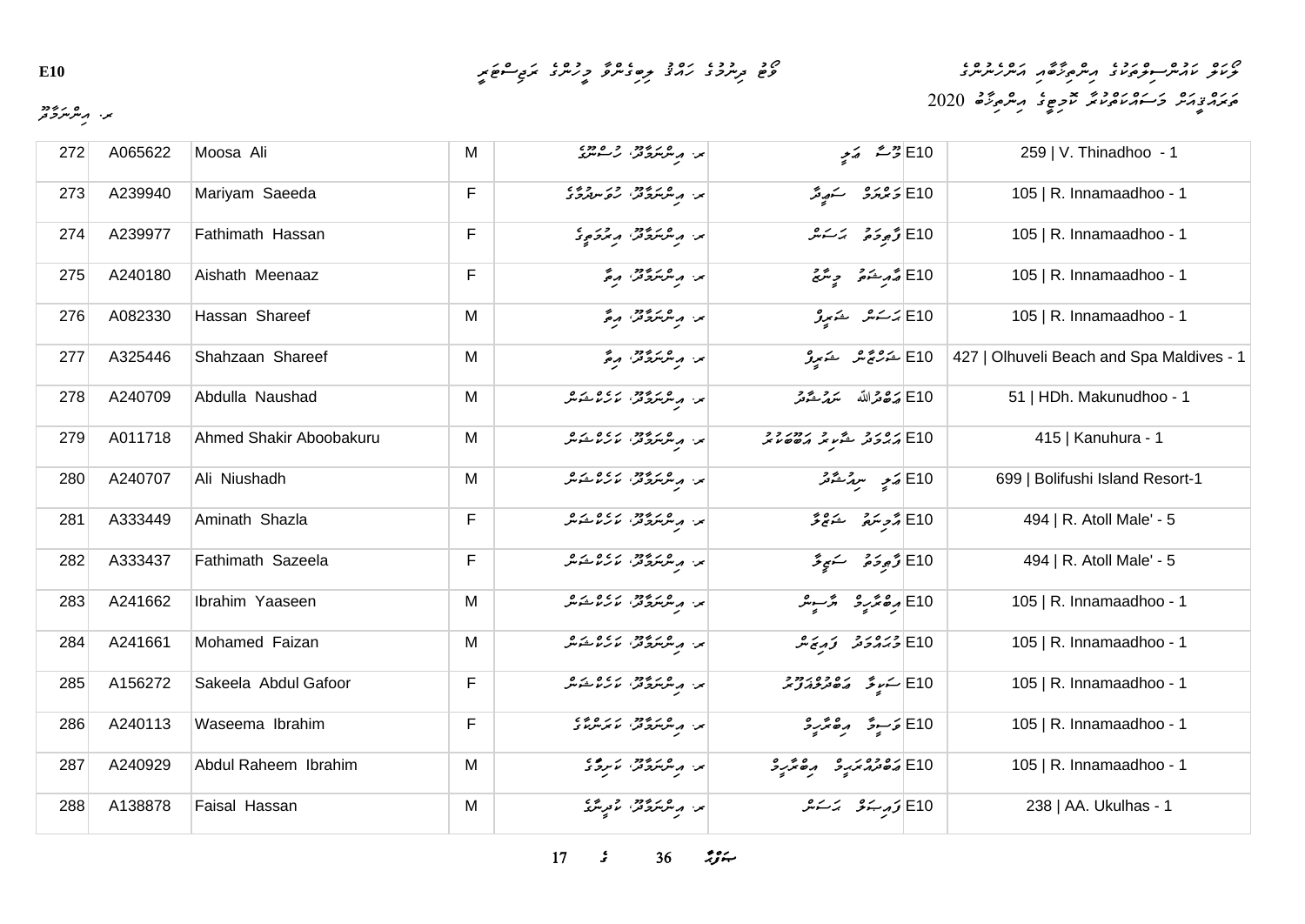| 272 | A065622 | Moosa Ali | M | ރ. އިންނަމަޑޫ، ހުސްނޫރު | E10 ޙޫސާ އަލި | 259 \| V. Thinadhoo - 1 |
|---|---|---|---|---|---|---|
| 273 | A239940 | Mariyam Saeeda | F | ރ. އިންނަމަޑޫ، ހުވަނދުމާގެ | E10 މަރްޔަމް ސައީދާ | 105 \| R. Innamaadhoo - 1 |
| 274 | A239977 | Fathimath Hassan | F | ރ. އިންނަމަޑޫ، އިރުމަތީގެ | E10 ފާތިމަތު ހަސަން | 105 \| R. Innamaadhoo - 1 |
| 275 | A240180 | Aishath Meenaaz | F | ރ. އިންނަމަޑޫ، އިތާ | E10 އައިޝަތު މީނާޒް | 105 \| R. Innamaadhoo - 1 |
| 276 | A082330 | Hassan Shareef | M | ރ. އިންނަމަޑޫ، އިތާ | E10 ހަސަން ޝަރީފް | 105 \| R. Innamaadhoo - 1 |
| 277 | A325446 | Shahzaan Shareef | M | ރ. އިންނަމަޑޫ، އިތާ | E10 ޝަހްޒާން ޝަރީފް | 427 \| Olhuveli Beach and Spa Maldives - 1 |
| 278 | A240709 | Abdulla Naushad | M | ރ. އިންނަމަޑޫ، ކަހަނބުޝަން | E10 އަބްދުالله ނައުޝާދު | 51 \| HDh. Makunudhoo - 1 |
| 279 | A011718 | Ahmed Shakir Aboobakuru | M | ރ. އިންނަމަޑޫ، ކަހަނބުޝަން | E10 އަޙްމަދު ޝާކިރު އަބޫބަކުރު | 415 \| Kanuhura - 1 |
| 280 | A240707 | Ali Niushadh | M | ރ. އިންނަމަޑޫ، ކަހަނބުޝަން | E10 އަލި ނިއުޝާދު | 699 \| Bolifushi Island Resort-1 |
| 281 | A333449 | Aminath Shazla | F | ރ. އިންނަމަޑޫ، ކަހަނބުޝަން | E10 އާމިނަތު ޝަޒްލާ | 494 \| R. Atoll Male' - 5 |
| 282 | A333437 | Fathimath Sazeela | F | ރ. އިންނަމަޑޫ، ކަހަނބުޝަން | E10 ފާތިމަތު ސަޒީލާ | 494 \| R. Atoll Male' - 5 |
| 283 | A241662 | Ibrahim Yaaseen | M | ރ. އިންނަމަޑޫ، ކަހަނބުޝަން | E10 އިބްރާހީމް ޔާސީން | 105 \| R. Innamaadhoo - 1 |
| 284 | A241661 | Mohamed Faizan | M | ރ. އިންނަމަޑޫ، ކަހަނބުޝަން | E10 މުޙައްމަދު ފައިޒަން | 105 \| R. Innamaadhoo - 1 |
| 285 | A156272 | Sakeela Abdul Gafoor | F | ރ. އިންނަމަޑޫ، ކަހަނބުޝަން | E10 ސަކީލާ އަބްދުލްޣަފޫރު | 105 \| R. Innamaadhoo - 1 |
| 286 | A240113 | Waseema Ibrahim | F | ރ. އިންނަމަޑޫ، ކަރަންކާގެ | E10 ވަސީމާ އިބްރާހީމް | 105 \| R. Innamaadhoo - 1 |
| 287 | A240929 | Abdul Raheem Ibrahim | M | ރ. އިންނަމަޑޫ، ކަނިވާގެ | E10 އަބްދުއްރަޙީމް އިބްރާހީމް | 105 \| R. Innamaadhoo - 1 |
| 288 | A138878 | Faisal Hassan | M | ރ. އިންނަމަޑޫ، ކުރިނދާ | E10 ފައިސަލް ހަސަން | 238 \| AA. Ukulhas - 1 |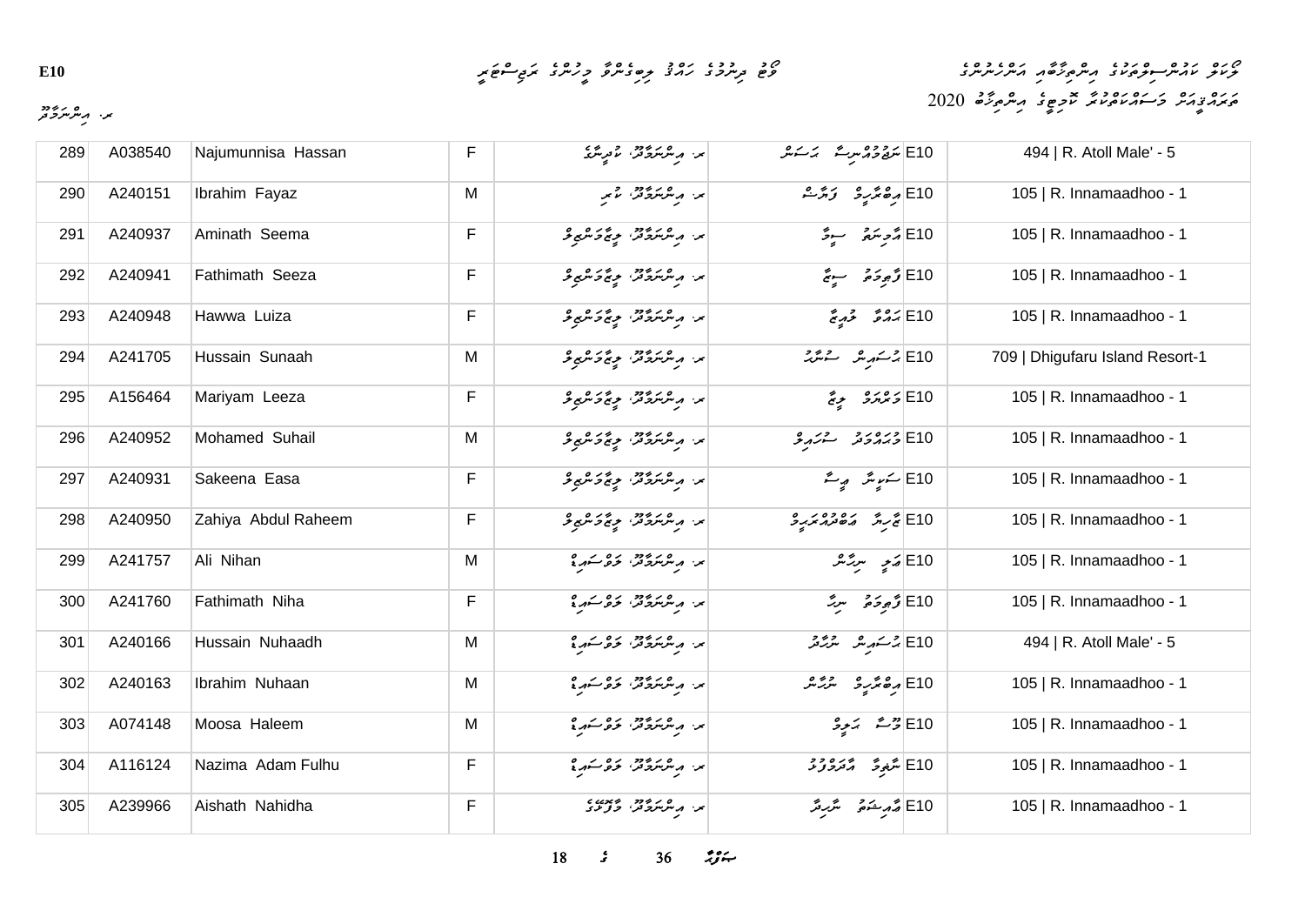| 289 | A038540 | Najumunnisa Hassan | F | ރ. އިންނަމާދޫ، ނާރިންގެ | E10 ނަޖުމުންނިސާ ހަސަން | 494 \| R. Atoll Male' - 5 |
|---|---|---|---|---|---|---|
| 290 | A240151 | Ibrahim Fayaz | M | ރ. އިންނަމާދޫ، ނާރި | E10 އިބްރާހީމް ފަޔާޒް | 105 \| R. Innamaadhoo - 1 |
| 291 | A240937 | Aminath Seema | F | ރ. އިންނަމާދޫ، ވިލާގަސްދޮށު | E10 އާމިނަތު ސީމާ | 105 \| R. Innamaadhoo - 1 |
| 292 | A240941 | Fathimath Seeza | F | ރ. އިންނަމާދޫ، ވިލާގަސްދޮށު | E10 ފާތިމަތު ސީޒާ | 105 \| R. Innamaadhoo - 1 |
| 293 | A240948 | Hawwa Luiza | F | ރ. އިންނަމާދޫ، ވިލާގަސްދޮށު | E10 ހައްވާ ލުއިޒާ | 105 \| R. Innamaadhoo - 1 |
| 294 | A241705 | Hussain Sunaah | M | ރ. އިންނަމާދޫ، ވިލާގަސްދޮށު | E10 ހުސައިން ސުނާހް | 709 \| Dhigufaru Island Resort-1 |
| 295 | A156464 | Mariyam Leeza | F | ރ. އިންނަމާދޫ، ވިލާގަސްދޮށު | E10 މަރިޔަމް ލީޒާ | 105 \| R. Innamaadhoo - 1 |
| 296 | A240952 | Mohamed Suhail | M | ރ. އިންނަމާދޫ، ވިލާގަސްދޮށު | E10 މުހައްމަދު ސުހައިލް | 105 \| R. Innamaadhoo - 1 |
| 297 | A240931 | Sakeena Easa | F | ރ. އިންނަމާދޫ، ވިލާގަސްދޮށު | E10 ސަކީނާ ޢީސާ | 105 \| R. Innamaadhoo - 1 |
| 298 | A240950 | Zahiya Abdul Raheem | F | ރ. އިންނަމާދޫ، ވިލާގަސްދޮށު | E10 ޒާހިޔާ ޢަބްދުއްރަޙީމް | 105 \| R. Innamaadhoo - 1 |
| 299 | A241757 | Ali Nihan | M | ރ. އިންނަމާދޫ، ޖަވާހިރުގެ | E10 އަލި ނިހާން | 105 \| R. Innamaadhoo - 1 |
| 300 | A241760 | Fathimath Niha | F | ރ. އިންނަމާދޫ، ޖަވާހިރުގެ | E10 ފާތިމަތު ނިހާ | 105 \| R. Innamaadhoo - 1 |
| 301 | A240166 | Hussain Nuhaadh | M | ރ. އިންނަމާދޫ، ޖަވާހިރުގެ | E10 ހުސައިން ނުހާދު | 494 \| R. Atoll Male' - 5 |
| 302 | A240163 | Ibrahim Nuhaan | M | ރ. އިންނަމާދޫ، ޖަވާހިރުގެ | E10 އިބްރާހީމް ނުހާން | 105 \| R. Innamaadhoo - 1 |
| 303 | A074148 | Moosa Haleem | M | ރ. އިންނަމާދޫ، ޖަވާހިރުގެ | E10 މޫސާ ހަލީމް | 105 \| R. Innamaadhoo - 1 |
| 304 | A116124 | Nazima Adam Fulhu | F | ރ. އިންނަމާދޫ، ޖަވާހިރުގެ | E10 ނާޒިމާ އާދަމްފުޅު | 105 \| R. Innamaadhoo - 1 |
| 305 | A239966 | Aishath Nahidha | F | ރ. އިންނަމާދޫ، މާފިނޭގެ | E10 އާއިޝަތު ނާހިދާ | 105 \| R. Innamaadhoo - 1 |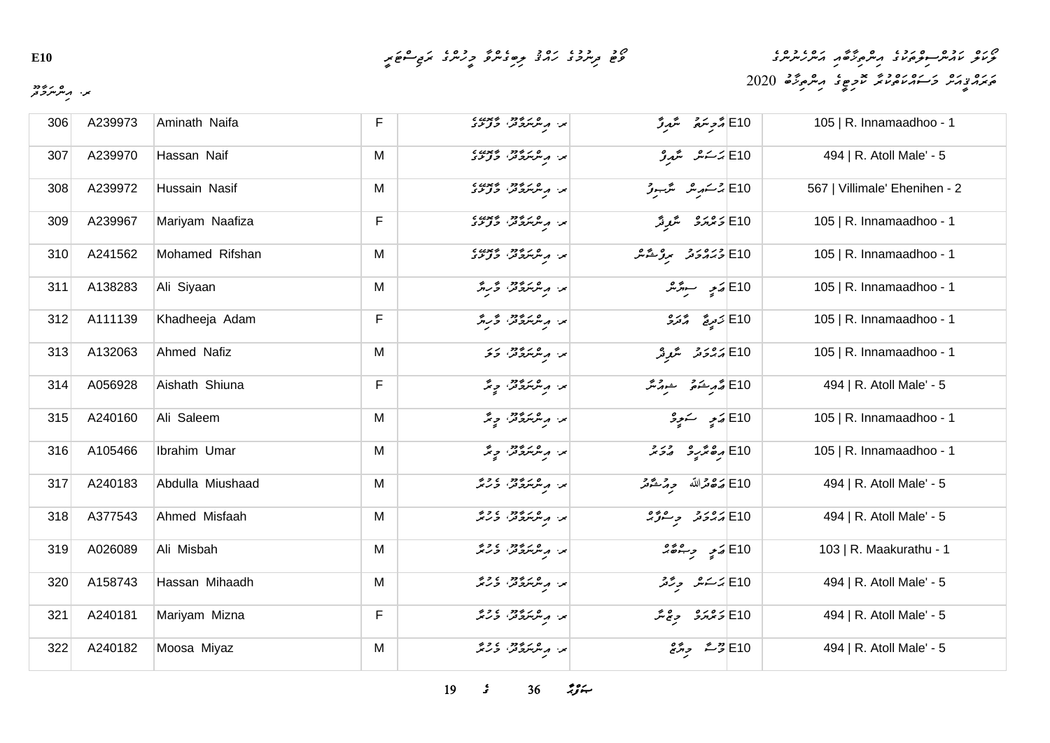| 306 | A239973 | Aminath Naifa | F | ބ. އިންނަމާދޫ، މާފޮޅުގެ | E10 އާމިނަތު ނާއިފާ | 105 \| R. Innamaadhoo - 1 |
|---|---|---|---|---|---|---|
| 307 | A239970 | Hassan Naif | M | ބ. އިންނަމާދޫ، މާފޮޅުގެ | E10 ހަސަން ނާއިފު | 494 \| R. Atoll Male' - 5 |
| 308 | A239972 | Hussain Nasif | M | ބ. އިންނަމާދޫ، މާފޮޅުގެ | E10 ހުސައިން ނާސިފު | 567 \| Villimale' Ehenihen - 2 |
| 309 | A239967 | Mariyam Naafiza | F | ބ. އިންނަމާދޫ، މާފޮޅުގެ | E10 މަރިޔަމް ނާފިޒާ | 105 \| R. Innamaadhoo - 1 |
| 310 | A241562 | Mohamed Rifshan | M | ބ. އިންނަމާދޫ، މާފޮޅުގެ | E10 މުހައްމަދު ރިފްޝާން | 105 \| R. Innamaadhoo - 1 |
| 311 | A138283 | Ali Siyaan | M | ބ. އިންނަމާދޫ، މާރިޔާ | E10 އަލި ސިޔާން | 105 \| R. Innamaadhoo - 1 |
| 312 | A111139 | Khadheeja Adam | F | ބ. އިންނަމާދޫ، މާރިޔާ | E10 ޚަދީޖާ އާދަމް | 105 \| R. Innamaadhoo - 1 |
| 313 | A132063 | Ahmed Nafiz | M | ބ. އިންނަމާދޫ، މަލަ | E10 އަހުމަދު ނާފިޒު | 105 \| R. Innamaadhoo - 1 |
| 314 | A056928 | Aishath Shiuna | F | ބ. އިންނަމާދޫ، މިނާ | E10 އާއިޝަތު ޝިއުނާ | 494 \| R. Atoll Male' - 5 |
| 315 | A240160 | Ali Saleem | M | ބ. އިންނަމާދޫ، މިނާ | E10 އަލި ސަލީމް | 105 \| R. Innamaadhoo - 1 |
| 316 | A105466 | Ibrahim Umar | M | ބ. އިންނަމާދޫ، މިނާ | E10 އިބްރާހީމް އުމަރު | 105 \| R. Innamaadhoo - 1 |
| 317 | A240183 | Abdulla Miushaad | M | ބ. އިންނަމާދޫ، މުރުނާ | E10 އަބްދުﷲ މިއުޝާދު | 494 \| R. Atoll Male' - 5 |
| 318 | A377543 | Ahmed Misfaah | M | ބ. އިންނަމާދޫ، މުރުނާ | E10 އަހުމަދު މިސްފާހު | 494 \| R. Atoll Male' - 5 |
| 319 | A026089 | Ali Misbah | M | ބ. އިންނަމާދޫ، މުރުނާ | E10 އަލި މިސްބާހު | 103 \| R. Maakurathu - 1 |
| 320 | A158743 | Hassan Mihaadh | M | ބ. އިންނަމާދޫ، މުރުނާ | E10 ހަސަން މިހާދު | 494 \| R. Atoll Male' - 5 |
| 321 | A240181 | Mariyam Mizna | F | ބ. އިންނަމާދޫ، މުރުނާ | E10 މަރިޔަމް މިޒްނާ | 494 \| R. Atoll Male' - 5 |
| 322 | A240182 | Moosa Miyaz | M | ބ. އިންނަމާދޫ، މުރުނާ | E10 މޫސާ މިޔާޒު | 494 \| R. Atoll Male' - 5 |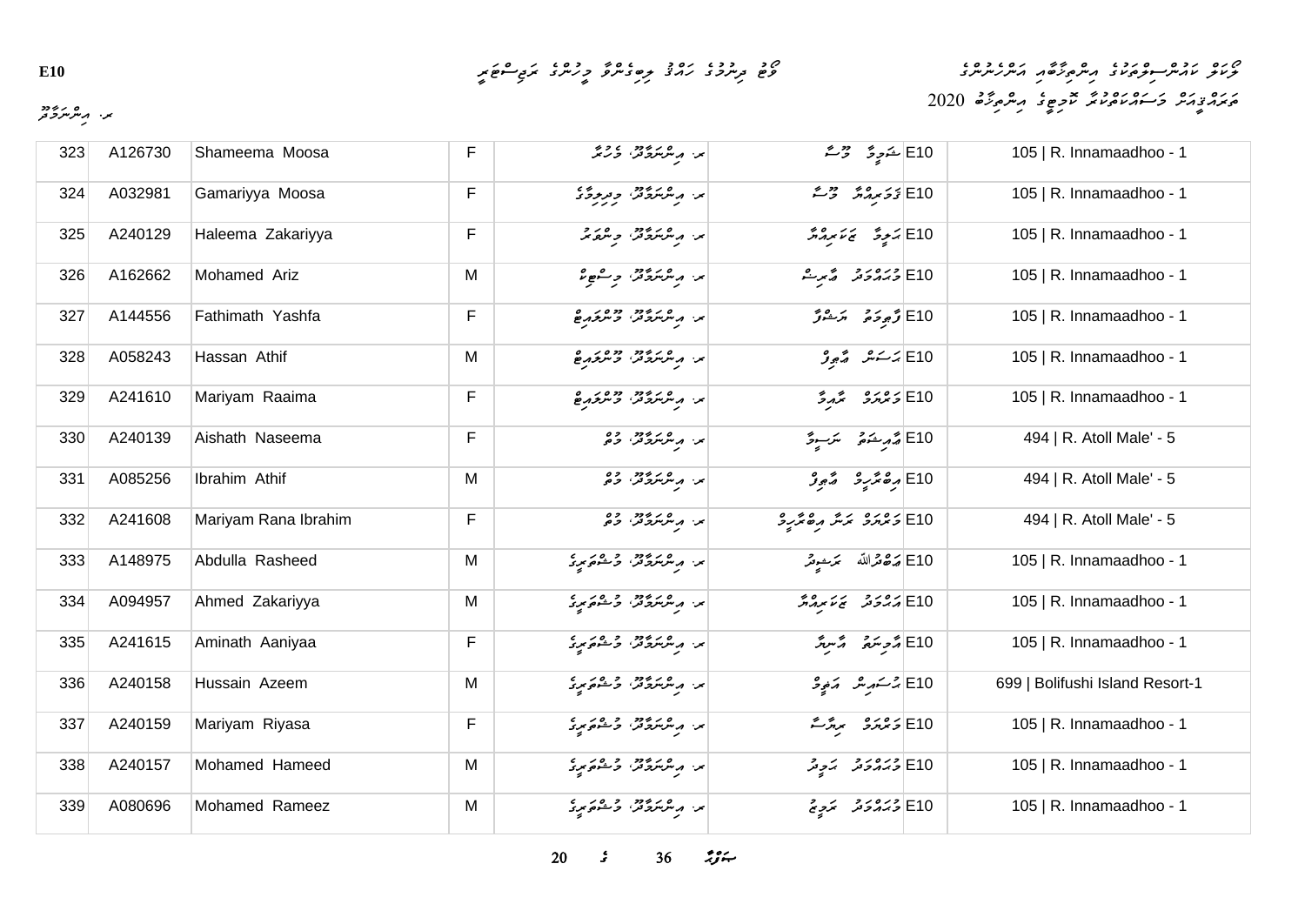| 323 | A126730 | Shameema Moosa | F | ރ. އިންނަމާދޫ، ގުހާރ | E10 ޝަމީމާ މޫސާ | 105 \| R. Innamaadhoo - 1 |
|---|---|---|---|---|---|---|
| 324 | A032981 | Gamariyya Moosa | F | ރ. އިންނަމާދޫ، މިދިލިމާގެ | E10 ޤަމަރިއްޔާ މޫސާ | 105 \| R. Innamaadhoo - 1 |
| 325 | A240129 | Haleema Zakariyya | F | ރ. އިންނަމާދޫ، މިންވަރު | E10 ހަލީމާ ޒަކަރިއްޔާ | 105 \| R. Innamaadhoo - 1 |
| 326 | A162662 | Mohamed Ariz | M | ރ. އިންނަމާދޫ، މިސްކިތު | E10 މުހައްމަދު އާރިޒް | 105 \| R. Innamaadhoo - 1 |
| 327 | A144556 | Fathimath Yashfa | F | ރ. އިންނަމާދޫ، މުންތަޒިމް | E10 ފާތިމަތު ޔަޝްފާ | 105 \| R. Innamaadhoo - 1 |
| 328 | A058243 | Hassan Athif | M | ރ. އިންނަމާދޫ، މުންތަޒިމް | E10 ހަސަން އާތިފް | 105 \| R. Innamaadhoo - 1 |
| 329 | A241610 | Mariyam Raaima | F | ރ. އިންނަމާދޫ، މުންތަޒިމް | E10 މަރިޔަމް ރާއިމާ | 105 \| R. Innamaadhoo - 1 |
| 330 | A240139 | Aishath Naseema | F | ރ. އިންނަމާދޫ، މޫނު | E10 އާއިޝަތު ނަސީމާ | 494 \| R. Atoll Male' - 5 |
| 331 | A085256 | Ibrahim Athif | M | ރ. އިންނަމާދޫ، މޫނު | E10 އިބްރާހީމް އާތިފް | 494 \| R. Atoll Male' - 5 |
| 332 | A241608 | Mariyam Rana Ibrahim | F | ރ. އިންނަމާދޫ، މޫނު | E10 މަރިޔަމް ރަނާ އިބްރާހީމް | 494 \| R. Atoll Male' - 5 |
| 333 | A148975 | Abdulla Rasheed | M | ރ. އިންނަމާދޫ، މުސްތަފީދު | E10 އަބްދުﷲ ރަޝީދު | 105 \| R. Innamaadhoo - 1 |
| 334 | A094957 | Ahmed Zakariyya | M | ރ. އިންނަމާދޫ، މުސްތަފީދު | E10 އަޙްމަދު ޒަކަރިއްޔާ | 105 \| R. Innamaadhoo - 1 |
| 335 | A241615 | Aminath Aaniyaa | F | ރ. އިންނަމާދޫ، މުސްތަފީދު | E10 އާމިނަތު އާނިޔާ | 105 \| R. Innamaadhoo - 1 |
| 336 | A240158 | Hussain Azeem | M | ރ. އިންނަމާދޫ، މުސްތަފީދު | E10 ހުސައިން އަޒީމް | 699 \| Bolifushi Island Resort-1 |
| 337 | A240159 | Mariyam Riyasa | F | ރ. އިންނަމާދޫ، މުސްތަފީދު | E10 މަރިޔަމް ރިޔާސާ | 105 \| R. Innamaadhoo - 1 |
| 338 | A240157 | Mohamed Hameed | M | ރ. އިންނަމާދޫ، މުސްތަފީދު | E10 މުހައްމަދު ހަމީދު | 105 \| R. Innamaadhoo - 1 |
| 339 | A080696 | Mohamed Rameez | M | ރ. އިންނަމާދޫ، މުސްތަފީދު | E10 މުހައްމަދު ރަމީޒު | 105 \| R. Innamaadhoo - 1 |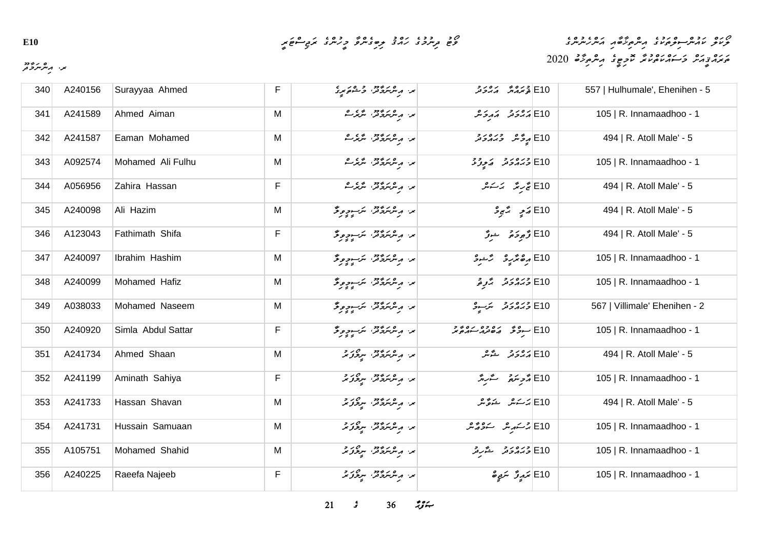| 340 | A240156 | Surayyaa Ahmed | F | ރ. އިންނަމާދޫ، ފުޝްލަތިރި | E10 ޝުރައްޔާ އަޙްމަދު | 557 \| Hulhumale', Ehenihen - 5 |
|---|---|---|---|---|---|---|
| 341 | A241589 | Ahmed Aiman | M | ރ. އިންނަމާދޫ، ނޫރުސް | E10 އަޙްމަދު އައިމަން | 105 \| R. Innamaadhoo - 1 |
| 342 | A241587 | Eaman Mohamed | M | ރ. އިންނަމާދޫ، ނޫރުސް | E10 އީމާން މުޙައްމަދު | 494 \| R. Atoll Male' - 5 |
| 343 | A092574 | Mohamed Ali Fulhu | M | ރ. އިންނަމާދޫ، ނޫރުސް | E10 މުޙައްމަދު އަލިފުޅު | 105 \| R. Innamaadhoo - 1 |
| 344 | A056956 | Zahira Hassan | F | ރ. އިންނަމާދޫ، ނޫރުސް | E10 ޒާހިރާ ޙަސަން | 494 \| R. Atoll Male' - 5 |
| 345 | A240098 | Ali Hazim | M | ރ. އިންނަމާދޫ، ނަސީމުވިލާ | E10 އަލި ހާޒިމް | 494 \| R. Atoll Male' - 5 |
| 346 | A123043 | Fathimath Shifa | F | ރ. އިންނަމާދޫ، ނަސީމުވިލާ | E10 ފާތިމަތު ޝިފާ | 494 \| R. Atoll Male' - 5 |
| 347 | A240097 | Ibrahim Hashim | M | ރ. އިންނަމާދޫ، ނަސީމުވިލާ | E10 އިބްރާހީމް ހާޝިމް | 105 \| R. Innamaadhoo - 1 |
| 348 | A240099 | Mohamed Hafiz | M | ރ. އިންނަމާދޫ، ނަސީމުވިލާ | E10 މުޙައްމަދު ހާފިޒު | 105 \| R. Innamaadhoo - 1 |
| 349 | A038033 | Mohamed Naseem | M | ރ. އިންނަމާދޫ، ނަސީމުވިލާ | E10 މުޙައްމަދު ނަސީމް | 567 \| Villimale' Ehenihen - 2 |
| 350 | A240920 | Simla Abdul Sattar | F | ރ. އިންނަމާދޫ، ނަސީމުވިލާ | E10 ސިމްލާ ޢަބްދުލްސައްތާރު | 105 \| R. Innamaadhoo - 1 |
| 351 | A241734 | Ahmed Shaan | M | ރ. އިންނަމާދޫ، ނިލްފަރު | E10 އަޙްމަދު ޝާން | 494 \| R. Atoll Male' - 5 |
| 352 | A241199 | Aminath Sahiya | F | ރ. އިންނަމާދޫ، ނިލްފަރު | E10 އާމިނަތު ސާހިޔާ | 105 \| R. Innamaadhoo - 1 |
| 353 | A241733 | Hassan Shavan | M | ރ. އިންނަމާދޫ، ނިލްފަރު | E10 ޙަސަން ޝަވާން | 494 \| R. Atoll Male' - 5 |
| 354 | A241731 | Hussain Samuaan | M | ރ. އިންނަމާދޫ، ނިލްފަރު | E10 ޙުސައިން ސަމްޢާން | 105 \| R. Innamaadhoo - 1 |
| 355 | A105751 | Mohamed Shahid | M | ރ. އިންނަމާދޫ، ނިލްފަރު | E10 މުޙައްމަދު ޝާހިދު | 105 \| R. Innamaadhoo - 1 |
| 356 | A240225 | Raeefa Najeeb | F | ރ. އިންނަމާދޫ، ނިލްފަރު | E10 ރައީފާ ނަޖީބު | 105 \| R. Innamaadhoo - 1 |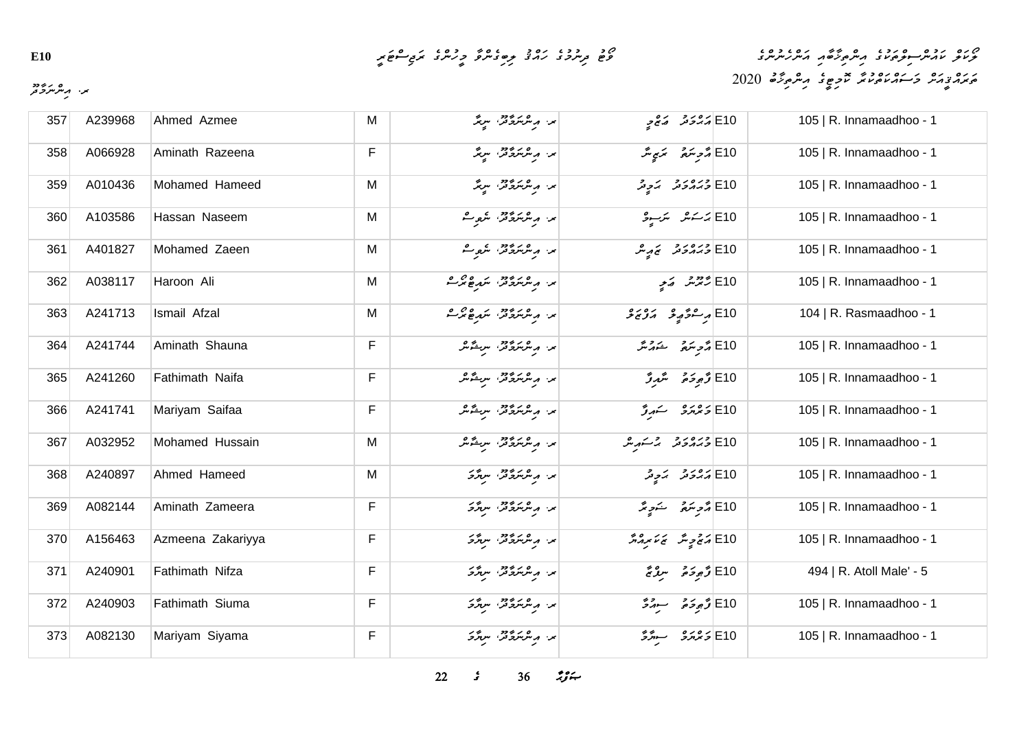ރ. އިންނަމާދޫ

| 357 | A239968 | Ahmed Azmee | M | ރ. އިންނަމާދޫ، ނިޔާ | އަހްމަދު އަޒްމީ E10 | 105 \| R. Innamaadhoo - 1 |
|---|---|---|---|---|---|---|
| 358 | A066928 | Aminath Razeena | F | ރ. އިންނަމާދޫ، ނިޔާ | އާމިނަތު ރަޒީނާ E10 | 105 \| R. Innamaadhoo - 1 |
| 359 | A010436 | Mohamed Hameed | M | ރ. އިންނަމާދޫ، ނިޔާ | މުހައްމަދު ހަމީދު E10 | 105 \| R. Innamaadhoo - 1 |
| 360 | A103586 | Hassan Naseem | M | ރ. އިންނަމާދޫ، ނޫރުސް | ހަސަން ނަސީމް E10 | 105 \| R. Innamaadhoo - 1 |
| 361 | A401827 | Mohamed Zaeen | M | ރ. އިންނަމާދޫ، ނޫރުސް | މުހައްމަދު ޒައީން E10 | 105 \| R. Innamaadhoo - 1 |
| 362 | A038117 | Haroon Ali | M | ރ. އިންނަމާދޫ، ނަރުޖިސްގެ | ހާރޫން އަލި E10 | 105 \| R. Innamaadhoo - 1 |
| 363 | A241713 | Ismail Afzal | M | ރ. އިންނަމާދޫ، ނަރުޖިސްގެ | އިސްމާއީލް އަފްޒަލް E10 | 104 \| R. Rasmaadhoo - 1 |
| 364 | A241744 | Aminath Shauna | F | ރ. އިންނަމާދޫ، ނިޝާން | އާމިނަތު ޝައުނާ E10 | 105 \| R. Innamaadhoo - 1 |
| 365 | A241260 | Fathimath Naifa | F | ރ. އިންނަމާދޫ، ނިޝާން | ފާތިމަތު ނާއިފާ E10 | 105 \| R. Innamaadhoo - 1 |
| 366 | A241741 | Mariyam Saifaa | F | ރ. އިންނަމާދޫ، ނިޝާން | މަރިޔަމް ސައިފާ E10 | 105 \| R. Innamaadhoo - 1 |
| 367 | A032952 | Mohamed Hussain | M | ރ. އިންނަމާދޫ، ނިޝާން | މުހައްމަދު ހުސައިން E10 | 105 \| R. Innamaadhoo - 1 |
| 368 | A240897 | Ahmed Hameed | M | ރ. އިންނަމާދޫ، ނިޔާމަ | އަހްމަދު ހަމީދު E10 | 105 \| R. Innamaadhoo - 1 |
| 369 | A082144 | Aminath Zameera | F | ރ. އިންނަމާދޫ، ނިޔާމަ | އާމިނަތު ޒަމީރާ E10 | 105 \| R. Innamaadhoo - 1 |
| 370 | A156463 | Azmeena Zakariyya | F | ރ. އިންނަމާދޫ، ނިޔާމަ | އަޒްމީނާ ޒަކަރިއްޔާ E10 | 105 \| R. Innamaadhoo - 1 |
| 371 | A240901 | Fathimath Nifza | F | ރ. އިންނަމާދޫ، ނިޔާމަ | ފާތިމަތު ނިފްޒާ E10 | 494 \| R. Atoll Male' - 5 |
| 372 | A240903 | Fathimath Siuma | F | ރ. އިންނަމާދޫ، ނިޔާމަ | ފާތިމަތު ސިއުމާ E10 | 105 \| R. Innamaadhoo - 1 |
| 373 | A082130 | Mariyam Siyama | F | ރ. އިންނަމާދޫ، ނިޔާމަ | މަރިޔަމް ސިޔާމާ E10 | 105 \| R. Innamaadhoo - 1 |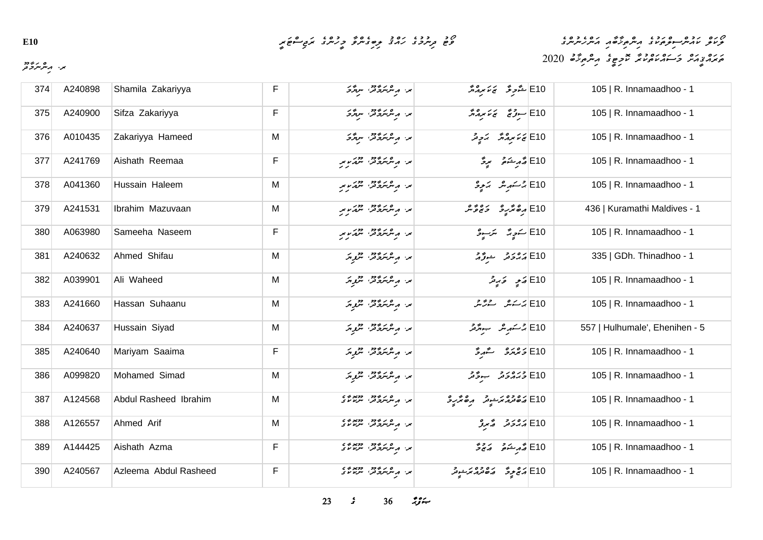| 374 | A240898 | Shamila Zakariyya | F | ރ. އިންނަމާދޫ، ސިލްވަ | E10 ޝާމިލާ ޒަކަރިއްޔާ | 105 \| R. Innamaadhoo - 1 |
|---|---|---|---|---|---|---|
| 375 | A240900 | Sifza Zakariyya | F | ރ. އިންނަމާދޫ، ސިލްވަ | E10 ސިފްޒާ ޒަކަރިއްޔާ | 105 \| R. Innamaadhoo - 1 |
| 376 | A010435 | Zakariyya Hameed | M | ރ. އިންނަމާދޫ، ސިލްވަ | E10 ޒަކަރިއްޔާ ހަމީދު | 105 \| R. Innamaadhoo - 1 |
| 377 | A241769 | Aishath Reemaa | F | ރ. އިންނަމާދޫ، ސޫޒަނީ | E10 އާއިޝަތު ރީމާ | 105 \| R. Innamaadhoo - 1 |
| 378 | A041360 | Hussain Haleem | M | ރ. އިންނަމާދޫ، ސޫޒަނީ | E10 ހުސައިން ހަލީމް | 105 \| R. Innamaadhoo - 1 |
| 379 | A241531 | Ibrahim Mazuvaan | M | ރ. އިންނަމާދޫ، ސޫޒަނީ | E10 އިބްރާހީމް މަޒުވާން | 436 \| Kuramathi Maldives - 1 |
| 380 | A063980 | Sameeha Naseem | F | ރ. އިންނަމާދޫ، ސޫޒަނީ | E10 ސަމީހާ ނަސީމް | 105 \| R. Innamaadhoo - 1 |
| 381 | A240632 | Ahmed Shifau | M | ރ. އިންނަމާދޫ، ސޫރިޔަ | E10 އަހުމަދު ޝިފާއު | 335 \| GDh. Thinadhoo - 1 |
| 382 | A039901 | Ali Waheed | M | ރ. އިންނަމާދޫ، ސޫރިޔަ | E10 އަލި ވަހީދު | 105 \| R. Innamaadhoo - 1 |
| 383 | A241660 | Hassan Suhaanu | M | ރ. އިންނަމާދޫ، ސޫރިޔަ | E10 ހަސަން ސުހާނު | 105 \| R. Innamaadhoo - 1 |
| 384 | A240637 | Hussain Siyad | M | ރ. އިންނަމާދޫ، ސޫރިޔަ | E10 ހުސައިން ސިޔާދު | 557 \| Hulhumale', Ehenihen - 5 |
| 385 | A240640 | Mariyam Saaima | F | ރ. އިންނަމާދޫ، ސޫރިޔަ | E10 މަރިޔަމް ސާއިމާ | 105 \| R. Innamaadhoo - 1 |
| 386 | A099820 | Mohamed Simad | M | ރ. އިންނަމާދޫ، ސޫރިޔަ | E10 މުހައްމަދު ސިމާދު | 105 \| R. Innamaadhoo - 1 |
| 387 | A124568 | Abdul Rasheed Ibrahim | M | ރ. އިންނަމާދޫ، ސޫރަނާގެ | E10 އަބްދުއްރަޝީދު އިބްރާހީމް | 105 \| R. Innamaadhoo - 1 |
| 388 | A126557 | Ahmed Arif | M | ރ. އިންނަމާދޫ، ސޫރަނާގެ | E10 އަހުމަދު އާރިފު | 105 \| R. Innamaadhoo - 1 |
| 389 | A144425 | Aishath Azma | F | ރ. އިންނަމާދޫ، ސޫރަނާގެ | E10 އާއިޝަތު އަޒްމާ | 105 \| R. Innamaadhoo - 1 |
| 390 | A240567 | Azleema Abdul Rasheed | F | ރ. އިންނަމާދޫ، ސޫރަނާގެ | E10 އަޒްލީމާ އަބްދުއްރަޝީދު | 105 \| R. Innamaadhoo - 1 |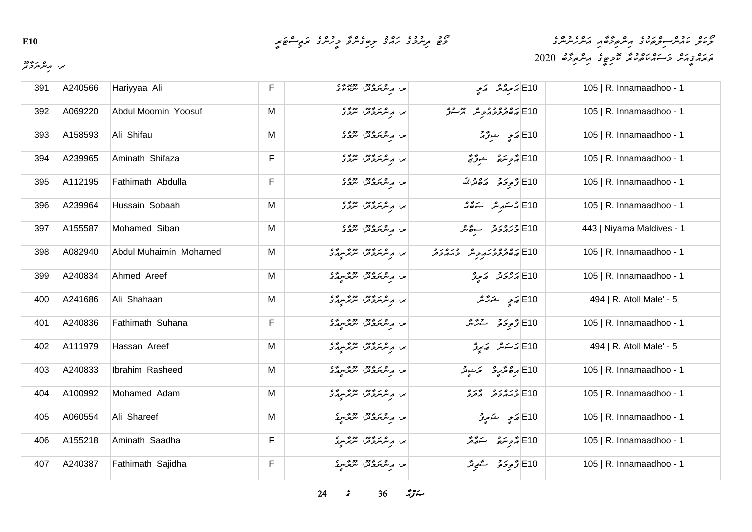| 391 | A240566 | Hariyyaa Ali | F | ރ. އިންނަމާދޫ، ނޫރާނީގެ | E10 ހަރިއްޔާ އަލި | 105 \| R. Innamaadhoo - 1 |
|---|---|---|---|---|---|---|
| 392 | A069220 | Abdul Moomin Yoosuf | M | ރ. އިންނަމާދޫ، ނޫމާގެ | E10 އަބްދުލްމޫމިން ޔޫސުފް | 105 \| R. Innamaadhoo - 1 |
| 393 | A158593 | Ali Shifau | M | ރ. އިންނަމާދޫ، ނޫމާގެ | E10 އަލި ޝިފާއު | 105 \| R. Innamaadhoo - 1 |
| 394 | A239965 | Aminath Shifaza | F | ރ. އިންނަމާދޫ، ނޫމާގެ | E10 އާމިނަތު ޝިފާޒާ | 105 \| R. Innamaadhoo - 1 |
| 395 | A112195 | Fathimath Abdulla | F | ރ. އިންނަމާދޫ، ނޫމާގެ | E10 ފާތިމަތު އަބްދުﷲ | 105 \| R. Innamaadhoo - 1 |
| 396 | A239964 | Hussain Sobaah | M | ރ. އިންނަމާދޫ، ނޫމާގެ | E10 ޙުސައިން ޞަބާޙް | 105 \| R. Innamaadhoo - 1 |
| 397 | A155587 | Mohamed Siban | M | ރ. އިންނަމާދޫ، ނޫމާގެ | E10 މުޙައްމަދު ސިބާން | 443 \| Niyama Maldives - 1 |
| 398 | A082940 | Abdul Muhaimin Mohamed | M | ރ. އިންނަމާދޫ، ނޫރާނީއާގެ | E10 އަބްދުލްމުހައިމިން މުޙައްމަދު | 105 \| R. Innamaadhoo - 1 |
| 399 | A240834 | Ahmed Areef | M | ރ. އިންނަމާދޫ، ނޫރާނީއާގެ | E10 އަޙްމަދު އަރީފް | 105 \| R. Innamaadhoo - 1 |
| 400 | A241686 | Ali Shahaan | M | ރ. އިންނަމާދޫ، ނޫރާނީއާގެ | E10 އަލި ޝަހާން | 494 \| R. Atoll Male' - 5 |
| 401 | A240836 | Fathimath Suhana | F | ރ. އިންނަމާދޫ، ނޫރާނީއާގެ | E10 ފާތިމަތު ސުހާނާ | 105 \| R. Innamaadhoo - 1 |
| 402 | A111979 | Hassan Areef | M | ރ. އިންނަމާދޫ، ނޫރާނީއާގެ | E10 ޙަސަން އަރީފް | 494 \| R. Atoll Male' - 5 |
| 403 | A240833 | Ibrahim Rasheed | M | ރ. އިންނަމާދޫ، ނޫރާނީއާގެ | E10 އިބްރާހީމް ރަޝީދު | 105 \| R. Innamaadhoo - 1 |
| 404 | A100992 | Mohamed Adam | M | ރ. އިންނަމާދޫ، ނޫރާނީއާގެ | E10 މުޙައްމަދު އާދަމް | 105 \| R. Innamaadhoo - 1 |
| 405 | A060554 | Ali Shareef | M | ރ. އިންނަމާދޫ، ނޫރާނީގެ | E10 އަލި ޝަރީފު | 105 \| R. Innamaadhoo - 1 |
| 406 | A155218 | Aminath Saadha | F | ރ. އިންނަމާދޫ، ނޫރާނީގެ | E10 އާމިނަތު ސައާދާ | 105 \| R. Innamaadhoo - 1 |
| 407 | A240387 | Fathimath Sajidha | F | ރ. އިންނަމާދޫ، ނޫރާނީގެ | E10 ފާތިމަތު ސާޖިދާ | 105 \| R. Innamaadhoo - 1 |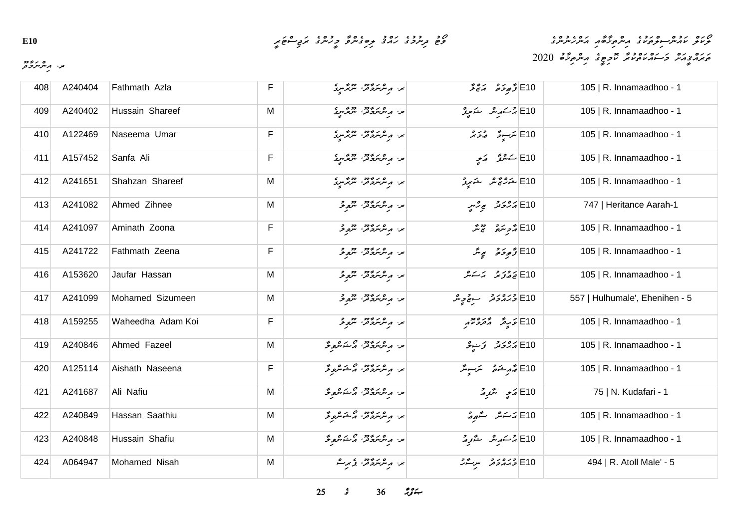| 408 | A240404 | Fathmath Azla | F | ރ. އިންނަމާދޫ، ނޫރާނީގެ | ފާތިމަތު އަޒްލާ E10 | 105 \| R. Innamaadhoo - 1 |
|---|---|---|---|---|---|---|
| 409 | A240402 | Hussain Shareef | M | ރ. އިންނަމާދޫ، ނޫރާނީގެ | ހުސައިން ޝަރީފް E10 | 105 \| R. Innamaadhoo - 1 |
| 410 | A122469 | Naseema Umar | F | ރ. އިންނަމާދޫ، ނޫރާނީގެ | ނަސީމާ ޢުމަރު E10 | 105 \| R. Innamaadhoo - 1 |
| 411 | A157452 | Sanfa Ali | F | ރ. އިންނަމާދޫ، ނޫރާނީގެ | ސަންފާ އަލި E10 | 105 \| R. Innamaadhoo - 1 |
| 412 | A241651 | Shahzan Shareef | M | ރ. އިންނަމާދޫ، ނޫރާނީގެ | ޝަހްޒާން ޝަރީފް E10 | 105 \| R. Innamaadhoo - 1 |
| 413 | A241082 | Ahmed Zihnee | M | ރ. އިންނަމާދޫ، ނޫޅުވާ | އަހްމަދު ޒިހްނީ E10 | 747 \| Heritance Aarah-1 |
| 414 | A241097 | Aminath Zoona | F | ރ. އިންނަމާދޫ، ނޫޅުވާ | އާމިނަތު ޒޫނާ E10 | 105 \| R. Innamaadhoo - 1 |
| 415 | A241722 | Fathmath Zeena | F | ރ. އިންނަމާދޫ، ނޫޅުވާ | ފާތިމަތު ޒީނާ E10 | 105 \| R. Innamaadhoo - 1 |
| 416 | A153620 | Jaufar Hassan | M | ރ. އިންނަމާދޫ، ނޫޅުވާ | ޖައުފަރު ހަސަން E10 | 105 \| R. Innamaadhoo - 1 |
| 417 | A241099 | Mohamed Sizumeen | M | ރ. އިންނަމާދޫ، ނޫޅުވާ | މުހައްމަދު ސިޒުމީން E10 | 557 \| Hulhumale', Ehenihen - 5 |
| 418 | A159255 | Waheedha Adam Koi | F | ރ. އިންނަމާދޫ، ނޫޅުވާ | ވަހީދާ އާދަމްކޮއި E10 | 105 \| R. Innamaadhoo - 1 |
| 419 | A240846 | Ahmed Fazeel | M | ރ. އިންނަމާދޫ، އޮޝަންވިލާ | އަހްމަދު ފަޟީލު E10 | 105 \| R. Innamaadhoo - 1 |
| 420 | A125114 | Aishath Naseena | F | ރ. އިންނަމާދޫ، އޮޝަންވިލާ | އާއިޝަތު ނަސީނާ E10 | 105 \| R. Innamaadhoo - 1 |
| 421 | A241687 | Ali Nafiu | M | ރ. އިންނަމާދޫ، އޮޝަންވިލާ | އަލި ނާފިޢު E10 | 75 \| N. Kudafari - 1 |
| 422 | A240849 | Hassan Saathiu | M | ރ. އިންނަމާދޫ، އޮޝަންވިލާ | ހަސަން ސާތިޢު E10 | 105 \| R. Innamaadhoo - 1 |
| 423 | A240848 | Hussain Shafiu | M | ރ. އިންނަމާދޫ، އޮޝަންވިލާ | ހުސައިން ޝާފިޢު E10 | 105 \| R. Innamaadhoo - 1 |
| 424 | A064947 | Mohamed Nisah | M | ރ. އިންނަމާދޫ، ޕެރިސް | މުހައްމަދު ނިސާހު E10 | 494 \| R. Atoll Male' - 5 |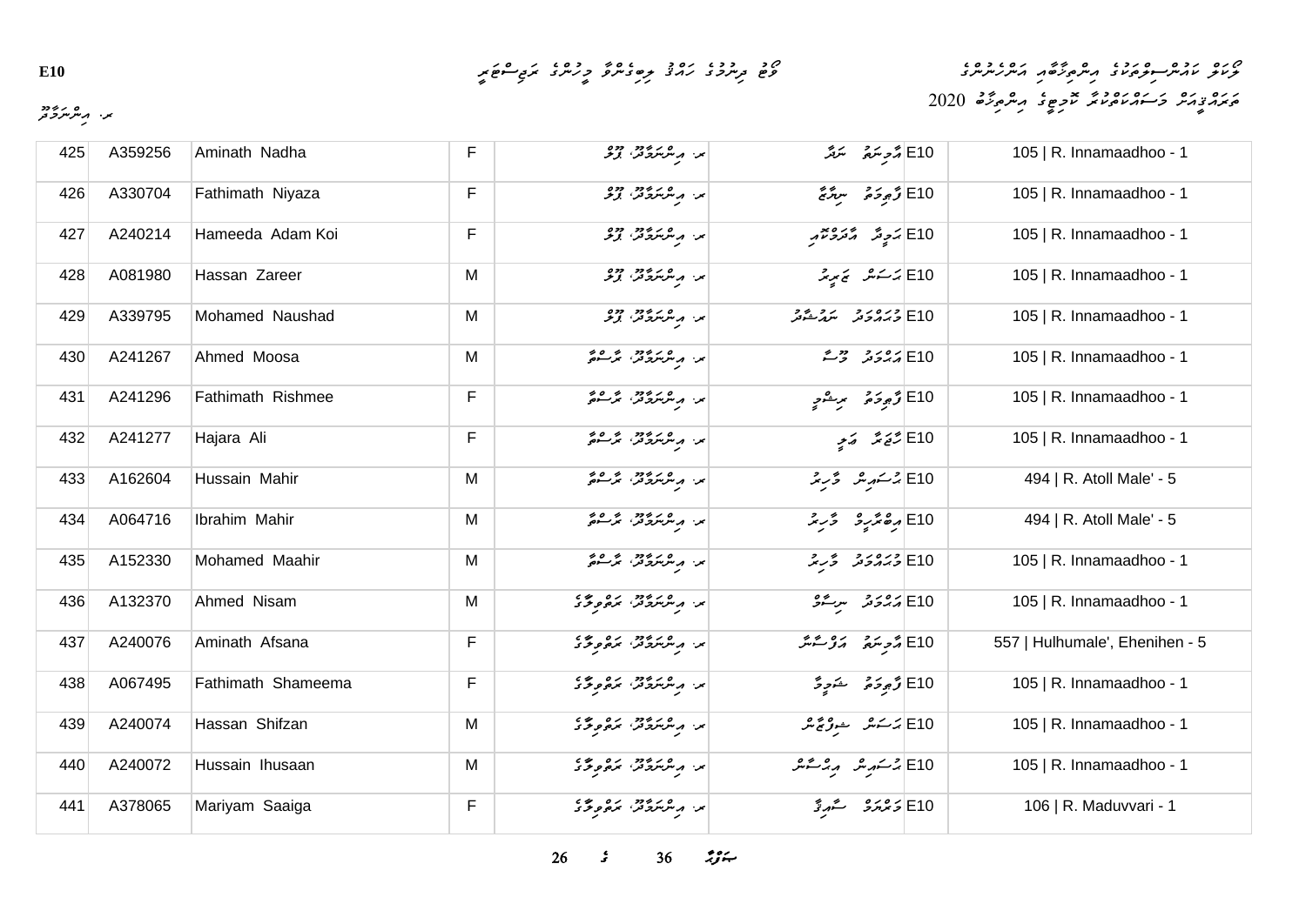| 425 | A359256 | Aminath Nadha | F | ر. اِنّަމާދޫ، ފުލޯ | E10 މާވިނަތު ނަދާ | 105 \| R. Innamaadhoo - 1 |
|---|---|---|---|---|---|---|
| 426 | A330704 | Fathimath Niyaza | F | ر. اِنّަމާދޫ، ފުލޯ | E10 ފާތިމަތު ނިޔާޒާ | 105 \| R. Innamaadhoo - 1 |
| 427 | A240214 | Hameeda Adam Koi | F | ر. اِنّަމާދޫ، ފުލޯ | E10 ހަމީދާ އާދަމްކޮއި | 105 \| R. Innamaadhoo - 1 |
| 428 | A081980 | Hassan Zareer | M | ر. اِنّަމާދޫ، ފުލޯ | E10 ހަސަން ޒަރީރު | 105 \| R. Innamaadhoo - 1 |
| 429 | A339795 | Mohamed Naushad | M | ر. اِنّަމާދޫ، ފުލޯ | E10 މުޙައްމަދު ނައުޝާދު | 105 \| R. Innamaadhoo - 1 |
| 430 | A241267 | Ahmed Moosa | M | ر. اِنّަމާދޫ، ނާސްތާ | E10 އަޙްމަދު މޫސާ | 105 \| R. Innamaadhoo - 1 |
| 431 | A241296 | Fathimath Rishmee | F | ر. اِنّަމާދޫ، ނާސްތާ | E10 ފާތިމަތު ރިޝްމީ | 105 \| R. Innamaadhoo - 1 |
| 432 | A241277 | Hajara Ali | F | ر. اِنّަމާދޫ، ނާސްތާ | E10 ހާޖަރާ ޢަލީ | 105 \| R. Innamaadhoo - 1 |
| 433 | A162604 | Hussain Mahir | M | ر. اِنّަމާދޫ، ނާސްތާ | E10 ޙުސައިން މާހިރު | 494 \| R. Atoll Male' - 5 |
| 434 | A064716 | Ibrahim Mahir | M | ر. اِنّަމާދޫ، ނާސްތާ | E10 އިބްރާހީމް މާހިރު | 494 \| R. Atoll Male' - 5 |
| 435 | A152330 | Mohamed Maahir | M | ر. اِنّަމާދޫ، ނާސްތާ | E10 މުޙައްމަދު މާހިރު | 105 \| R. Innamaadhoo - 1 |
| 436 | A132370 | Ahmed Nisam | M | ر. اِنّަމާދޫ، ނަޖުވިލާ | E10 އަޙްމަދު ނިސާމް | 105 \| R. Innamaadhoo - 1 |
| 437 | A240076 | Aminath Afsana | F | ر. اِنّަމާދޫ، ނަޖުވިލާ | E10 އާމިނަތު އަފްސާނާ | 557 \| Hulhumale', Ehenihen - 5 |
| 438 | A067495 | Fathimath Shameema | F | ر. اِنّަމާދޫ، ނަޖުވިލާ | E10 ފާތިމަތު ޝަމީމާ | 105 \| R. Innamaadhoo - 1 |
| 439 | A240074 | Hassan Shifzan | M | ر. اِنّަމާދޫ، ނަޖުވިލާ | E10 ހަސަން ޝިފްޒާން | 105 \| R. Innamaadhoo - 1 |
| 440 | A240072 | Hussain Ihusaan | M | ر. اِنّަމާދޫ، ނަޖުވިލާ | E10 ޙުސައިން އިޙްސާން | 105 \| R. Innamaadhoo - 1 |
| 441 | A378065 | Mariyam Saaiga | F | ر. اِنّަމާދޫ، ނަޖުވިލާ | E10 މަރިޔަމް ސާއިގާ | 106 \| R. Maduvvari - 1 |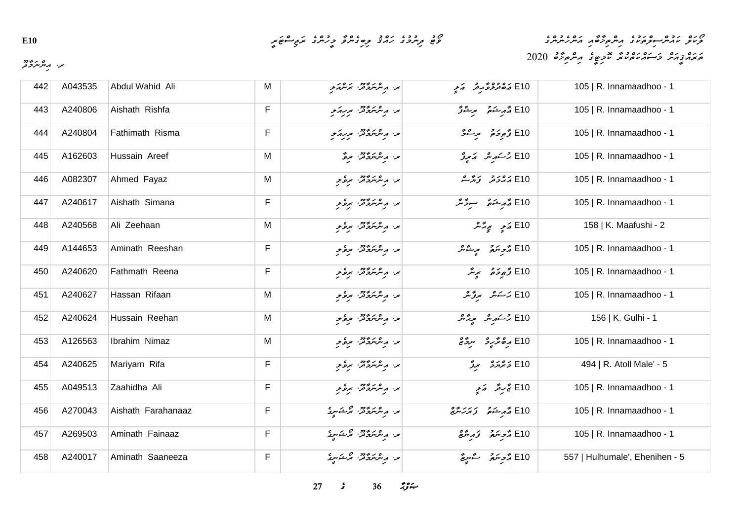| 442 | A043535 | Abdul Wahid Ali | M | ރ. އިންނަމާދޫ، ރަންވަލި | E10 ޢަބްދުލްވާހިދު ޢަލި | 105 \| R. Innamaadhoo - 1 |
|---|---|---|---|---|---|---|
| 443 | A240806 | Aishath Rishfa | F | ރ. އިންނަމާދޫ، ރިހިއަލި | E10 އާއިޝަތު ރިޝްފާ | 105 \| R. Innamaadhoo - 1 |
| 444 | A240804 | Fathimath Risma | F | ރ. އިންނަމާދޫ، ރިހިއަލި | E10 ފާތިމަތު ރިސްމާ | 105 \| R. Innamaadhoo - 1 |
| 445 | A162603 | Hussain Areef | M | ރ. އިންނަމާދޫ، ރިޔާ | E10 ހުސައިން އަރީފު | 105 \| R. Innamaadhoo - 1 |
| 446 | A082307 | Ahmed Fayaz | M | ރ. އިންނަމާދޫ، ރިވެލި | E10 އަހްމަދު ފައްޔާޒް | 105 \| R. Innamaadhoo - 1 |
| 447 | A240617 | Aishath Simana | F | ރ. އިންނަމާދޫ، ރިވެލި | E10 އާއިޝަތު ސިމާނާ | 105 \| R. Innamaadhoo - 1 |
| 448 | A240568 | Ali Zeehaan | M | ރ. އިންނަމާދޫ، ރިވެލި | E10 އަލި ޒީހާން | 158 \| K. Maafushi - 2 |
| 449 | A144653 | Aminath Reeshan | F | ރ. އިންނަމާދޫ، ރިވެލި | E10 އާމިނަތު ރީޝާން | 105 \| R. Innamaadhoo - 1 |
| 450 | A240620 | Fathmath Reena | F | ރ. އިންނަމާދޫ، ރިވެލި | E10 ފާތިމަތު ރީނާ | 105 \| R. Innamaadhoo - 1 |
| 451 | A240627 | Hassan Rifaan | M | ރ. އިންނަމާދޫ، ރިވެލި | E10 ހަސަން ރިފާން | 105 \| R. Innamaadhoo - 1 |
| 452 | A240624 | Hussain Reehan | M | ރ. އިންނަމާދޫ، ރިވެލި | E10 ހުސައިން ރީހާން | 156 \| K. Gulhi - 1 |
| 453 | A126563 | Ibrahim Nimaz | M | ރ. އިންނަމާދޫ، ރިވެލި | E10 އިބްރާހީމް ނިމާޒް | 105 \| R. Innamaadhoo - 1 |
| 454 | A240625 | Mariyam Rifa | F | ރ. އިންނަމާދޫ، ރިވެލި | E10 މަރިޔަމް ރިފާ | 494 \| R. Atoll Male' - 5 |
| 455 | A049513 | Zaahidha Ali | F | ރ. އިންނަމާދޫ، ރިވެލި | E10 ޒާހިދާ އަލި | 105 \| R. Innamaadhoo - 1 |
| 456 | A270043 | Aishath Farahanaaz | F | ރ. އިންނަމާދޫ، ރޯޝަނީގެ | E10 އާއިޝަތު ފަރަހަނާޒް | 105 \| R. Innamaadhoo - 1 |
| 457 | A269503 | Aminath Fainaaz | F | ރ. އިންނަމާދޫ، ރޯޝަނީގެ | E10 އާމިނަތު ފައިނާޒް | 105 \| R. Innamaadhoo - 1 |
| 458 | A240017 | Aminath Saaneeza | F | ރ. އިންނަމާދޫ، ރޯޝަނީގެ | E10 އާމިނަތު ސާނީޒާ | 557 \| Hulhumale', Ehenihen - 5 |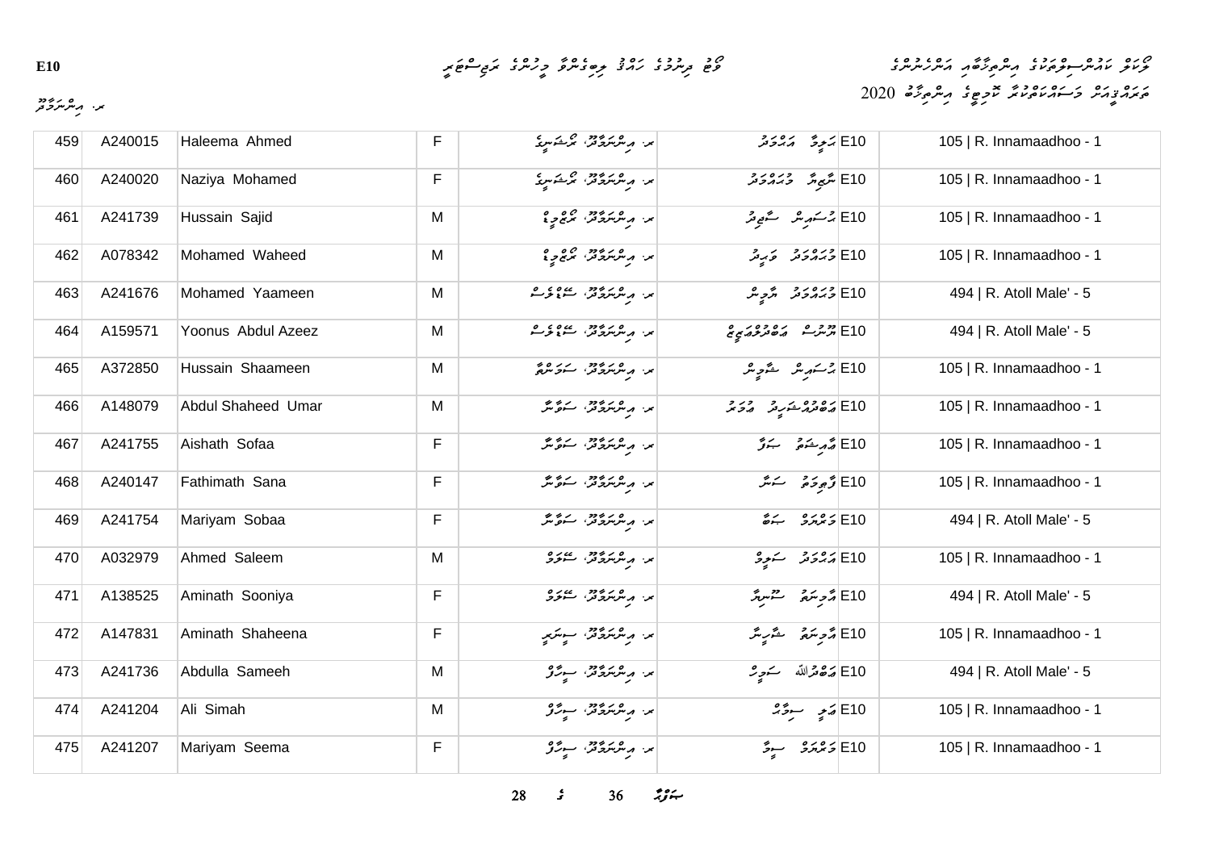| 459 | A240015 | Haleema Ahmed | F | ރ. އިންނަމާދޫ، ރޯޝަނީގެ | E10 ހަލީމާ އަހުމަދު | 105 \| R. Innamaadhoo - 1 |
|---|---|---|---|---|---|---|
| 460 | A240020 | Naziya Mohamed | F | ރ. އިންނަމާދޫ، ރޯޝަނީގެ | E10 ނާޒިޔާ މުހައްމަދު | 105 \| R. Innamaadhoo - 1 |
| 461 | A241739 | Hussain Sajid | M | ރ. އިންނަމާދޫ، ރޯޒްލިލީ | E10 ހުސައިން ސާޖިދު | 105 \| R. Innamaadhoo - 1 |
| 462 | A078342 | Mohamed Waheed | M | ރ. އިންނަމާދޫ، ރޯޒްލިލީ | E10 މުހައްމަދު ވަހީދު | 105 \| R. Innamaadhoo - 1 |
| 463 | A241676 | Mohamed Yaameen | M | ރ. އިންނަމާދޫ، ސީބްރީޒް | E10 މުހައްމަދު ޔާމީން | 494 \| R. Atoll Male' - 5 |
| 464 | A159571 | Yoonus Abdul Azeez | M | ރ. އިންނަމާދޫ، ސީބްރީޒް | E10 ޔޫނުސް އަބްދުލްއަޒީޒު | 494 \| R. Atoll Male' - 5 |
| 465 | A372850 | Hussain Shaameen | M | ރ. އިންނަމާދޫ، ސަމަންތާ | E10 ހުސައިން ޝާމީން | 105 \| R. Innamaadhoo - 1 |
| 466 | A148079 | Abdul Shaheed Umar | M | ރ. އިންނަމާދޫ، ސަވާނާ | E10 އަބްދުލްޝަހީދު އުމަރު | 105 \| R. Innamaadhoo - 1 |
| 467 | A241755 | Aishath Sofaa | F | ރ. އިންނަމާދޫ، ސަވާނާ | E10 އައިޝަތު ސަފާ | 105 \| R. Innamaadhoo - 1 |
| 468 | A240147 | Fathimath Sana | F | ރ. އިންނަމާދޫ، ސަވާނާ | E10 ފާތިމަތު ސަނާ | 105 \| R. Innamaadhoo - 1 |
| 469 | A241754 | Mariyam Sobaa | F | ރ. އިންނަމާދޫ، ސަވާނާ | E10 މަރިޔަމް ސަބާ | 494 \| R. Atoll Male' - 5 |
| 470 | A032979 | Ahmed Saleem | M | ރ. އިންނަމާދޫ، ސޯލަވް | E10 އަހުމަދު ސަލީމް | 105 \| R. Innamaadhoo - 1 |
| 471 | A138525 | Aminath Sooniya | F | ރ. އިންނަމާދޫ، ސޯލަވް | E10 އާމިނަތު ސޫނިޔާ | 494 \| R. Atoll Male' - 5 |
| 472 | A147831 | Aminath Shaheena | F | ރ. އިންނަމާދޫ، ސިލްޗަރ | E10 އާމިނަތު ޝަހީނާ | 105 \| R. Innamaadhoo - 1 |
| 473 | A241736 | Abdulla Sameeh | M | ރ. އިންނަމާދޫ، ސިމާލް | E10 އަބްދުﷲ ސަމީހު | 494 \| R. Atoll Male' - 5 |
| 474 | A241204 | Ali Simah | M | ރ. އިންނަމާދޫ، ސިމާލް | E10 އަލި ސިމާހު | 105 \| R. Innamaadhoo - 1 |
| 475 | A241207 | Mariyam Seema | F | ރ. އިންނަމާދޫ، ސިމާލް | E10 މަރިޔަމް ސީމާ | 105 \| R. Innamaadhoo - 1 |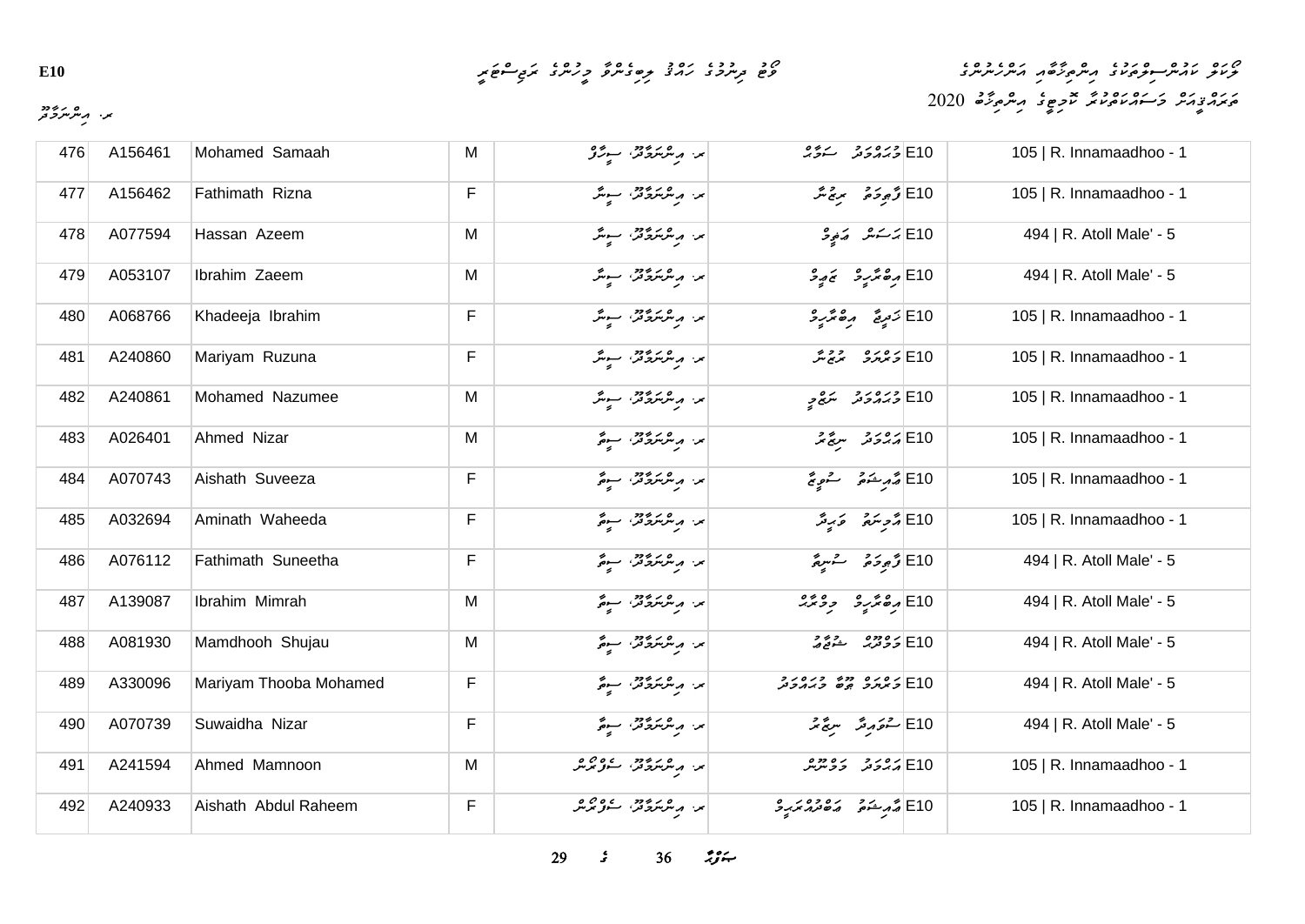ރ. އިންނަމާދޫ

| 476 | A156461 | Mohamed Samaah | M | ރ. އިންނަމާދޫ، ސިލްވާ | E10 މުހައްމަދު ސަމާހު | 105 \| R. Innamaadhoo - 1 |
|---|---|---|---|---|---|---|
| 477 | A156462 | Fathimath Rizna | F | ރ. އިންނަމާދޫ، ސިނާ | E10 ފާތިމަތު ރިޒްނާ | 105 \| R. Innamaadhoo - 1 |
| 478 | A077594 | Hassan Azeem | M | ރ. އިންނަމާދޫ، ސިނާ | E10 ހަސަން އަޒީމް | 494 \| R. Atoll Male' - 5 |
| 479 | A053107 | Ibrahim Zaeem | M | ރ. އިންނަމާދޫ، ސިނާ | E10 އިބްރާހީމް ޒައީމް | 494 \| R. Atoll Male' - 5 |
| 480 | A068766 | Khadeeja Ibrahim | F | ރ. އިންނަމާދޫ، ސިނާ | E10 ޚަދީޖާ އިބްރާހީމް | 105 \| R. Innamaadhoo - 1 |
| 481 | A240860 | Mariyam Ruzuna | F | ރ. އިންނަމާދޫ، ސިނާ | E10 މަރިޔަމް ރުޒުނާ | 105 \| R. Innamaadhoo - 1 |
| 482 | A240861 | Mohamed Nazumee | M | ރ. އިންނަމާދޫ، ސިނާ | E10 މުހައްމަދު ނަޒުމީ | 105 \| R. Innamaadhoo - 1 |
| 483 | A026401 | Ahmed Nizar | M | ރ. އިންނަމާދޫ، ސިތާ | E10 އަޙްމަދު ނިޒާރު | 105 \| R. Innamaadhoo - 1 |
| 484 | A070743 | Aishath Suveeza | F | ރ. އިންނަމާދޫ، ސިތާ | E10 އާއިޝަތު ސުވީޒާ | 105 \| R. Innamaadhoo - 1 |
| 485 | A032694 | Aminath Waheeda | F | ރ. އިންނަމާދޫ، ސިތާ | E10 އާމިނަތު ވަހީދާ | 105 \| R. Innamaadhoo - 1 |
| 486 | A076112 | Fathimath Suneetha | F | ރ. އިންނަމާދޫ، ސިތާ | E10 ފާތިމަތު ސުނީތާ | 494 \| R. Atoll Male' - 5 |
| 487 | A139087 | Ibrahim Mimrah | M | ރ. އިންނަމާދޫ، ސިތާ | E10 އިބްރާހީމް މިމްރާހް | 494 \| R. Atoll Male' - 5 |
| 488 | A081930 | Mamdhooh Shujau | M | ރ. އިންނަމާދޫ، ސިތާ | E10 މަމްދޫޙު ޝުޖާއު | 494 \| R. Atoll Male' - 5 |
| 489 | A330096 | Mariyam Thooba Mohamed | F | ރ. އިންނަމާދޫ، ސިތާ | E10 މަރިޔަމް ޠޫބާ މުހައްމަދު | 494 \| R. Atoll Male' - 5 |
| 490 | A070739 | Suwaidha Nizar | F | ރ. އިންނަމާދޫ، ސިތާ | E10 ސުވައިދާ ނިޒާރު | 494 \| R. Atoll Male' - 5 |
| 491 | A241594 | Ahmed Mamnoon | M | ރ. އިންނަމާދޫ، ސޮލްރަން | E10 އަޙްމަދު މަމްނޫން | 105 \| R. Innamaadhoo - 1 |
| 492 | A240933 | Aishath Abdul Raheem | F | ރ. އިންނަމާދޫ، ސޮލްރަން | E10 އާއިޝަތު އަބްދުއްރަޙީމް | 105 \| R. Innamaadhoo - 1 |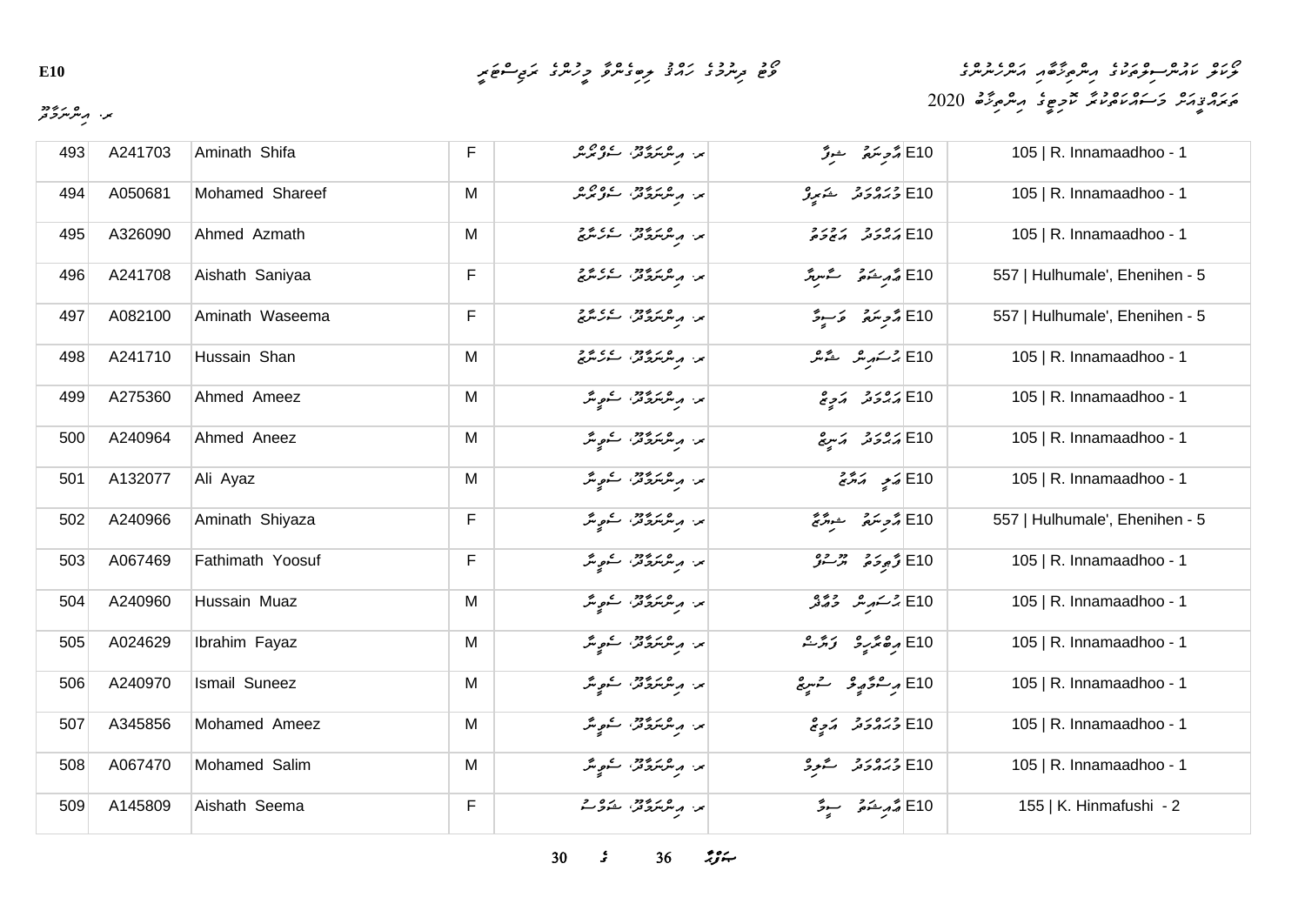| 493 | A241703 | Aminath Shifa | F | ރ. އިންނަމާދޫ، ސަވޮރަން | E10 އާމިނަތު ޝިފާ | 105 \| R. Innamaadhoo - 1 |
|---|---|---|---|---|---|---|
| 494 | A050681 | Mohamed Shareef | M | ރ. އިންނަމާދޫ، ސަވޮރަން | E10 މުހައްމަދު ޝަރީފު | 105 \| R. Innamaadhoo - 1 |
| 495 | A326090 | Ahmed Azmath | M | ރ. އިންނަމާދޫ، ސަރަންޖު | E10 އަހްމަދު އަޒްމަތު | 105 \| R. Innamaadhoo - 1 |
| 496 | A241708 | Aishath Saniyaa | F | ރ. އިންނަމާދޫ، ސަރަންޖު | E10 އާއިޝަތު ސާނިޔާ | 557 \| Hulhumale', Ehenihen - 5 |
| 497 | A082100 | Aminath Waseema | F | ރ. އިންނަމާދޫ، ސަރަންޖު | E10 އާމިނަތު ވަސީމާ | 557 \| Hulhumale', Ehenihen - 5 |
| 498 | A241710 | Hussain Shan | M | ރ. އިންނަމާދޫ، ސަރަންޖު | E10 ހުސައިން ޝާން | 105 \| R. Innamaadhoo - 1 |
| 499 | A275360 | Ahmed Ameez | M | ރ. އިންނަމާދޫ، ސޯލިން | E10 އަހްމަދު އަމީޒު | 105 \| R. Innamaadhoo - 1 |
| 500 | A240964 | Ahmed Aneez | M | ރ. އިންނަމާދޫ، ސޯލިން | E10 އަހްމަދު އަނީޒު | 105 \| R. Innamaadhoo - 1 |
| 501 | A132077 | Ali Ayaz | M | ރ. އިންނަމާދޫ، ސޯލިން | E10 އަލި އަޔާޒު | 105 \| R. Innamaadhoo - 1 |
| 502 | A240966 | Aminath Shiyaza | F | ރ. އިންނަމާދޫ، ސޯލިން | E10 އާމިނަތު ޝިޔާޒާ | 557 \| Hulhumale', Ehenihen - 5 |
| 503 | A067469 | Fathimath Yoosuf | F | ރ. އިންނަމާދޫ، ސޯލިން | E10 ފާތިމަތު ޔޫސުފު | 105 \| R. Innamaadhoo - 1 |
| 504 | A240960 | Hussain Muaz | M | ރ. އިންނަމާދޫ، ސޯލިން | E10 ހުސައިން މުޢާޒު | 105 \| R. Innamaadhoo - 1 |
| 505 | A024629 | Ibrahim Fayaz | M | ރ. އިންނަމާދޫ، ސޯލިން | E10 އިބްރާހީމް ފައްޔާޒު | 105 \| R. Innamaadhoo - 1 |
| 506 | A240970 | Ismail Suneez | M | ރ. އިންނަމާދޫ، ސޯލިން | E10 އިސްމާއީލް ސުނީޒު | 105 \| R. Innamaadhoo - 1 |
| 507 | A345856 | Mohamed Ameez | M | ރ. އިންނަމާދޫ، ސޯލިން | E10 މުހައްމަދު އަމީޒު | 105 \| R. Innamaadhoo - 1 |
| 508 | A067470 | Mohamed Salim | M | ރ. އިންނަމާދޫ، ސޯލިން | E10 މުހައްމަދު ސާލިމު | 105 \| R. Innamaadhoo - 1 |
| 509 | A145809 | Aishath Seema | F | ރ. އިންނަމާދޫ، ޝަވަސް | E10 އާއިޝަތު ސީމާ | 155 \| K. Hinmafushi - 2 |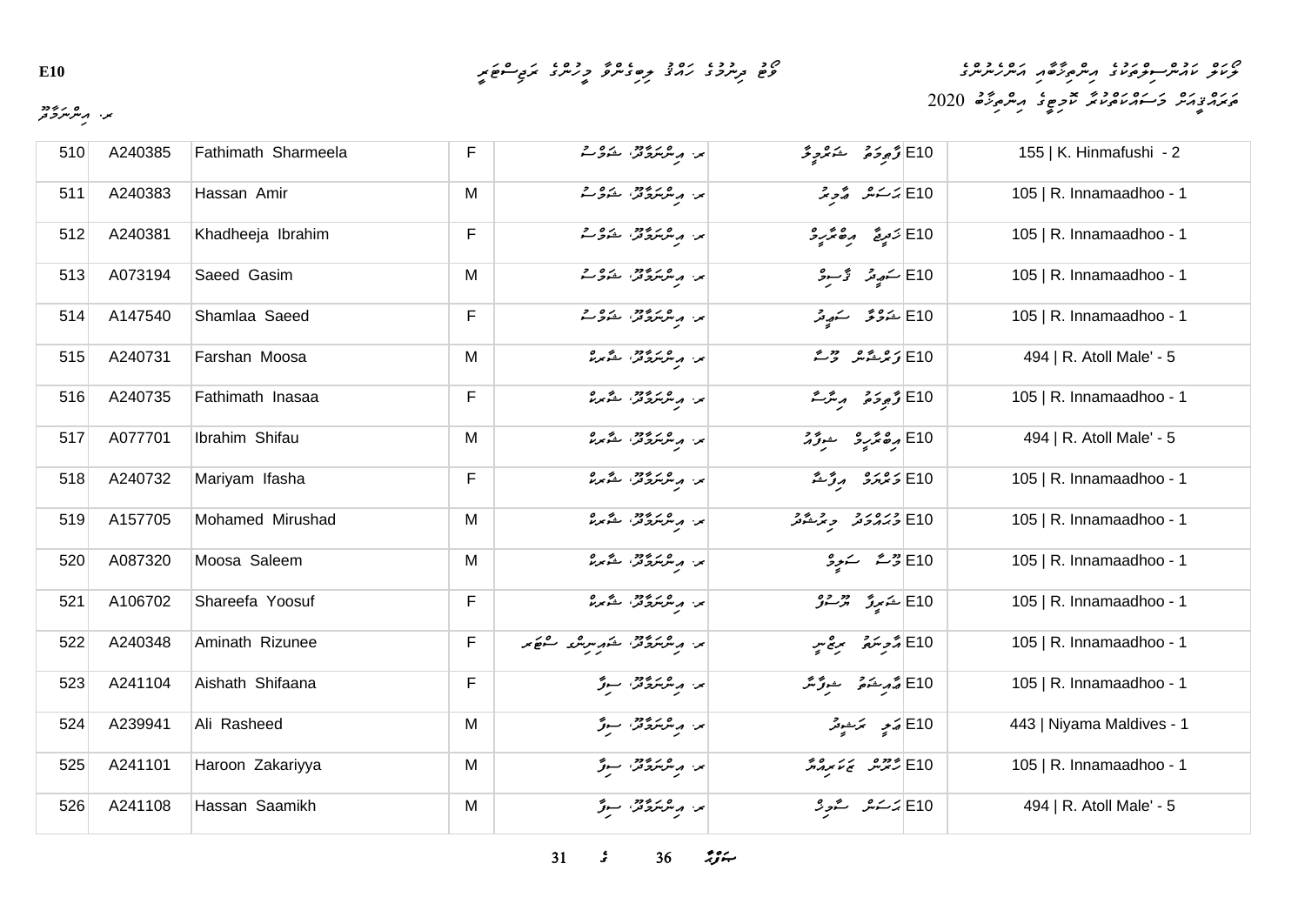| 510 | A240385 | Fathimath Sharmeela | F | ރ. އިންނަމާދޫ، ޝަމްސް | E10 ފާތިމަތު ޝަރްމީލާ | 155 \| K. Hinmafushi - 2 |
|---|---|---|---|---|---|---|
| 511 | A240383 | Hassan Amir | M | ރ. އިންނަމާދޫ، ޝަމްސް | E10 ޙަސަން އާމިރު | 105 \| R. Innamaadhoo - 1 |
| 512 | A240381 | Khadheeja Ibrahim | F | ރ. އިންނަމާދޫ، ޝަމްސް | E10 ޚަދީޖާ އިބްރާހީމް | 105 \| R. Innamaadhoo - 1 |
| 513 | A073194 | Saeed Gasim | M | ރ. އިންނަމާދޫ، ޝަމްސް | E10 ސައީދު ޤާސިމު | 105 \| R. Innamaadhoo - 1 |
| 514 | A147540 | Shamlaa Saeed | F | ރ. އިންނަމާދޫ، ޝަމްސް | E10 ޝަމްލާ ސައީދު | 105 \| R. Innamaadhoo - 1 |
| 515 | A240731 | Farshan Moosa | M | ރ. އިންނަމާދޫ، ޝާރި | E10 ފަރުޝާން މޫސާ | 494 \| R. Atoll Male' - 5 |
| 516 | A240735 | Fathimath Inasaa | F | ރ. އިންނަމާދޫ، ޝާރި | E10 ފާތިމަތު އިނާސާ | 105 \| R. Innamaadhoo - 1 |
| 517 | A077701 | Ibrahim Shifau | M | ރ. އިންނަމާދޫ، ޝާރި | E10 އިބްރާހީމް ޝިފާއު | 494 \| R. Atoll Male' - 5 |
| 518 | A240732 | Mariyam Ifasha | F | ރ. އިންނަމާދޫ، ޝާރި | E10 މަރިޔަމް އިފާޝާ | 105 \| R. Innamaadhoo - 1 |
| 519 | A157705 | Mohamed Mirushad | M | ރ. އިންނަމާދޫ، ޝާރި | E10 މުޙައްމަދު މިރުޝާދު | 105 \| R. Innamaadhoo - 1 |
| 520 | A087320 | Moosa Saleem | M | ރ. އިންނަމާދޫ، ޝާރި | E10 މޫސާ ސަލީމް | 105 \| R. Innamaadhoo - 1 |
| 521 | A106702 | Shareefa Yoosuf | F | ރ. އިންނަމާދޫ، ޝާރި | E10 ޝަރީފާ ޔޫސުފު | 105 \| R. Innamaadhoo - 1 |
| 522 | A240348 | Aminath Rizunee | F | ރ. އިންނަމާދޫ، ޝައިނިންގ ސްޓަރ | E10 އާމިނަތު ރިޟްނީ | 105 \| R. Innamaadhoo - 1 |
| 523 | A241104 | Aishath Shifaana | F | ރ. އިންނަމާދޫ، ސިލާ | E10 އާއިޝަތު ޝިފާނާ | 105 \| R. Innamaadhoo - 1 |
| 524 | A239941 | Ali Rasheed | M | ރ. އިންނަމާދޫ، ސިލާ | E10 އަލި ރަޝީދު | 443 \| Niyama Maldives - 1 |
| 525 | A241101 | Haroon Zakariyya | M | ރ. އިންނަމާދޫ، ސިލާ | E10 ހާރޫން ޒަކަރިއްޔާ | 105 \| R. Innamaadhoo - 1 |
| 526 | A241108 | Hassan Saamikh | M | ރ. އިންނަމާދޫ، ސިލާ | E10 ޙަސަން ސާމިޚު | 494 \| R. Atoll Male' - 5 |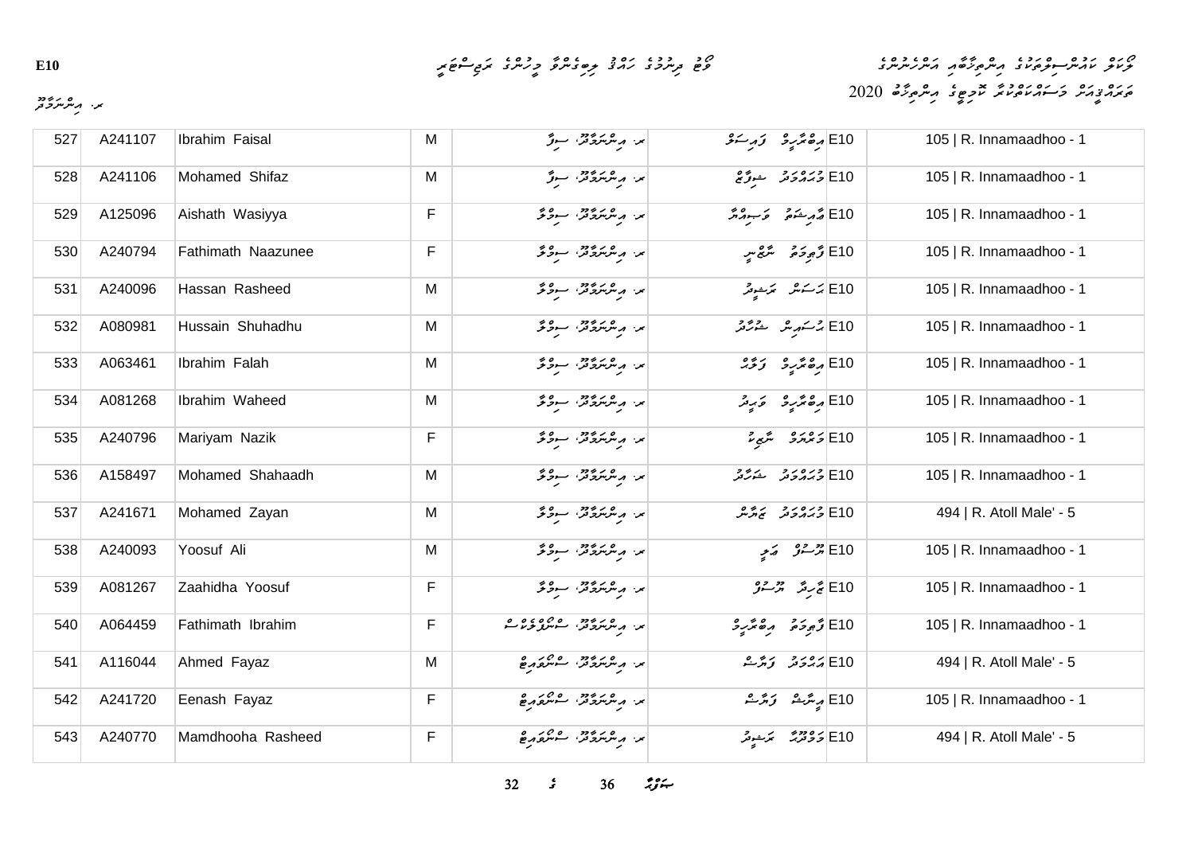| 527 | A241107 | Ibrahim Faisal | M | بر. مرسرکرترو، سوو | E10 مرهٔ مرکب تو ترکیو | 105 \| R. Innamaadhoo - 1 |
|---|---|---|---|---|---|---|
| 528 | A241106 | Mohamed Shifaz | M | بر. مرسرکرترو، سوو | E10 ورەرو شوگ | 105 \| R. Innamaadhoo - 1 |
| 529 | A125096 | Aishath Wasiyya | F | بر. مرسرکرترو، سوتوگ | E10 مەرشەم ۋىسىدە | 105 \| R. Innamaadhoo - 1 |
| 530 | A240794 | Fathimath Naazunee | F | بر. مرسرکرترو، سوتوگ | E10 ۋەردە شرىمىر | 105 \| R. Innamaadhoo - 1 |
| 531 | A240096 | Hassan Rasheed | M | بر. مرسرکرترو، سوتوگ | E10 برسەش برشوتر | 105 \| R. Innamaadhoo - 1 |
| 532 | A080981 | Hussain Shuhadhu | M | بر. مرسرکرترو، سوتوگ | E10 برسەمرش شەرگەتر | 105 \| R. Innamaadhoo - 1 |
| 533 | A063461 | Ibrahim Falah | M | بر. مرسرکرترو، سوتوگ | E10 مرھەترىرو ترتربر | 105 \| R. Innamaadhoo - 1 |
| 534 | A081268 | Ibrahim Waheed | M | بر. مرسرکرترو، سوتوگ | E10 مرھەترىرو تربرتر | 105 \| R. Innamaadhoo - 1 |
| 535 | A240796 | Mariyam Nazik | F | بر. مرسرکرترو، سوتوگ | E10 ترىرىرو شرىي | 105 \| R. Innamaadhoo - 1 |
| 536 | A158497 | Mohamed Shahaadh | M | بر. مرسرکرترو، سوتوگ | E10 ورەرو شەرگەتر | 105 \| R. Innamaadhoo - 1 |
| 537 | A241671 | Mohamed Zayan | M | بر. مرسرکرترو، سوتوگ | E10 ورەرو تمرگەش | 494 \| R. Atoll Male' - 5 |
| 538 | A240093 | Yoosuf Ali | M | بر. مرسرکرترو، سوتوگ | E10 ترسوو مەمو | 105 \| R. Innamaadhoo - 1 |
| 539 | A081267 | Zaahidha Yoosuf | F | بر. مرسرکرترو، سوتوگ | E10 تجرىتر ترسوو | 105 \| R. Innamaadhoo - 1 |
| 540 | A064459 | Fathimath Ibrahim | F | بر. مرسرکرترو، سەشرىۋىمەت | E10 ۋەردە مرھەترىرو | 105 \| R. Innamaadhoo - 1 |
| 541 | A116044 | Ahmed Fayaz | M | بر. مرسرکرترو، سەشرىمرى | E10 مەرەرو ۋەرگەش | 494 \| R. Atoll Male' - 5 |
| 542 | A241720 | Eenash Fayaz | F | بر. مرسرکرترو، سەشرىمرى | E10 مرىترش ۋەرگەش | 105 \| R. Innamaadhoo - 1 |
| 543 | A240770 | Mamdhooha Rasheed | F | بر. مرسرکرترو، سەشرىمرى | E10 ۋەدىرى برشوتر | 494 \| R. Atoll Male' - 5 |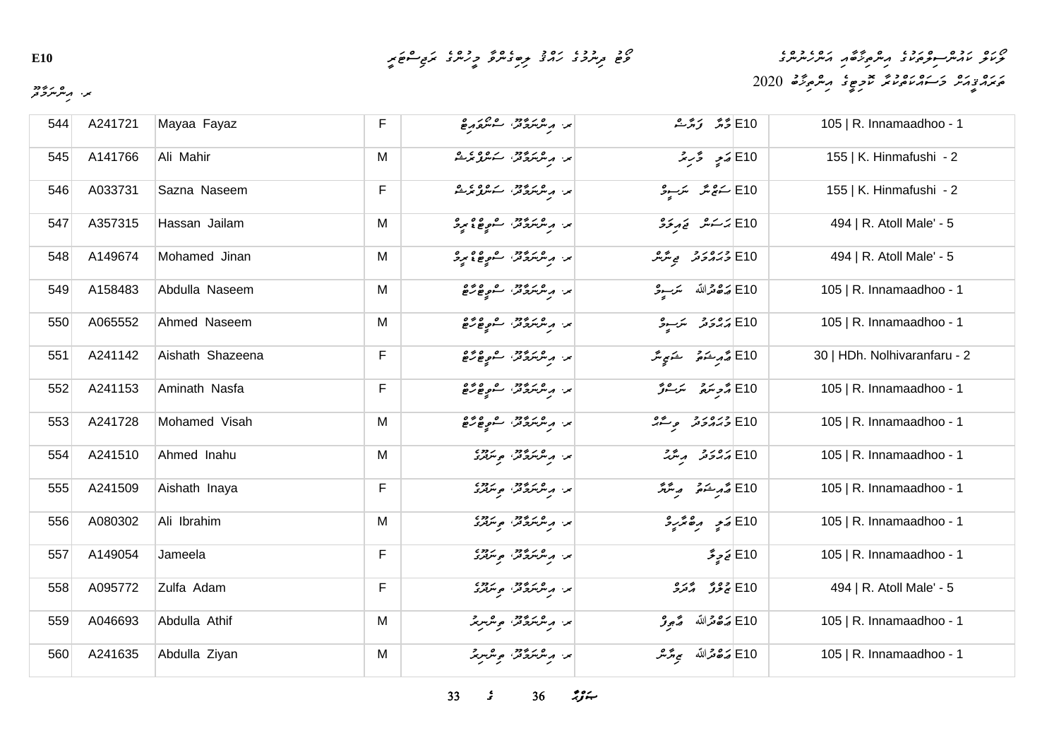| 544 | A241721 | Mayaa Fayaz | F | ر. އިންނަމާދޫ، ސޮނެވައިޓް | E10 މާޔާ ފައްޔާޒް | 105 \| R. Innamaadhoo - 1 |
|---|---|---|---|---|---|---|
| 545 | A141766 | Ali Mahir | M | ر. އިންނަމާދޫ، ސަންފްލާވަރ | E10 އަލީ މާހިރު | 155 \| K. Hinmafushi - 2 |
| 546 | A033731 | Sazna Naseem | F | ر. އިންނަމާދޫ، ސަންފްލާވަރ | E10 ސަޒްނާ ނަސީމް | 155 \| K. Hinmafushi - 2 |
| 547 | A357315 | Hassan Jailam | M | ر. އިންނަމާދޫ، ސޯލިޑްހައުސް | E10 ހަސަން ޖައިލަމް | 494 \| R. Atoll Male' - 5 |
| 548 | A149674 | Mohamed Jinan | M | ر. އިންނަމާދޫ، ސޯލިޑްހައުސް | E10 މުޙައްމަދު ޖިނާން | 494 \| R. Atoll Male' - 5 |
| 549 | A158483 | Abdulla Naseem | M | ر. އިންނަމާދޫ، ސޯލިޑްރޭޑް | E10 އަބްދުالله ނަސީމް | 105 \| R. Innamaadhoo - 1 |
| 550 | A065552 | Ahmed Naseem | M | ر. އިންނަމާދޫ، ސޯލިޑްރޭޑް | E10 އަޙްމަދު ނަސީމް | 105 \| R. Innamaadhoo - 1 |
| 551 | A241142 | Aishath Shazeena | F | ر. އިންނަމާދޫ، ސޯލިޑްރޭޑް | E10 އާއިޝަތު ޝަޒީނާ | 30 \| HDh. Nolhivaranfaru - 2 |
| 552 | A241153 | Aminath Nasfa | F | ر. އިންނަމާދޫ، ސޯލިޑްރޭޑް | E10 އާމިނަތު ނަސްފާ | 105 \| R. Innamaadhoo - 1 |
| 553 | A241728 | Mohamed Visah | M | ر. އިންނަމާދޫ، ސޯލިޑްރޭޑް | E10 މުޙައްމަދު ވިސާޙް | 105 \| R. Innamaadhoo - 1 |
| 554 | A241510 | Ahmed Inahu | M | ر. އިންނަމާދޫ، ޖަނަވަރީ | E10 އަޙްމަދު އިނާޙް | 105 \| R. Innamaadhoo - 1 |
| 555 | A241509 | Aishath Inaya | F | ر. އިންނަމާދޫ، ޖަނަވަރީ | E10 އާއިޝަތު އިނާޔާ | 105 \| R. Innamaadhoo - 1 |
| 556 | A080302 | Ali Ibrahim | M | ر. އިންނަމާދޫ، ޖަނަވަރީ | E10 އަލީ އިބްރާހީމް | 105 \| R. Innamaadhoo - 1 |
| 557 | A149054 | Jameela | F | ر. އިންނަމާދޫ، ޖަނަވަރީ | E10 ޖަމީލާ | 105 \| R. Innamaadhoo - 1 |
| 558 | A095772 | Zulfa Adam | F | ر. އިންނަމާދޫ، ޖަނަވަރީ | E10 ޒުލްފާ އާދަމް | 494 \| R. Atoll Male' - 5 |
| 559 | A046693 | Abdulla Athif | M | ر. އިންނަމާދޫ، ޖިންނިރު | E10 އަބްދުالله އާތިފް | 105 \| R. Innamaadhoo - 1 |
| 560 | A241635 | Abdulla Ziyan | M | ر. އިންނަމާދޫ، ޖިންނިރު | E10 އަބްދުالله ޒިޔާން | 105 \| R. Innamaadhoo - 1 |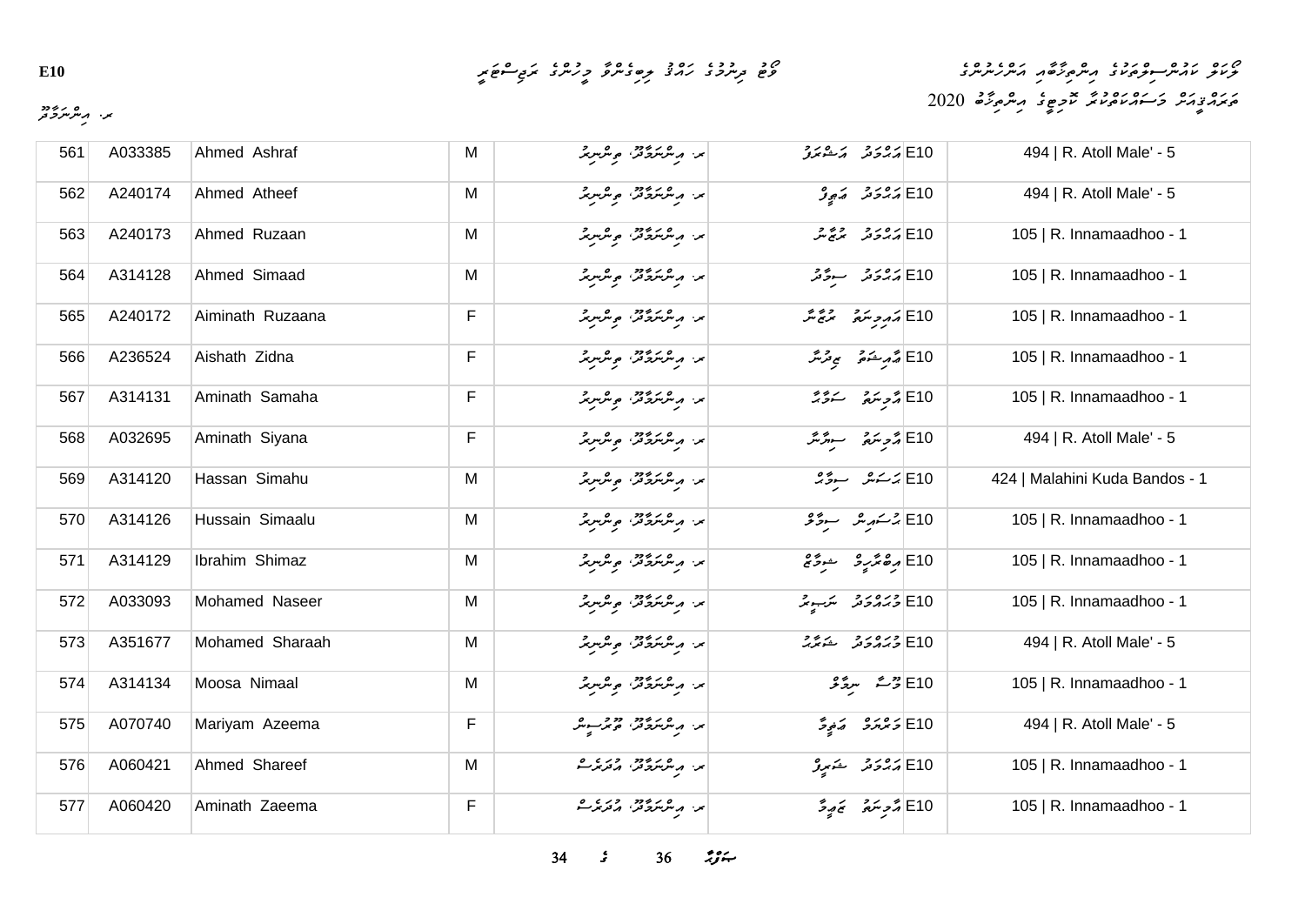ރ. އިންނަމާދޫ

| 561 | A033385 | Ahmed Ashraf | M | ރ. އިންނަމާދޫ، ތިލްރިލް | E10 އަޙްމަދު އަޝްރަފު | 494 \| R. Atoll Male' - 5 |
|---|---|---|---|---|---|---|
| 562 | A240174 | Ahmed Atheef | M | ރ. އިންނަމާދޫ، ތިލްރިލް | E10 އަޙްމަދު އަތީފް | 494 \| R. Atoll Male' - 5 |
| 563 | A240173 | Ahmed Ruzaan | M | ރ. އިންނަމާދޫ، ތިލްރިލް | E10 އަޙްމަދު ރުޒާން | 105 \| R. Innamaadhoo - 1 |
| 564 | A314128 | Ahmed Simaad | M | ރ. އިންނަމާދޫ، ތިލްރިލް | E10 އަޙްމަދު ސިމާދު | 105 \| R. Innamaadhoo - 1 |
| 565 | A240172 | Aiminath Ruzaana | F | ރ. އިންނަމާދޫ، ތިލްރިލް | E10 އައިމިނަތު ރުޒާނާ | 105 \| R. Innamaadhoo - 1 |
| 566 | A236524 | Aishath Zidna | F | ރ. އިންނަމާދޫ، ތިލްރިލް | E10 އައިޝަތު ޒިދްނާ | 105 \| R. Innamaadhoo - 1 |
| 567 | A314131 | Aminath Samaha | F | ރ. އިންނަމާދޫ، ތިލްރިލް | E10 އާމިނަތު ސަމާހާ | 105 \| R. Innamaadhoo - 1 |
| 568 | A032695 | Aminath Siyana | F | ރ. އިންނަމާދޫ، ތިލްރިލް | E10 އާމިނަތު ސިޔާނާ | 494 \| R. Atoll Male' - 5 |
| 569 | A314120 | Hassan Simahu | M | ރ. އިންނަމާދޫ، ތިލްރިލް | E10 ހަސަން ސިމާހު | 424 \| Malahini Kuda Bandos - 1 |
| 570 | A314126 | Hussain Simaalu | M | ރ. އިންނަމާދޫ، ތިލްރިލް | E10 ހުސައިން ސިމާލު | 105 \| R. Innamaadhoo - 1 |
| 571 | A314129 | Ibrahim Shimaz | M | ރ. އިންނަމާދޫ، ތިލްރިލް | E10 އިބްރާހީމް ޝިމާޒު | 105 \| R. Innamaadhoo - 1 |
| 572 | A033093 | Mohamed Naseer | M | ރ. އިންނަމާދޫ، ތިލްރިލް | E10 މުޙައްމަދު ނަސީރު | 105 \| R. Innamaadhoo - 1 |
| 573 | A351677 | Mohamed Sharaah | M | ރ. އިންނަމާދޫ، ތިލްރިލް | E10 މުޙައްމަދު ޝަރާހް | 494 \| R. Atoll Male' - 5 |
| 574 | A314134 | Moosa Nimaal | M | ރ. އިންނަމާދޫ، ތިލްރިލް | E10 މޫސާ ނިމާލް | 105 \| R. Innamaadhoo - 1 |
| 575 | A070740 | Mariyam Azeema | F | ރ. އިންނަމާދޫ، ދޫރުސީން | E10 މަރިޔަމް އަޒީމާ | 494 \| R. Atoll Male' - 5 |
| 576 | A060421 | Ahmed Shareef | M | ރ. އިންނަމާދޫ، އުދަރެސް | E10 އަޙްމަދު ޝަރީފް | 105 \| R. Innamaadhoo - 1 |
| 577 | A060420 | Aminath Zaeema | F | ރ. އިންނަމާދޫ، އުދަރެސް | E10 އާމިނަތު ޒަޢީމާ | 105 \| R. Innamaadhoo - 1 |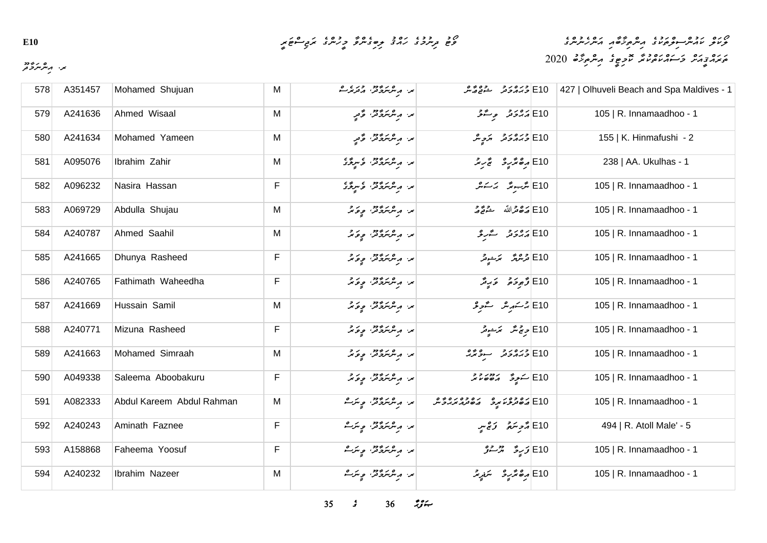| 578 | A351457 | Mohamed Shujuan | M | ރ. އިންނަމާދޫ، އުދަރެސް | E10 މުހައްމަދު ޝުޖާއަން | 427 \| Olhuveli Beach and Spa Maldives - 1 |
|---|---|---|---|---|---|---|
| 579 | A241636 | Ahmed Wisaal | M | ރ. އިންނަމާދޫ، ވާދީ | E10 އަހުމަދު ވިޞާލް | 105 \| R. Innamaadhoo - 1 |
| 580 | A241634 | Mohamed Yameen | M | ރ. އިންނަމާދޫ، ވާދީ | E10 މުހައްމަދު ޔަމީން | 155 \| K. Hinmafushi - 2 |
| 581 | A095076 | Ibrahim Zahir | M | ރ. އިންނަމާދޫ، ވެނިލާގެ | E10 އިބްރާހީމް ޒާހިރު | 238 \| AA. Ukulhas - 1 |
| 582 | A096232 | Nasira Hassan | F | ރ. އިންނަމާދޫ، ވެނިލާގެ | E10 ނާސިރާ ހަސަން | 105 \| R. Innamaadhoo - 1 |
| 583 | A069729 | Abdulla Shujau | M | ރ. އިންނަމާދޫ، ވިވަރު | E10 އަބްދުﷲ ޝުޖާޢު | 105 \| R. Innamaadhoo - 1 |
| 584 | A240787 | Ahmed Saahil | M | ރ. އިންނަމާދޫ، ވިވަރު | E10 އަހުމަދު ސާހިލް | 105 \| R. Innamaadhoo - 1 |
| 585 | A241665 | Dhunya Rasheed | F | ރ. އިންނަމާދޫ، ވިވަރު | E10 ދުންޔާ ރަޝީދު | 105 \| R. Innamaadhoo - 1 |
| 586 | A240765 | Fathimath Waheedha | F | ރ. އިންނަމާދޫ، ވިވަރު | E10 ފާތިމަތު ވަހީދާ | 105 \| R. Innamaadhoo - 1 |
| 587 | A241669 | Hussain Samil | M | ރ. އިންނަމާދޫ، ވިވަރު | E10 ހުސައިން ސާމިލް | 105 \| R. Innamaadhoo - 1 |
| 588 | A240771 | Mizuna Rasheed | F | ރ. އިންނަމާދޫ، ވިވަރު | E10 މިޒުނާ ރަޝީދު | 105 \| R. Innamaadhoo - 1 |
| 589 | A241663 | Mohamed Simraah | M | ރ. އިންނަމާދޫ، ވިވަރު | E10 މުހައްމަދު ސިމްރާހު | 105 \| R. Innamaadhoo - 1 |
| 590 | A049338 | Saleema Aboobakuru | F | ރ. އިންނަމާދޫ، ވިވަރު | E10 ސަލީމާ އަބޫބަކުރު | 105 \| R. Innamaadhoo - 1 |
| 591 | A082333 | Abdul Kareem Abdul Rahman | M | ރ. އިންނަމާދޫ، ވިނަސް | E10 އަބްދުލްކަރީމް އަބްދުއްރަޙްމާން | 105 \| R. Innamaadhoo - 1 |
| 592 | A240243 | Aminath Faznee | F | ރ. އިންނަމާދޫ، ވިނަސް | E10 އާމިނަތު ފަޒްނީ | 494 \| R. Atoll Male' - 5 |
| 593 | A158868 | Faheema Yoosuf | F | ރ. އިންނަމާދޫ، ވިނަސް | E10 ފަހީމާ ޔޫސުފް | 105 \| R. Innamaadhoo - 1 |
| 594 | A240232 | Ibrahim Nazeer | M | ރ. އިންނަމާދޫ، ވިނަސް | E10 އިބްރާހީމް ނަޒީރު | 105 \| R. Innamaadhoo - 1 |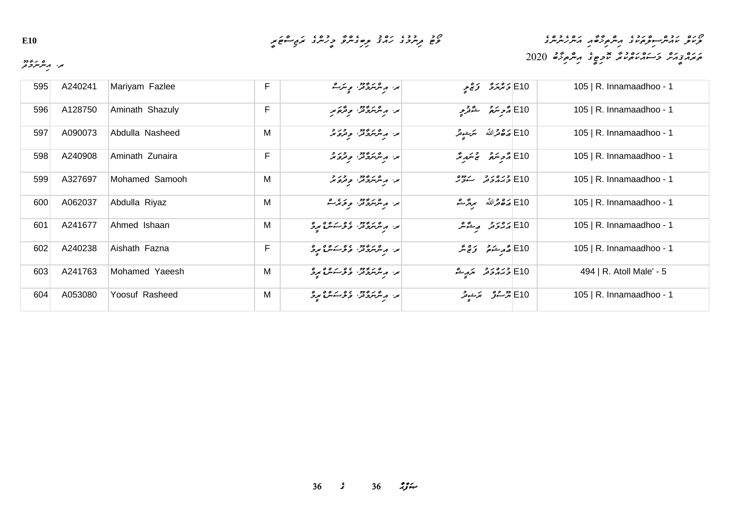ޕާޓީތަކުން ސިޔާސީ ޖަމްޢިއްޔާތަކަށް ކެންޑިޑޭޓުން ހުށަހެޅުމާ ބެހޭ ގަވާއިދުގެ 2020 ވަނަ އަހަރުގެ ފުރަތަމަ މުރާޖަޢާ

E10 ގްރޫޕް: ރ. އިންނަމާދޫ

ރ. އިންނަމާދޫ

| | | | | | | |
|---|---|---|---|---|---|---|
| 595 | A240241 | Mariyam Fazlee | F | ރ. އިންނަމާދޫ، ވިނަސް | E10 މަރްޔަމް ފަޒްލީ | 105 \| R. Innamaadhoo - 1 |
| 596 | A128750 | Aminath Shazuly | F | ރ. އިންނަމާދޫ، ވިދާޔަ | E10 އާމިނަތު ޝާޒުލީ | 105 \| R. Innamaadhoo - 1 |
| 597 | A090073 | Abdulla Nasheed | M | ރ. އިންނަމާދޫ، ވިދުވަރު | E10 އަބްދުﷲ ނަޝީދު | 105 \| R. Innamaadhoo - 1 |
| 598 | A240908 | Aminath Zunaira | F | ރ. އިންނަމާދޫ، ވިދުވަރު | E10 އާމިނަތު ޒުނައިރާ | 105 \| R. Innamaadhoo - 1 |
| 599 | A327697 | Mohamed Samooh | M | ރ. އިންނަމާދޫ، ވިދުވަރު | E10 މުހައްމަދު ސަމޫޙު | 105 \| R. Innamaadhoo - 1 |
| 600 | A062037 | Abdulla Riyaz | M | ރ. އިންނަމާދޫ، ވިލަރެސް | E10 އަބްދުﷲ ރިޔާޒް | 105 \| R. Innamaadhoo - 1 |
| 601 | A241677 | Ahmed Ishaan | M | ރ. އިންނަމާދޫ، ވެވްސަންޝައިން | E10 އަޙްމަދު އިޝާން | 105 \| R. Innamaadhoo - 1 |
| 602 | A240238 | Aishath Fazna | F | ރ. އިންނަމާދޫ، ވެވްސަންޝައިން | E10 އާއިޝަތު ފަޒްނާ | 105 \| R. Innamaadhoo - 1 |
| 603 | A241763 | Mohamed Yaeesh | M | ރ. އިންނަމާދޫ، ވެވްސަންޝައިން | E10 މުހައްމަދު ޔައީޝް | 494 \| R. Atoll Male' - 5 |
| 604 | A053080 | Yoosuf Rasheed | M | ރ. އިންނަމާދޫ، ވެވްސަންޝައިން | E10 ޔޫސުފް ރަޝީދު | 105 \| R. Innamaadhoo - 1 |